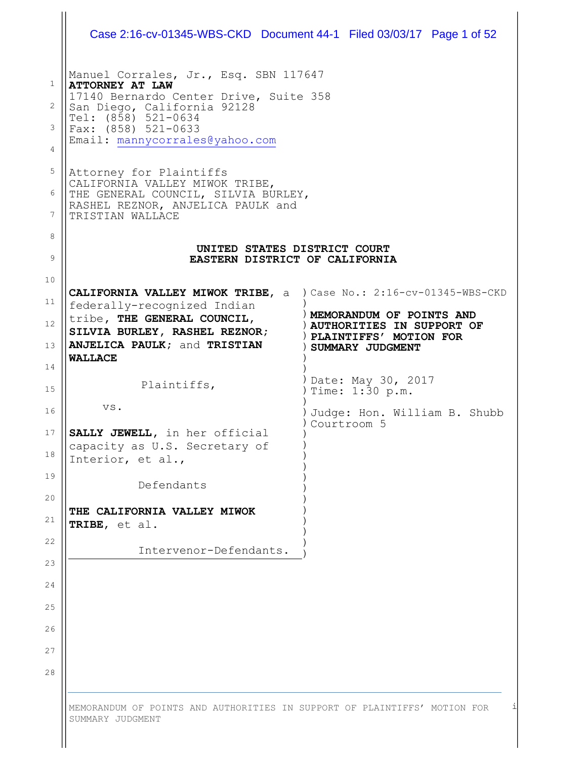Manuel Corrales, Jr., Esq. SBN 117647
**ATTORNEY AT LAW**
17140 Bernardo Center Drive, Suite 358
San Diego, California 92128
Tel: (858) 521-0634
Fax: (858) 521-0633
Email: mannycorrales@yahoo.com

Attorney for Plaintiffs
CALIFORNIA VALLEY MIWOK TRIBE,
THE GENERAL COUNCIL, SILVIA BURLEY,
RASHEL REZNOR, ANJELICA PAULK and
TRISTIAN WALLACE

**UNITED STATES DISTRICT COURT**
**EASTERN DISTRICT OF CALIFORNIA**

| | |
|---|---|
| **CALIFORNIA VALLEY MIWOK TRIBE**, a federally-recognized Indian tribe, **THE GENERAL COUNCIL, SILVIA BURLEY, RASHEL REZNOR; ANJELICA PAULK**; and **TRISTIAN WALLACE**<br><br>Plaintiffs,<br><br>vs.<br><br>**SALLY JEWELL**, in her official capacity as U.S. Secretary of Interior, et al.,<br><br>Defendants<br><br>**THE CALIFORNIA VALLEY MIWOK TRIBE**, et al.<br><br>Intervenor-Defendants. | Case No.: 2:16-cv-01345-WBS-CKD<br><br>**MEMORANDUM OF POINTS AND AUTHORITIES IN SUPPORT OF PLAINTIFFS' MOTION FOR SUMMARY JUDGMENT**<br><br>Date: May 30, 2017<br>Time: 1:30 p.m.<br><br>Judge: Hon. William B. Shubb<br>Courtroom 5 |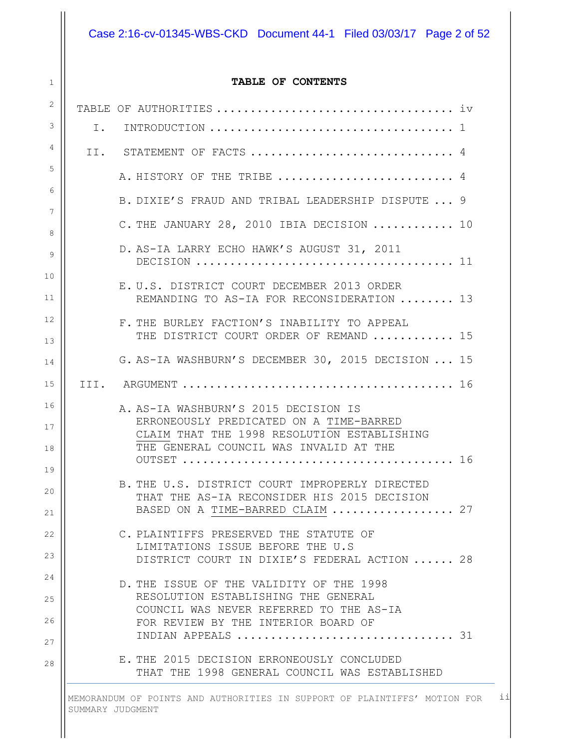**TABLE OF CONTENTS**

TABLE OF AUTHORITIES .................................. iv

I. INTRODUCTION .................................. 1

II. STATEMENT OF FACTS .............................. 4

A. HISTORY OF THE TRIBE .......................... 4

B. DIXIE'S FRAUD AND TRIBAL LEADERSHIP DISPUTE ... 9

C. THE JANUARY 28, 2010 IBIA DECISION ............ 10

D. AS-IA LARRY ECHO HAWK'S AUGUST 31, 2011 DECISION .................................... 11

E. U.S. DISTRICT COURT DECEMBER 2013 ORDER REMANDING TO AS-IA FOR RECONSIDERATION ........ 13

F. THE BURLEY FACTION'S INABILITY TO APPEAL THE DISTRICT COURT ORDER OF REMAND ............ 15

G. AS-IA WASHBURN'S DECEMBER 30, 2015 DECISION ... 15

III. ARGUMENT ....................................... 16

A. AS-IA WASHBURN'S 2015 DECISION IS ERRONEOUSLY PREDICATED ON A <u>TIME-BARRED CLAIM</u> THAT THE 1998 RESOLUTION ESTABLISHING THE GENERAL COUNCIL WAS INVALID AT THE OUTSET ....................................... 16

B. THE U.S. DISTRICT COURT IMPROPERLY DIRECTED THAT THE AS-IA RECONSIDER HIS 2015 DECISION BASED ON A <u>TIME-BARRED CLAIM</u> .................. 27

C. PLAINTIFFS PRESERVED THE STATUTE OF LIMITATIONS ISSUE BEFORE THE U.S DISTRICT COURT IN DIXIE'S FEDERAL ACTION ...... 28

D. THE ISSUE OF THE VALIDITY OF THE 1998 RESOLUTION ESTABLISHING THE GENERAL COUNCIL WAS NEVER REFERRED TO THE AS-IA FOR REVIEW BY THE INTERIOR BOARD OF INDIAN APPEALS .............................. 31

E. THE 2015 DECISION ERRONEOUSLY CONCLUDED THAT THE 1998 GENERAL COUNCIL WAS ESTABLISHED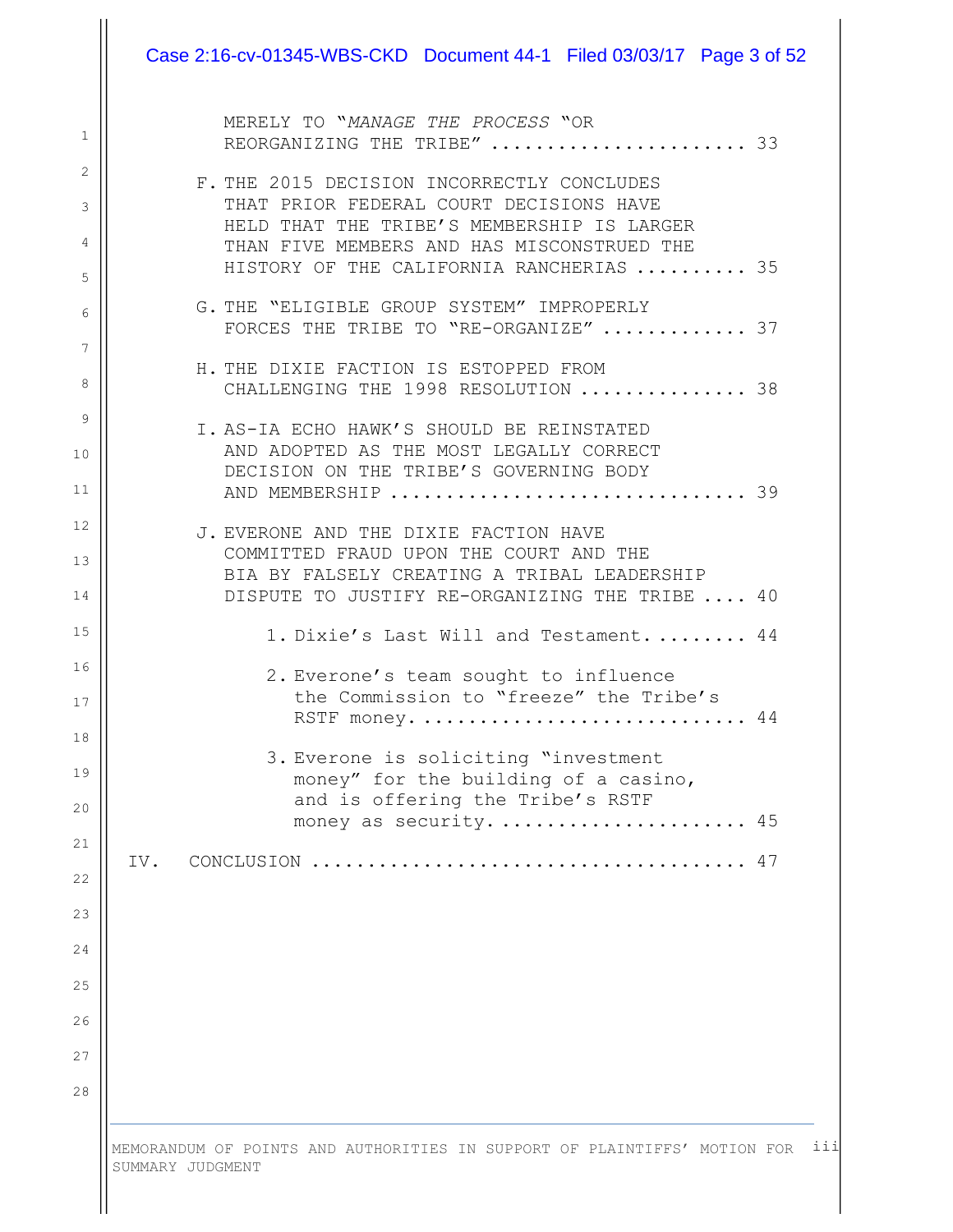MERELY TO "*MANAGE THE PROCESS* "OR REORGANIZING THE TRIBE" ...................... 33

F. THE 2015 DECISION INCORRECTLY CONCLUDES THAT PRIOR FEDERAL COURT DECISIONS HAVE HELD THAT THE TRIBE'S MEMBERSHIP IS LARGER THAN FIVE MEMBERS AND HAS MISCONSTRUED THE HISTORY OF THE CALIFORNIA RANCHERIAS .......... 35

G. THE "ELIGIBLE GROUP SYSTEM" IMPROPERLY FORCES THE TRIBE TO "RE-ORGANIZE" ............. 37

H. THE DIXIE FACTION IS ESTOPPED FROM CHALLENGING THE 1998 RESOLUTION ............... 38

I. AS-IA ECHO HAWK'S SHOULD BE REINSTATED AND ADOPTED AS THE MOST LEGALLY CORRECT DECISION ON THE TRIBE'S GOVERNING BODY AND MEMBERSHIP .............................. 39

J. EVERONE AND THE DIXIE FACTION HAVE COMMITTED FRAUD UPON THE COURT AND THE BIA BY FALSELY CREATING A TRIBAL LEADERSHIP DISPUTE TO JUSTIFY RE-ORGANIZING THE TRIBE .... 40

1. Dixie's Last Will and Testament. ........ 44

2. Everone's team sought to influence the Commission to "freeze" the Tribe's RSTF money. ........................... 44

3. Everone is soliciting "investment money" for the building of a casino, and is offering the Tribe's RSTF money as security. ..................... 45

IV. CONCLUSION ...................................... 47

MEMORANDUM OF POINTS AND AUTHORITIES IN SUPPORT OF PLAINTIFFS' MOTION FOR SUMMARY JUDGMENT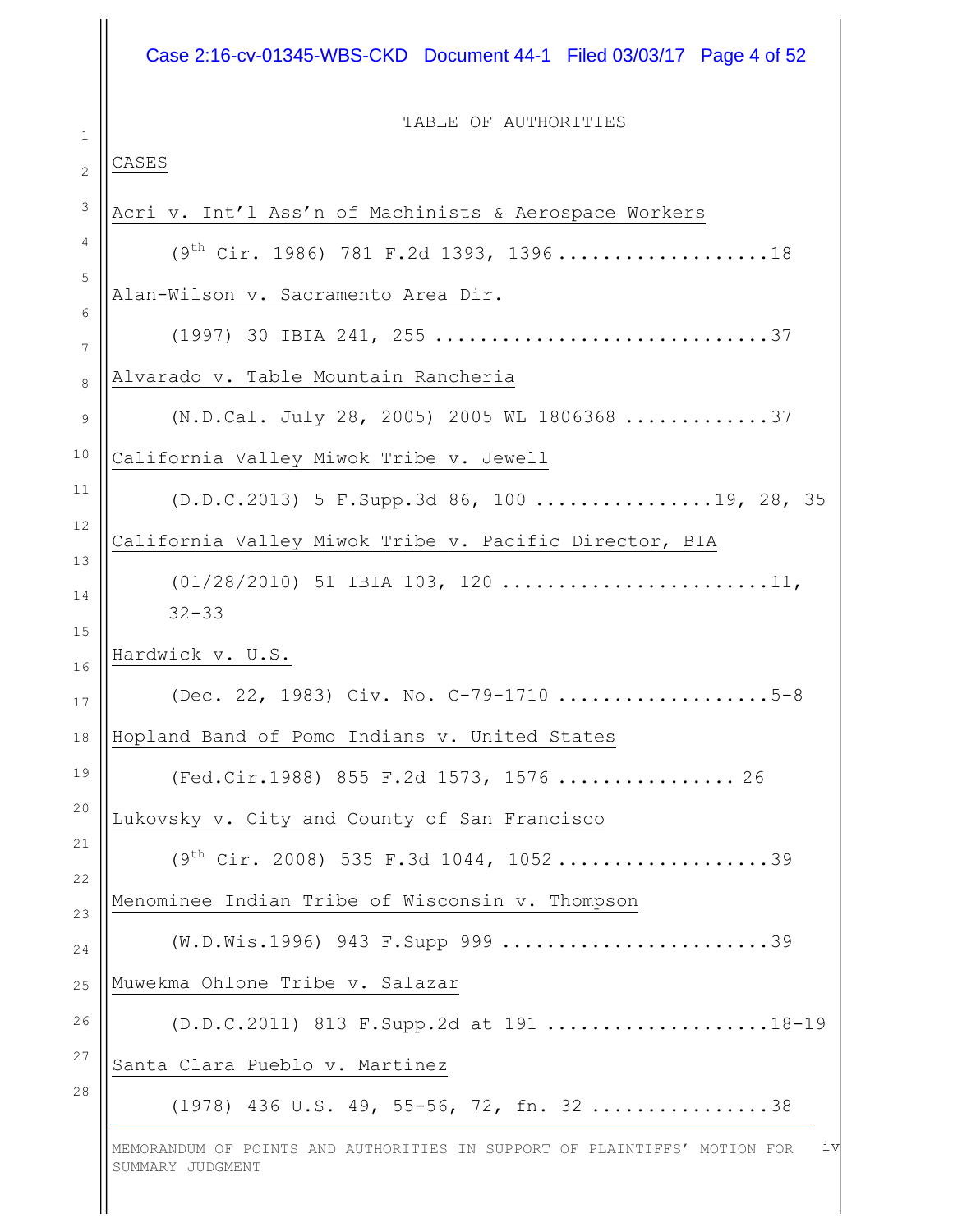# TABLE OF AUTHORITIES

## CASES

Acri v. Int'l Ass'n of Machinists & Aerospace Workers

(9th Cir. 1986) 781 F.2d 1393, 1396 .................... 18

Alan-Wilson v. Sacramento Area Dir.

(1997) 30 IBIA 241, 255 .............................. 37

Alvarado v. Table Mountain Rancheria

(N.D.Cal. July 28, 2005) 2005 WL 1806368 ............. 37

California Valley Miwok Tribe v. Jewell

(D.D.C.2013) 5 F.Supp.3d 86, 100 ................ 19, 28, 35

California Valley Miwok Tribe v. Pacific Director, BIA

(01/28/2010) 51 IBIA 103, 120 ........................ 11, 32-33

Hardwick v. U.S.

(Dec. 22, 1983) Civ. No. C-79-1710 ................... 5-8

Hopland Band of Pomo Indians v. United States

(Fed.Cir.1988) 855 F.2d 1573, 1576 ................ 26

Lukovsky v. City and County of San Francisco

(9th Cir. 2008) 535 F.3d 1044, 1052 .................. 39

Menominee Indian Tribe of Wisconsin v. Thompson

(W.D.Wis.1996) 943 F.Supp 999 ........................ 39

Muwekma Ohlone Tribe v. Salazar

(D.D.C.2011) 813 F.Supp.2d at 191 .................... 18-19

Santa Clara Pueblo v. Martinez

(1978) 436 U.S. 49, 55-56, 72, fn. 32 ................ 38

MEMORANDUM OF POINTS AND AUTHORITIES IN SUPPORT OF PLAINTIFFS' MOTION FOR SUMMARY JUDGMENT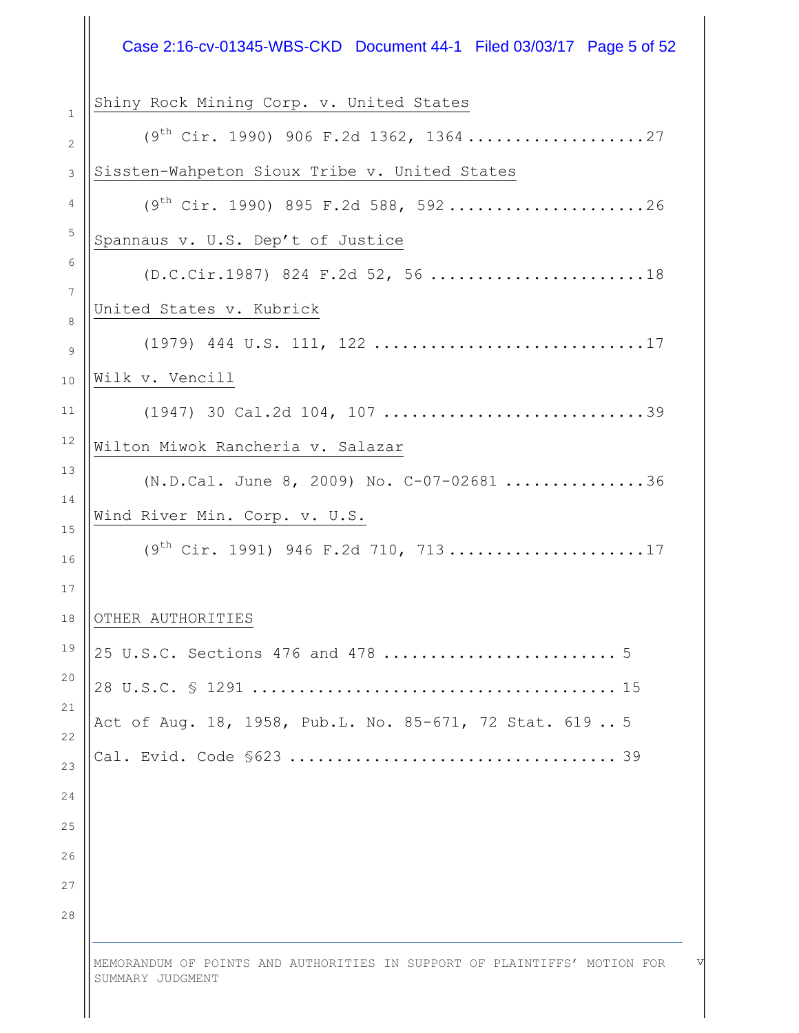Shiny Rock Mining Corp. v. United States

(9th Cir. 1990) 906 F.2d 1362, 1364 .................. 27

Sissten-Wahpeton Sioux Tribe v. United States

(9th Cir. 1990) 895 F.2d 588, 592 ..................... 26

Spannaus v. U.S. Dep't of Justice

(D.C.Cir.1987) 824 F.2d 52, 56 ...................... 18

United States v. Kubrick

(1979) 444 U.S. 111, 122 ............................ 17

Wilk v. Vencill

(1947) 30 Cal.2d 104, 107 ........................... 39

Wilton Miwok Rancheria v. Salazar

(N.D.Cal. June 8, 2009) No. C-07-02681 ............... 36

Wind River Min. Corp. v. U.S.

(9th Cir. 1991) 946 F.2d 710, 713 ..................... 17

OTHER AUTHORITIES

25 U.S.C. Sections 476 and 478 ........................ 5

28 U.S.C. § 1291 ....................................... 15

Act of Aug. 18, 1958, Pub.L. No. 85-671, 72 Stat. 619 .. 5

Cal. Evid. Code §623 ................................... 39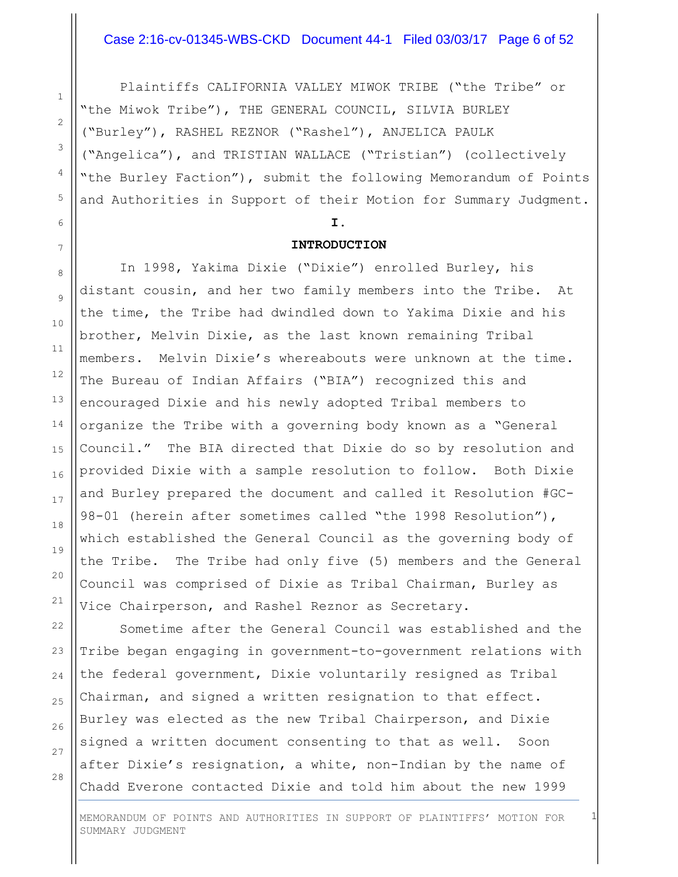Plaintiffs CALIFORNIA VALLEY MIWOK TRIBE ("the Tribe" or "the Miwok Tribe"), THE GENERAL COUNCIL, SILVIA BURLEY ("Burley"), RASHEL REZNOR ("Rashel"), ANJELICA PAULK ("Angelica"), and TRISTIAN WALLACE ("Tristian") (collectively "the Burley Faction"), submit the following Memorandum of Points and Authorities in Support of their Motion for Summary Judgment.

## I.

## INTRODUCTION

In 1998, Yakima Dixie ("Dixie") enrolled Burley, his distant cousin, and her two family members into the Tribe. At the time, the Tribe had dwindled down to Yakima Dixie and his brother, Melvin Dixie, as the last known remaining Tribal members. Melvin Dixie's whereabouts were unknown at the time. The Bureau of Indian Affairs ("BIA") recognized this and encouraged Dixie and his newly adopted Tribal members to organize the Tribe with a governing body known as a "General Council." The BIA directed that Dixie do so by resolution and provided Dixie with a sample resolution to follow. Both Dixie and Burley prepared the document and called it Resolution #GC-98-01 (herein after sometimes called "the 1998 Resolution"), which established the General Council as the governing body of the Tribe. The Tribe had only five (5) members and the General Council was comprised of Dixie as Tribal Chairman, Burley as Vice Chairperson, and Rashel Reznor as Secretary.

Sometime after the General Council was established and the Tribe began engaging in government-to-government relations with the federal government, Dixie voluntarily resigned as Tribal Chairman, and signed a written resignation to that effect. Burley was elected as the new Tribal Chairperson, and Dixie signed a written document consenting to that as well. Soon after Dixie's resignation, a white, non-Indian by the name of Chadd Everone contacted Dixie and told him about the new 1999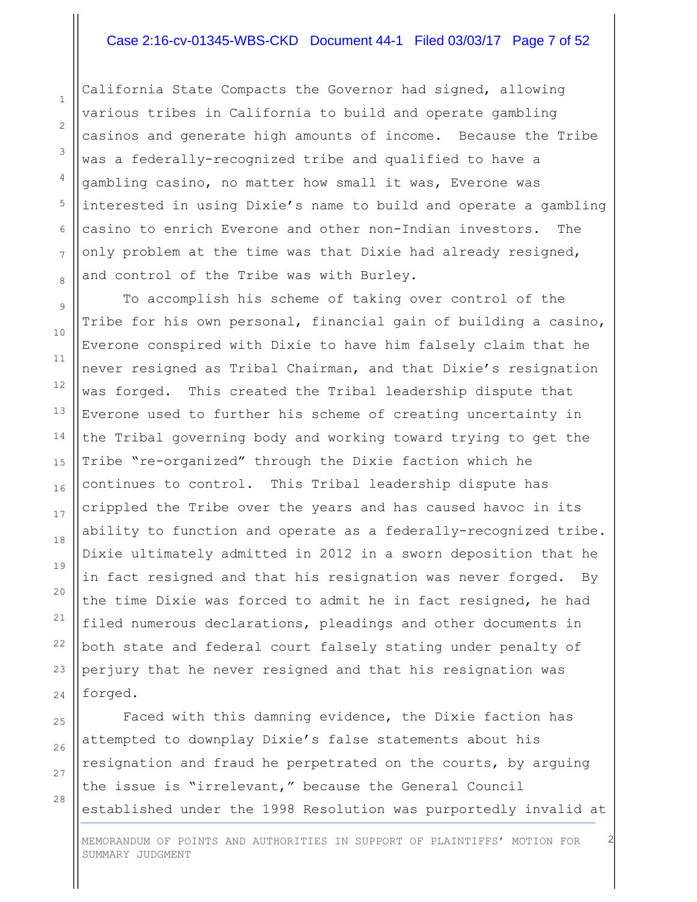California State Compacts the Governor had signed, allowing various tribes in California to build and operate gambling casinos and generate high amounts of income. Because the Tribe was a federally-recognized tribe and qualified to have a gambling casino, no matter how small it was, Everone was interested in using Dixie's name to build and operate a gambling casino to enrich Everone and other non-Indian investors. The only problem at the time was that Dixie had already resigned, and control of the Tribe was with Burley.

To accomplish his scheme of taking over control of the Tribe for his own personal, financial gain of building a casino, Everone conspired with Dixie to have him falsely claim that he never resigned as Tribal Chairman, and that Dixie's resignation was forged. This created the Tribal leadership dispute that Everone used to further his scheme of creating uncertainty in the Tribal governing body and working toward trying to get the Tribe "re-organized" through the Dixie faction which he continues to control. This Tribal leadership dispute has crippled the Tribe over the years and has caused havoc in its ability to function and operate as a federally-recognized tribe. Dixie ultimately admitted in 2012 in a sworn deposition that he in fact resigned and that his resignation was never forged. By the time Dixie was forced to admit he in fact resigned, he had filed numerous declarations, pleadings and other documents in both state and federal court falsely stating under penalty of perjury that he never resigned and that his resignation was forged.

Faced with this damning evidence, the Dixie faction has attempted to downplay Dixie's false statements about his resignation and fraud he perpetrated on the courts, by arguing the issue is "irrelevant," because the General Council established under the 1998 Resolution was purportedly invalid at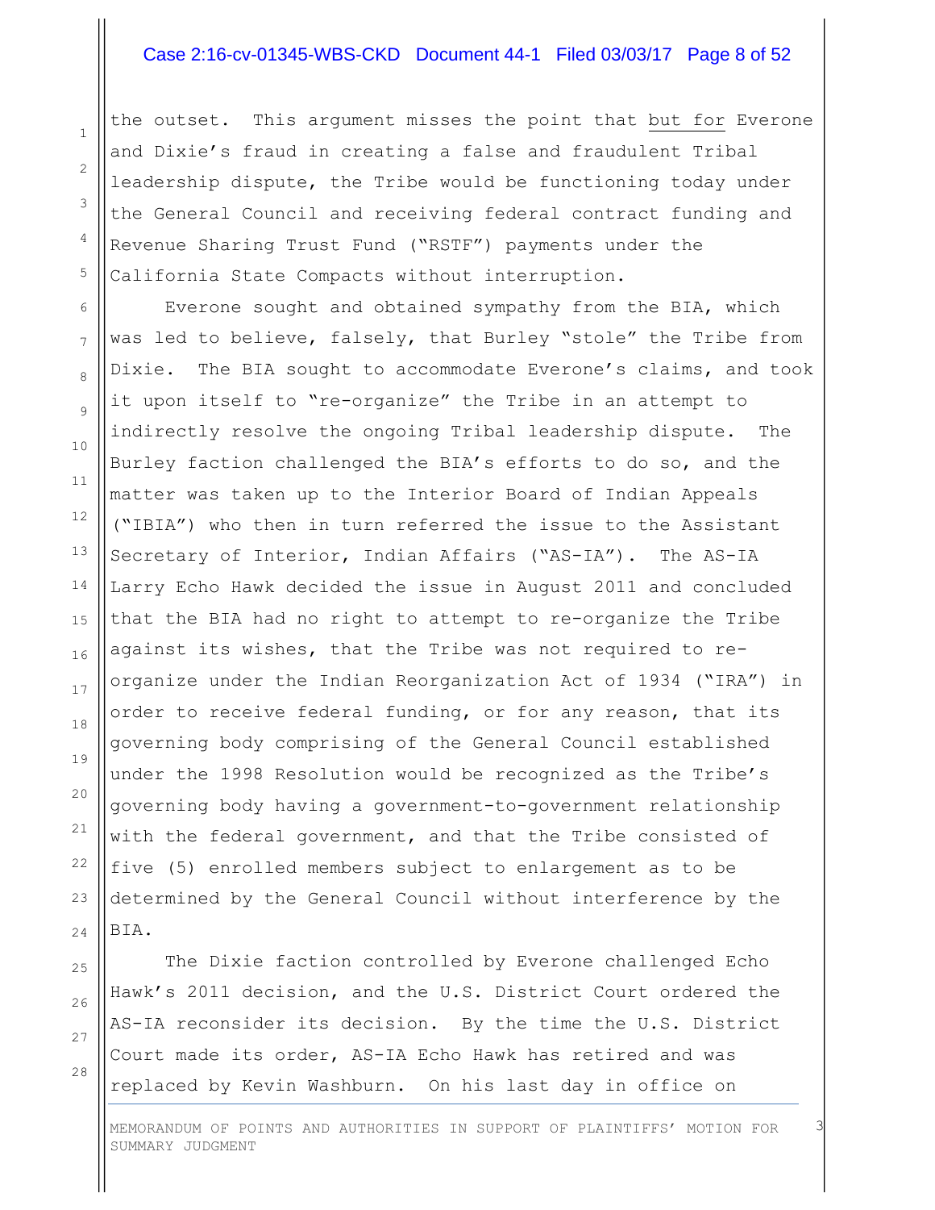the outset. This argument misses the point that but for Everone and Dixie's fraud in creating a false and fraudulent Tribal leadership dispute, the Tribe would be functioning today under the General Council and receiving federal contract funding and Revenue Sharing Trust Fund ("RSTF") payments under the California State Compacts without interruption.

Everone sought and obtained sympathy from the BIA, which was led to believe, falsely, that Burley "stole" the Tribe from Dixie. The BIA sought to accommodate Everone's claims, and took it upon itself to "re-organize" the Tribe in an attempt to indirectly resolve the ongoing Tribal leadership dispute. The Burley faction challenged the BIA's efforts to do so, and the matter was taken up to the Interior Board of Indian Appeals ("IBIA") who then in turn referred the issue to the Assistant Secretary of Interior, Indian Affairs ("AS-IA"). The AS-IA Larry Echo Hawk decided the issue in August 2011 and concluded that the BIA had no right to attempt to re-organize the Tribe against its wishes, that the Tribe was not required to re-organize under the Indian Reorganization Act of 1934 ("IRA") in order to receive federal funding, or for any reason, that its governing body comprising of the General Council established under the 1998 Resolution would be recognized as the Tribe's governing body having a government-to-government relationship with the federal government, and that the Tribe consisted of five (5) enrolled members subject to enlargement as to be determined by the General Council without interference by the BIA.

The Dixie faction controlled by Everone challenged Echo Hawk's 2011 decision, and the U.S. District Court ordered the AS-IA reconsider its decision. By the time the U.S. District Court made its order, AS-IA Echo Hawk has retired and was replaced by Kevin Washburn. On his last day in office on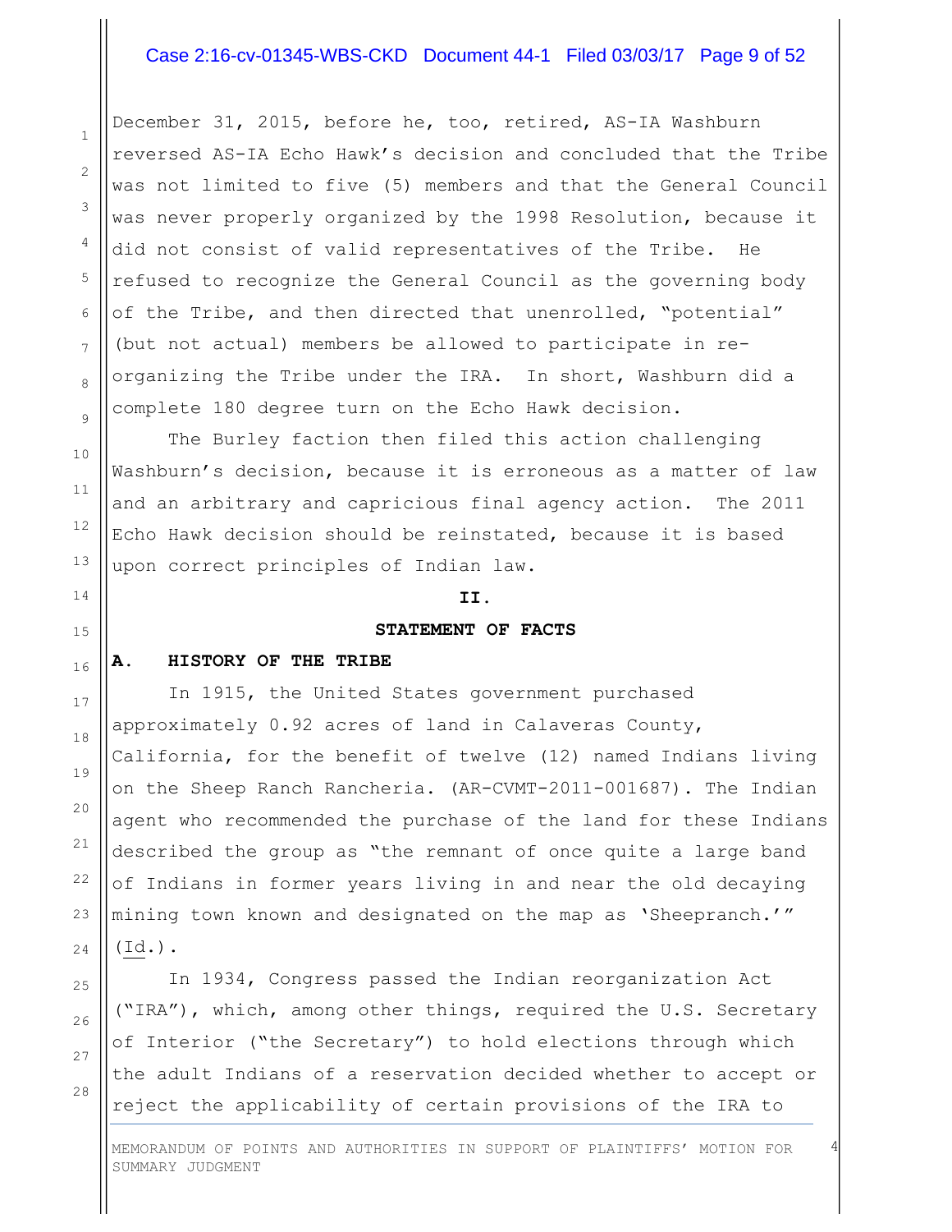December 31, 2015, before he, too, retired, AS-IA Washburn reversed AS-IA Echo Hawk's decision and concluded that the Tribe was not limited to five (5) members and that the General Council was never properly organized by the 1998 Resolution, because it did not consist of valid representatives of the Tribe. He refused to recognize the General Council as the governing body of the Tribe, and then directed that unenrolled, "potential" (but not actual) members be allowed to participate in re-organizing the Tribe under the IRA. In short, Washburn did a complete 180 degree turn on the Echo Hawk decision.

The Burley faction then filed this action challenging Washburn's decision, because it is erroneous as a matter of law and an arbitrary and capricious final agency action. The 2011 Echo Hawk decision should be reinstated, because it is based upon correct principles of Indian law.

## II.

## STATEMENT OF FACTS

### A. HISTORY OF THE TRIBE

In 1915, the United States government purchased approximately 0.92 acres of land in Calaveras County, California, for the benefit of twelve (12) named Indians living on the Sheep Ranch Rancheria. (AR-CVMT-2011-001687). The Indian agent who recommended the purchase of the land for these Indians described the group as "the remnant of once quite a large band of Indians in former years living in and near the old decaying mining town known and designated on the map as 'Sheepranch.'" (Id.).

In 1934, Congress passed the Indian reorganization Act ("IRA"), which, among other things, required the U.S. Secretary of Interior ("the Secretary") to hold elections through which the adult Indians of a reservation decided whether to accept or reject the applicability of certain provisions of the IRA to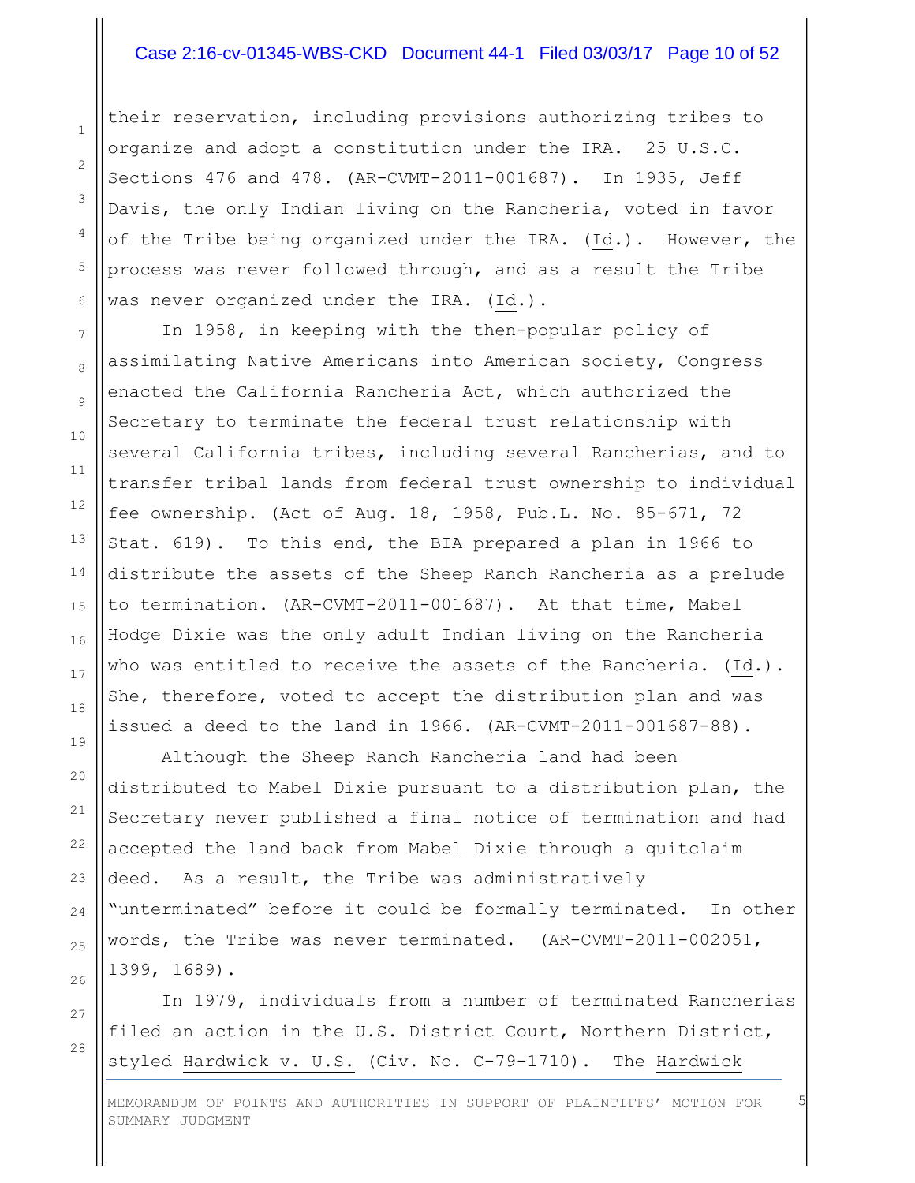their reservation, including provisions authorizing tribes to organize and adopt a constitution under the IRA. 25 U.S.C. Sections 476 and 478. (AR-CVMT-2011-001687). In 1935, Jeff Davis, the only Indian living on the Rancheria, voted in favor of the Tribe being organized under the IRA. (Id.). However, the process was never followed through, and as a result the Tribe was never organized under the IRA. (Id.).

In 1958, in keeping with the then-popular policy of assimilating Native Americans into American society, Congress enacted the California Rancheria Act, which authorized the Secretary to terminate the federal trust relationship with several California tribes, including several Rancherias, and to transfer tribal lands from federal trust ownership to individual fee ownership. (Act of Aug. 18, 1958, Pub.L. No. 85-671, 72 Stat. 619). To this end, the BIA prepared a plan in 1966 to distribute the assets of the Sheep Ranch Rancheria as a prelude to termination. (AR-CVMT-2011-001687). At that time, Mabel Hodge Dixie was the only adult Indian living on the Rancheria who was entitled to receive the assets of the Rancheria. (Id.). She, therefore, voted to accept the distribution plan and was issued a deed to the land in 1966. (AR-CVMT-2011-001687-88).

Although the Sheep Ranch Rancheria land had been distributed to Mabel Dixie pursuant to a distribution plan, the Secretary never published a final notice of termination and had accepted the land back from Mabel Dixie through a quitclaim deed. As a result, the Tribe was administratively "unterminated" before it could be formally terminated. In other words, the Tribe was never terminated. (AR-CVMT-2011-002051, 1399, 1689).

In 1979, individuals from a number of terminated Rancherias filed an action in the U.S. District Court, Northern District, styled Hardwick v. U.S. (Civ. No. C-79-1710). The Hardwick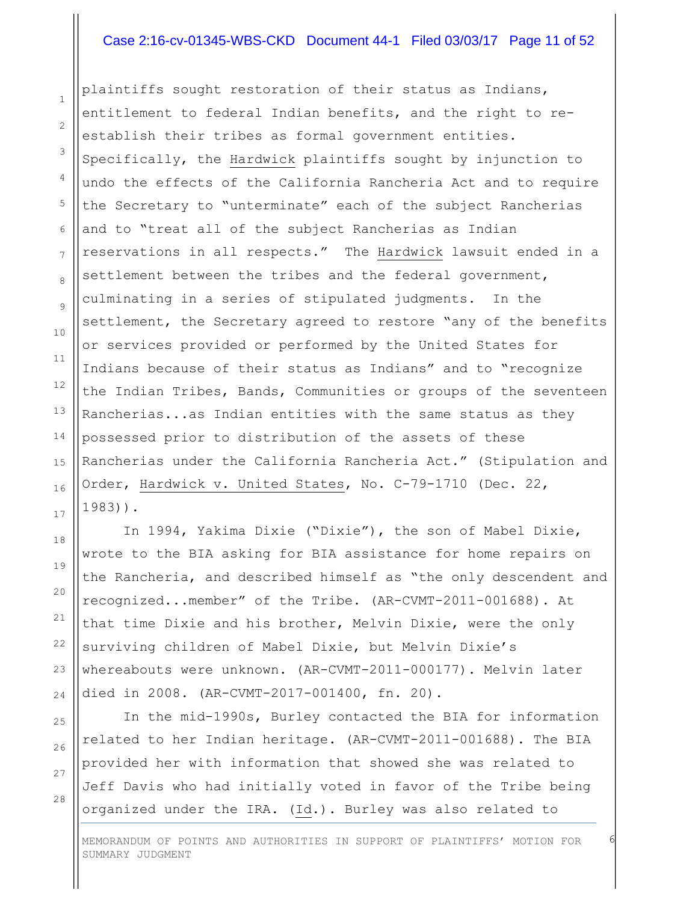plaintiffs sought restoration of their status as Indians, entitlement to federal Indian benefits, and the right to re-establish their tribes as formal government entities. Specifically, the Hardwick plaintiffs sought by injunction to undo the effects of the California Rancheria Act and to require the Secretary to "unterminate" each of the subject Rancherias and to "treat all of the subject Rancherias as Indian reservations in all respects." The Hardwick lawsuit ended in a settlement between the tribes and the federal government, culminating in a series of stipulated judgments. In the settlement, the Secretary agreed to restore "any of the benefits or services provided or performed by the United States for Indians because of their status as Indians" and to "recognize the Indian Tribes, Bands, Communities or groups of the seventeen Rancherias...as Indian entities with the same status as they possessed prior to distribution of the assets of these Rancherias under the California Rancheria Act." (Stipulation and Order, Hardwick v. United States, No. C-79-1710 (Dec. 22, 1983)).

In 1994, Yakima Dixie ("Dixie"), the son of Mabel Dixie, wrote to the BIA asking for BIA assistance for home repairs on the Rancheria, and described himself as "the only descendent and recognized...member" of the Tribe. (AR-CVMT-2011-001688). At that time Dixie and his brother, Melvin Dixie, were the only surviving children of Mabel Dixie, but Melvin Dixie's whereabouts were unknown. (AR-CVMT-2011-000177). Melvin later died in 2008. (AR-CVMT-2017-001400, fn. 20).

In the mid-1990s, Burley contacted the BIA for information related to her Indian heritage. (AR-CVMT-2011-001688). The BIA provided her with information that showed she was related to Jeff Davis who had initially voted in favor of the Tribe being organized under the IRA. (Id.). Burley was also related to

MEMORANDUM OF POINTS AND AUTHORITIES IN SUPPORT OF PLAINTIFFS' MOTION FOR SUMMARY JUDGMENT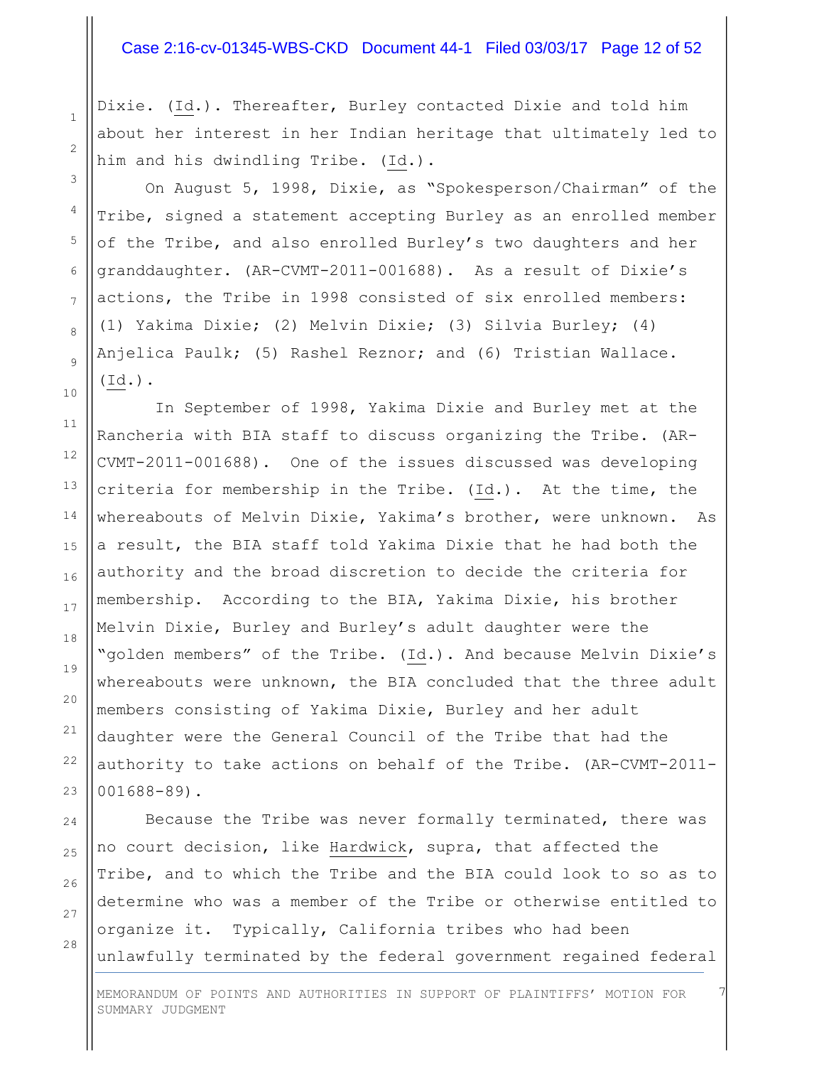Dixie. (Id.). Thereafter, Burley contacted Dixie and told him about her interest in her Indian heritage that ultimately led to him and his dwindling Tribe. (Id.).

On August 5, 1998, Dixie, as "Spokesperson/Chairman" of the Tribe, signed a statement accepting Burley as an enrolled member of the Tribe, and also enrolled Burley's two daughters and her granddaughter. (AR-CVMT-2011-001688). As a result of Dixie's actions, the Tribe in 1998 consisted of six enrolled members: (1) Yakima Dixie; (2) Melvin Dixie; (3) Silvia Burley; (4) Anjelica Paulk; (5) Rashel Reznor; and (6) Tristian Wallace. (Id.).

In September of 1998, Yakima Dixie and Burley met at the Rancheria with BIA staff to discuss organizing the Tribe. (AR-CVMT-2011-001688). One of the issues discussed was developing criteria for membership in the Tribe. (Id.). At the time, the whereabouts of Melvin Dixie, Yakima's brother, were unknown. As a result, the BIA staff told Yakima Dixie that he had both the authority and the broad discretion to decide the criteria for membership. According to the BIA, Yakima Dixie, his brother Melvin Dixie, Burley and Burley's adult daughter were the "golden members" of the Tribe. (Id.). And because Melvin Dixie's whereabouts were unknown, the BIA concluded that the three adult members consisting of Yakima Dixie, Burley and her adult daughter were the General Council of the Tribe that had the authority to take actions on behalf of the Tribe. (AR-CVMT-2011-001688-89).

Because the Tribe was never formally terminated, there was no court decision, like Hardwick, supra, that affected the Tribe, and to which the Tribe and the BIA could look to so as to determine who was a member of the Tribe or otherwise entitled to organize it. Typically, California tribes who had been unlawfully terminated by the federal government regained federal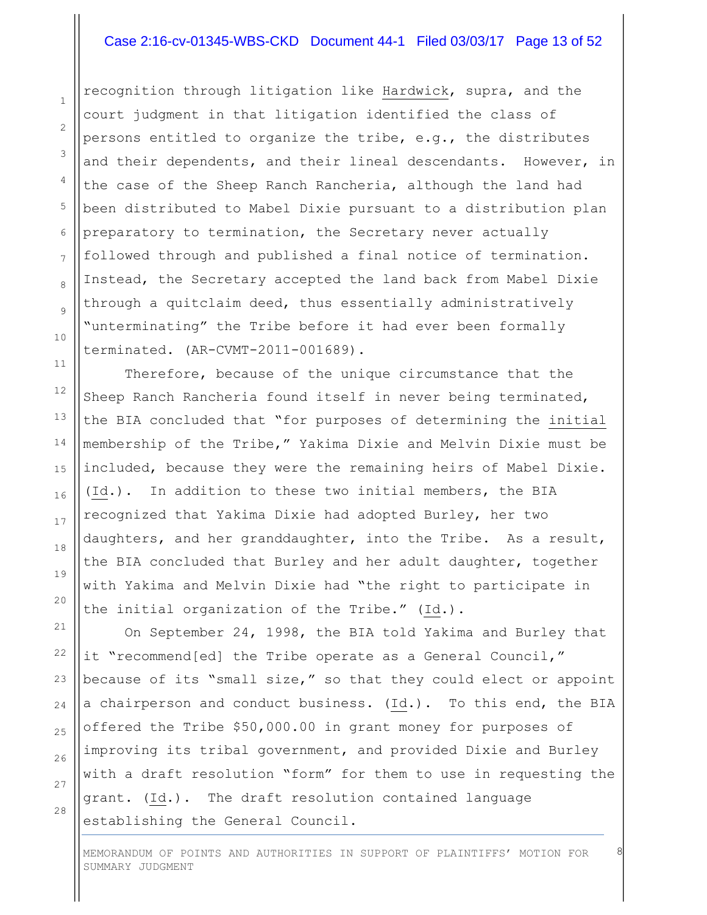recognition through litigation like Hardwick, supra, and the court judgment in that litigation identified the class of persons entitled to organize the tribe, e.g., the distributes and their dependents, and their lineal descendants. However, in the case of the Sheep Ranch Rancheria, although the land had been distributed to Mabel Dixie pursuant to a distribution plan preparatory to termination, the Secretary never actually followed through and published a final notice of termination. Instead, the Secretary accepted the land back from Mabel Dixie through a quitclaim deed, thus essentially administratively "unterminating" the Tribe before it had ever been formally terminated. (AR-CVMT-2011-001689).

Therefore, because of the unique circumstance that the Sheep Ranch Rancheria found itself in never being terminated, the BIA concluded that "for purposes of determining the initial membership of the Tribe," Yakima Dixie and Melvin Dixie must be included, because they were the remaining heirs of Mabel Dixie. (Id.). In addition to these two initial members, the BIA recognized that Yakima Dixie had adopted Burley, her two daughters, and her granddaughter, into the Tribe. As a result, the BIA concluded that Burley and her adult daughter, together with Yakima and Melvin Dixie had "the right to participate in the initial organization of the Tribe." (Id.).

On September 24, 1998, the BIA told Yakima and Burley that it "recommend[ed] the Tribe operate as a General Council," because of its "small size," so that they could elect or appoint a chairperson and conduct business. (Id.). To this end, the BIA offered the Tribe $50,000.00 in grant money for purposes of improving its tribal government, and provided Dixie and Burley with a draft resolution "form" for them to use in requesting the grant. (Id.). The draft resolution contained language establishing the General Council.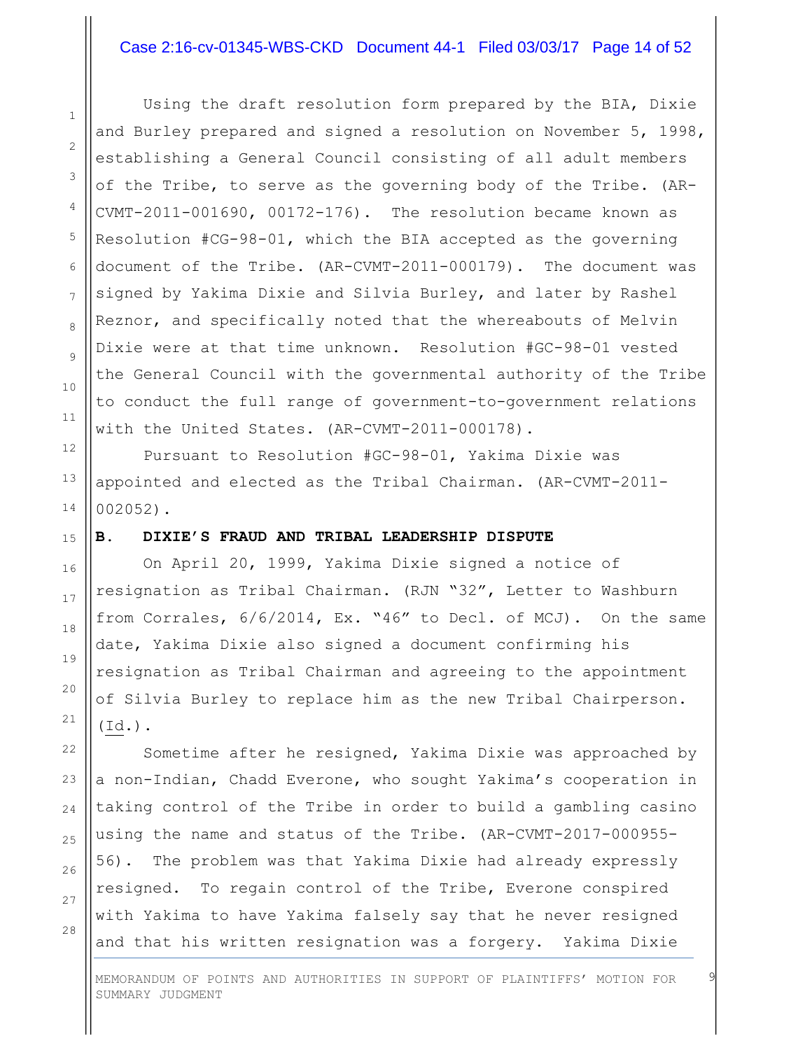Using the draft resolution form prepared by the BIA, Dixie and Burley prepared and signed a resolution on November 5, 1998, establishing a General Council consisting of all adult members of the Tribe, to serve as the governing body of the Tribe. (AR-CVMT-2011-001690, 00172-176). The resolution became known as Resolution #CG-98-01, which the BIA accepted as the governing document of the Tribe. (AR-CVMT-2011-000179). The document was signed by Yakima Dixie and Silvia Burley, and later by Rashel Reznor, and specifically noted that the whereabouts of Melvin Dixie were at that time unknown. Resolution #GC-98-01 vested the General Council with the governmental authority of the Tribe to conduct the full range of government-to-government relations with the United States. (AR-CVMT-2011-000178).

Pursuant to Resolution #GC-98-01, Yakima Dixie was appointed and elected as the Tribal Chairman. (AR-CVMT-2011-002052).

**B. DIXIE'S FRAUD AND TRIBAL LEADERSHIP DISPUTE**

On April 20, 1999, Yakima Dixie signed a notice of resignation as Tribal Chairman. (RJN "32", Letter to Washburn from Corrales, 6/6/2014, Ex. "46" to Decl. of MCJ). On the same date, Yakima Dixie also signed a document confirming his resignation as Tribal Chairman and agreeing to the appointment of Silvia Burley to replace him as the new Tribal Chairperson. (Id.).

Sometime after he resigned, Yakima Dixie was approached by a non-Indian, Chadd Everone, who sought Yakima's cooperation in taking control of the Tribe in order to build a gambling casino using the name and status of the Tribe. (AR-CVMT-2017-000955-56). The problem was that Yakima Dixie had already expressly resigned. To regain control of the Tribe, Everone conspired with Yakima to have Yakima falsely say that he never resigned and that his written resignation was a forgery. Yakima Dixie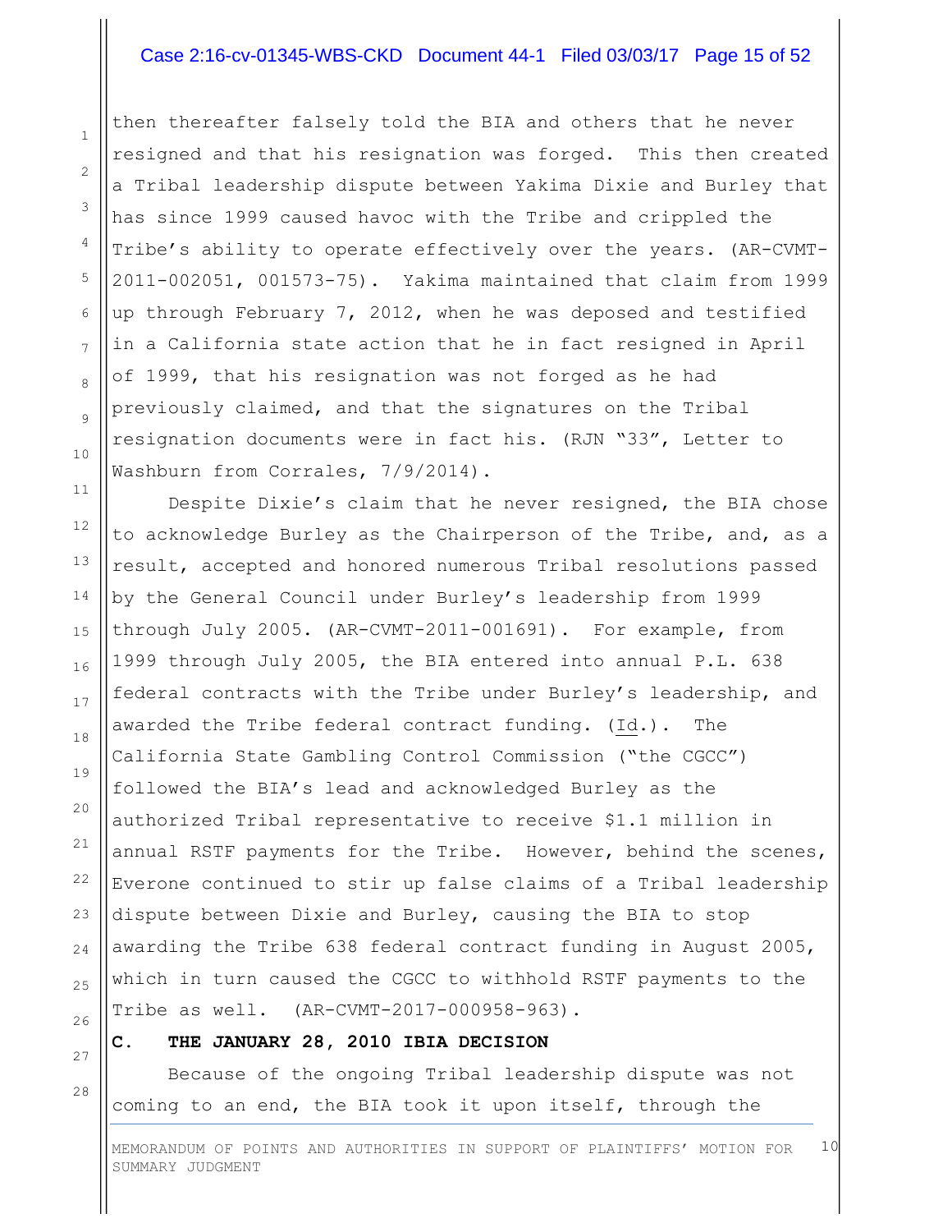then thereafter falsely told the BIA and others that he never resigned and that his resignation was forged. This then created a Tribal leadership dispute between Yakima Dixie and Burley that has since 1999 caused havoc with the Tribe and crippled the Tribe's ability to operate effectively over the years. (AR-CVMT-2011-002051, 001573-75). Yakima maintained that claim from 1999 up through February 7, 2012, when he was deposed and testified in a California state action that he in fact resigned in April of 1999, that his resignation was not forged as he had previously claimed, and that the signatures on the Tribal resignation documents were in fact his. (RJN "33", Letter to Washburn from Corrales, 7/9/2014).

Despite Dixie's claim that he never resigned, the BIA chose to acknowledge Burley as the Chairperson of the Tribe, and, as a result, accepted and honored numerous Tribal resolutions passed by the General Council under Burley's leadership from 1999 through July 2005. (AR-CVMT-2011-001691). For example, from 1999 through July 2005, the BIA entered into annual P.L. 638 federal contracts with the Tribe under Burley's leadership, and awarded the Tribe federal contract funding. (Id.). The California State Gambling Control Commission ("the CGCC") followed the BIA's lead and acknowledged Burley as the authorized Tribal representative to receive $1.1 million in annual RSTF payments for the Tribe. However, behind the scenes, Everone continued to stir up false claims of a Tribal leadership dispute between Dixie and Burley, causing the BIA to stop awarding the Tribe 638 federal contract funding in August 2005, which in turn caused the CGCC to withhold RSTF payments to the Tribe as well. (AR-CVMT-2017-000958-963).

### C. THE JANUARY 28, 2010 IBIA DECISION

Because of the ongoing Tribal leadership dispute was not coming to an end, the BIA took it upon itself, through the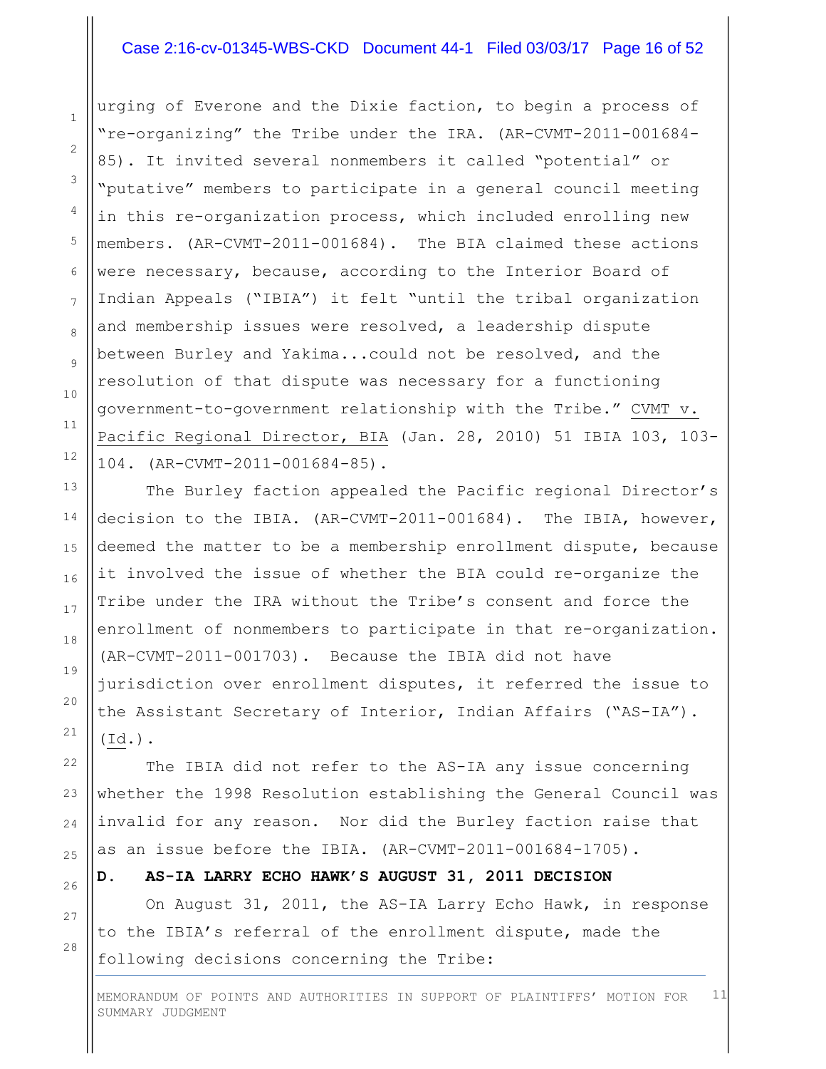urging of Everone and the Dixie faction, to begin a process of "re-organizing" the Tribe under the IRA. (AR-CVMT-2011-001684-85). It invited several nonmembers it called "potential" or "putative" members to participate in a general council meeting in this re-organization process, which included enrolling new members. (AR-CVMT-2011-001684). The BIA claimed these actions were necessary, because, according to the Interior Board of Indian Appeals ("IBIA") it felt "until the tribal organization and membership issues were resolved, a leadership dispute between Burley and Yakima...could not be resolved, and the resolution of that dispute was necessary for a functioning government-to-government relationship with the Tribe." CVMT v. Pacific Regional Director, BIA (Jan. 28, 2010) 51 IBIA 103, 103-104. (AR-CVMT-2011-001684-85).

The Burley faction appealed the Pacific regional Director's decision to the IBIA. (AR-CVMT-2011-001684). The IBIA, however, deemed the matter to be a membership enrollment dispute, because it involved the issue of whether the BIA could re-organize the Tribe under the IRA without the Tribe's consent and force the enrollment of nonmembers to participate in that re-organization. (AR-CVMT-2011-001703). Because the IBIA did not have jurisdiction over enrollment disputes, it referred the issue to the Assistant Secretary of Interior, Indian Affairs ("AS-IA"). (Id.).

The IBIA did not refer to the AS-IA any issue concerning whether the 1998 Resolution establishing the General Council was invalid for any reason. Nor did the Burley faction raise that as an issue before the IBIA. (AR-CVMT-2011-001684-1705).

### D. AS-IA LARRY ECHO HAWK'S AUGUST 31, 2011 DECISION

On August 31, 2011, the AS-IA Larry Echo Hawk, in response to the IBIA's referral of the enrollment dispute, made the following decisions concerning the Tribe: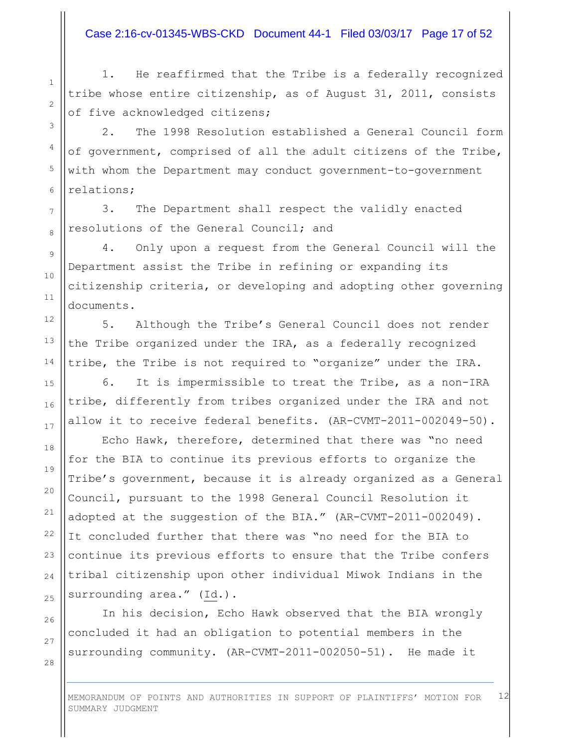1. He reaffirmed that the Tribe is a federally recognized tribe whose entire citizenship, as of August 31, 2011, consists of five acknowledged citizens;

2. The 1998 Resolution established a General Council form of government, comprised of all the adult citizens of the Tribe, with whom the Department may conduct government-to-government relations;

3. The Department shall respect the validly enacted resolutions of the General Council; and

4. Only upon a request from the General Council will the Department assist the Tribe in refining or expanding its citizenship criteria, or developing and adopting other governing documents.

5. Although the Tribe's General Council does not render the Tribe organized under the IRA, as a federally recognized tribe, the Tribe is not required to "organize" under the IRA.

6. It is impermissible to treat the Tribe, as a non-IRA tribe, differently from tribes organized under the IRA and not allow it to receive federal benefits. (AR-CVMT-2011-002049-50).

Echo Hawk, therefore, determined that there was "no need for the BIA to continue its previous efforts to organize the Tribe's government, because it is already organized as a General Council, pursuant to the 1998 General Council Resolution it adopted at the suggestion of the BIA." (AR-CVMT-2011-002049). It concluded further that there was "no need for the BIA to continue its previous efforts to ensure that the Tribe confers tribal citizenship upon other individual Miwok Indians in the surrounding area." (Id.).

In his decision, Echo Hawk observed that the BIA wrongly concluded it had an obligation to potential members in the surrounding community. (AR-CVMT-2011-002050-51). He made it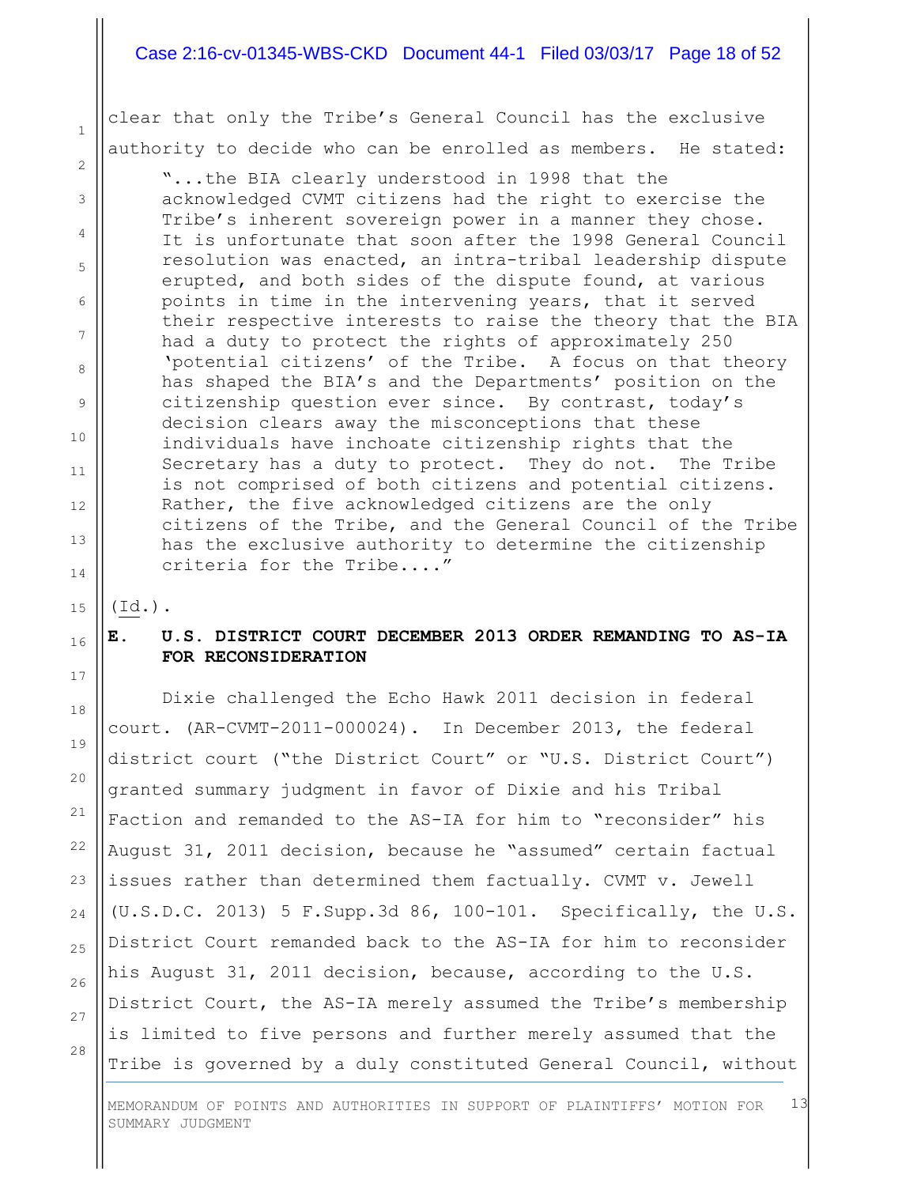clear that only the Tribe's General Council has the exclusive authority to decide who can be enrolled as members. He stated:

> "...the BIA clearly understood in 1998 that the acknowledged CVMT citizens had the right to exercise the Tribe's inherent sovereign power in a manner they chose. It is unfortunate that soon after the 1998 General Council resolution was enacted, an intra-tribal leadership dispute erupted, and both sides of the dispute found, at various points in time in the intervening years, that it served their respective interests to raise the theory that the BIA had a duty to protect the rights of approximately 250 'potential citizens' of the Tribe. A focus on that theory has shaped the BIA's and the Departments' position on the citizenship question ever since. By contrast, today's decision clears away the misconceptions that these individuals have inchoate citizenship rights that the Secretary has a duty to protect. They do not. The Tribe is not comprised of both citizens and potential citizens. Rather, the five acknowledged citizens are the only citizens of the Tribe, and the General Council of the Tribe has the exclusive authority to determine the citizenship criteria for the Tribe...."

(Id.).

### E. U.S. DISTRICT COURT DECEMBER 2013 ORDER REMANDING TO AS-IA FOR RECONSIDERATION

Dixie challenged the Echo Hawk 2011 decision in federal court. (AR-CVMT-2011-000024). In December 2013, the federal district court ("the District Court" or "U.S. District Court") granted summary judgment in favor of Dixie and his Tribal Faction and remanded to the AS-IA for him to "reconsider" his August 31, 2011 decision, because he "assumed" certain factual issues rather than determined them factually. CVMT v. Jewell (U.S.D.C. 2013) 5 F.Supp.3d 86, 100-101. Specifically, the U.S. District Court remanded back to the AS-IA for him to reconsider his August 31, 2011 decision, because, according to the U.S. District Court, the AS-IA merely assumed the Tribe's membership is limited to five persons and further merely assumed that the Tribe is governed by a duly constituted General Council, without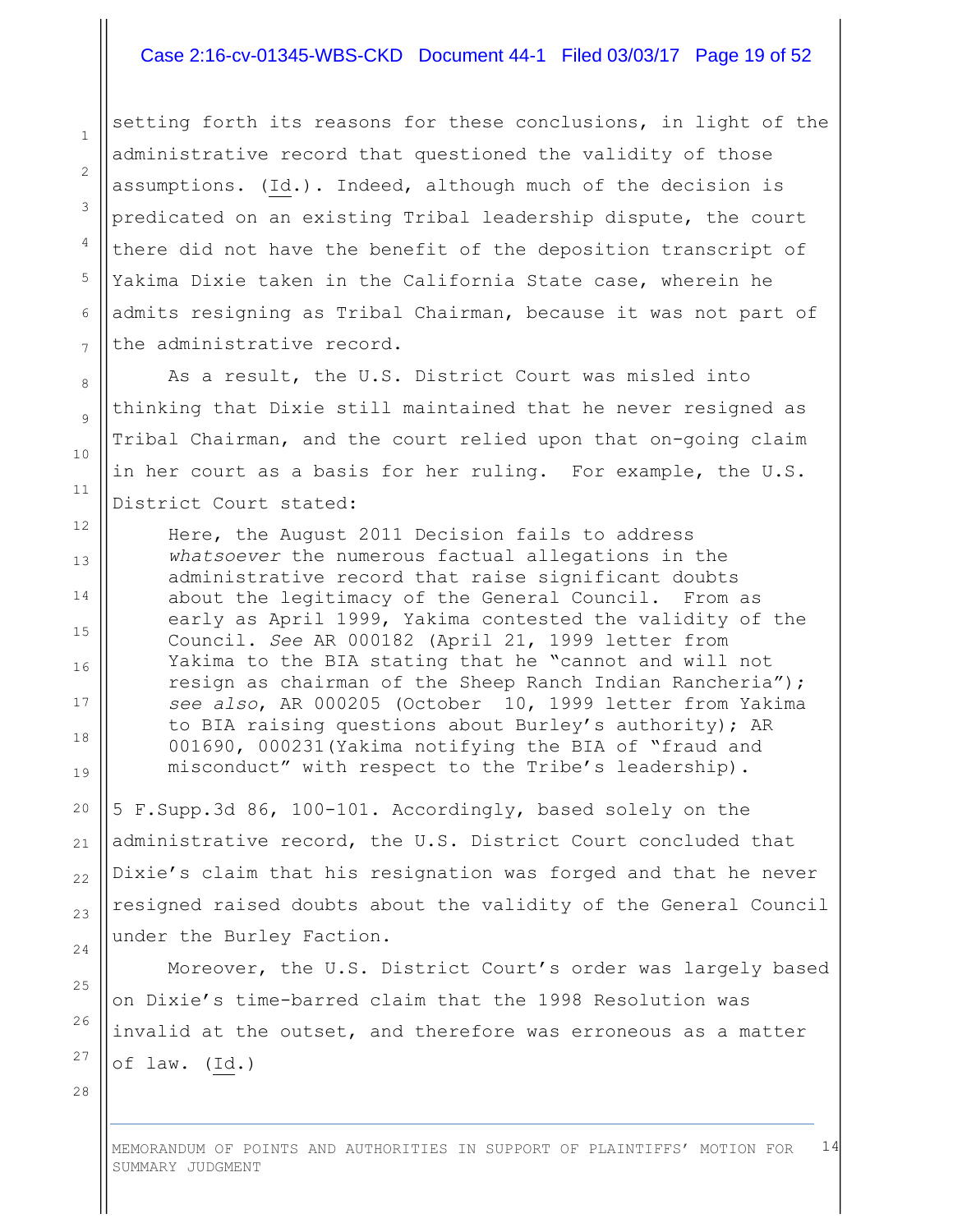setting forth its reasons for these conclusions, in light of the administrative record that questioned the validity of those assumptions. (Id.). Indeed, although much of the decision is predicated on an existing Tribal leadership dispute, the court there did not have the benefit of the deposition transcript of Yakima Dixie taken in the California State case, wherein he admits resigning as Tribal Chairman, because it was not part of the administrative record.

As a result, the U.S. District Court was misled into thinking that Dixie still maintained that he never resigned as Tribal Chairman, and the court relied upon that on-going claim in her court as a basis for her ruling. For example, the U.S. District Court stated:

> Here, the August 2011 Decision fails to address *whatsoever* the numerous factual allegations in the administrative record that raise significant doubts about the legitimacy of the General Council. From as early as April 1999, Yakima contested the validity of the Council. *See* AR 000182 (April 21, 1999 letter from Yakima to the BIA stating that he "cannot and will not resign as chairman of the Sheep Ranch Indian Rancheria"); *see also*, AR 000205 (October 10, 1999 letter from Yakima to BIA raising questions about Burley's authority); AR 001690, 000231(Yakima notifying the BIA of "fraud and misconduct" with respect to the Tribe's leadership).

5 F.Supp.3d 86, 100-101. Accordingly, based solely on the administrative record, the U.S. District Court concluded that Dixie's claim that his resignation was forged and that he never resigned raised doubts about the validity of the General Council under the Burley Faction.

Moreover, the U.S. District Court's order was largely based on Dixie's time-barred claim that the 1998 Resolution was invalid at the outset, and therefore was erroneous as a matter of law. (Id.)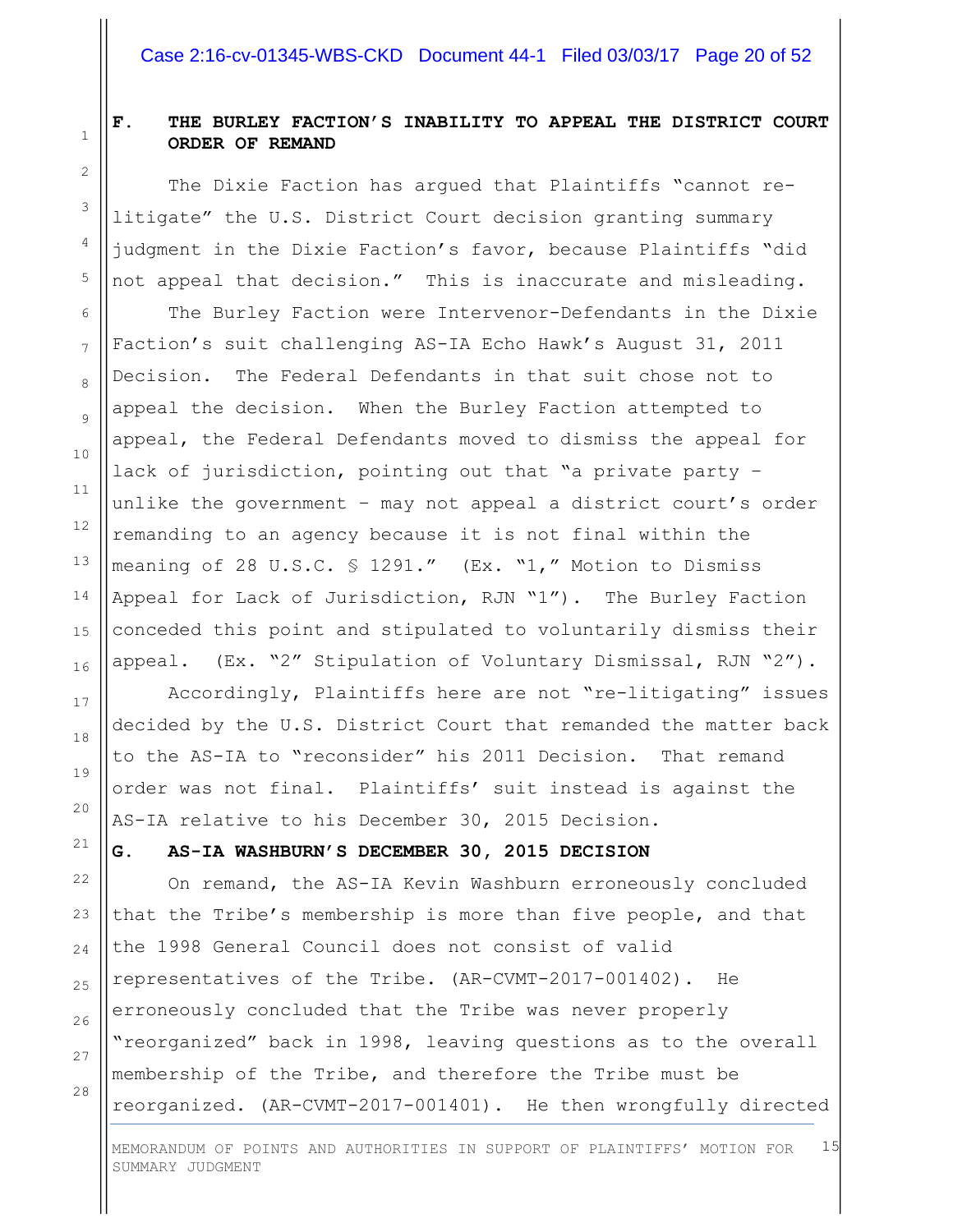### F. THE BURLEY FACTION'S INABILITY TO APPEAL THE DISTRICT COURT ORDER OF REMAND

The Dixie Faction has argued that Plaintiffs "cannot re-litigate" the U.S. District Court decision granting summary judgment in the Dixie Faction's favor, because Plaintiffs "did not appeal that decision." This is inaccurate and misleading.

The Burley Faction were Intervenor-Defendants in the Dixie Faction's suit challenging AS-IA Echo Hawk's August 31, 2011 Decision. The Federal Defendants in that suit chose not to appeal the decision. When the Burley Faction attempted to appeal, the Federal Defendants moved to dismiss the appeal for lack of jurisdiction, pointing out that "a private party – unlike the government – may not appeal a district court's order remanding to an agency because it is not final within the meaning of 28 U.S.C. § 1291." (Ex. "1," Motion to Dismiss Appeal for Lack of Jurisdiction, RJN "1"). The Burley Faction conceded this point and stipulated to voluntarily dismiss their appeal. (Ex. "2" Stipulation of Voluntary Dismissal, RJN "2").

Accordingly, Plaintiffs here are not "re-litigating" issues decided by the U.S. District Court that remanded the matter back to the AS-IA to "reconsider" his 2011 Decision. That remand order was not final. Plaintiffs' suit instead is against the AS-IA relative to his December 30, 2015 Decision.

### G. AS-IA WASHBURN'S DECEMBER 30, 2015 DECISION

On remand, the AS-IA Kevin Washburn erroneously concluded that the Tribe's membership is more than five people, and that the 1998 General Council does not consist of valid representatives of the Tribe. (AR-CVMT-2017-001402). He erroneously concluded that the Tribe was never properly "reorganized" back in 1998, leaving questions as to the overall membership of the Tribe, and therefore the Tribe must be reorganized. (AR-CVMT-2017-001401). He then wrongfully directed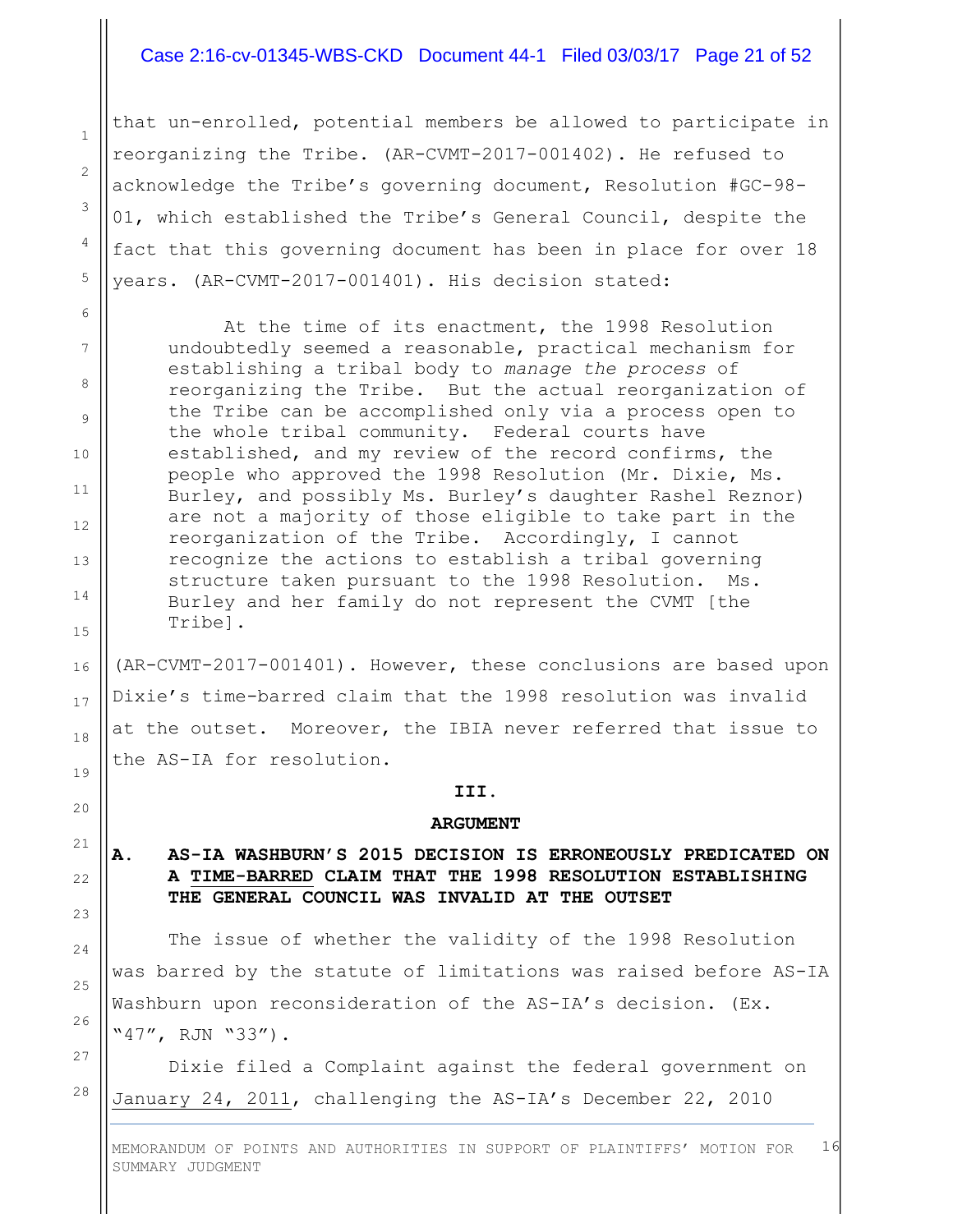that un-enrolled, potential members be allowed to participate in reorganizing the Tribe. (AR-CVMT-2017-001402). He refused to acknowledge the Tribe's governing document, Resolution #GC-98-01, which established the Tribe's General Council, despite the fact that this governing document has been in place for over 18 years. (AR-CVMT-2017-001401). His decision stated:

> At the time of its enactment, the 1998 Resolution undoubtedly seemed a reasonable, practical mechanism for establishing a tribal body to *manage the process* of reorganizing the Tribe. But the actual reorganization of the Tribe can be accomplished only via a process open to the whole tribal community. Federal courts have established, and my review of the record confirms, the people who approved the 1998 Resolution (Mr. Dixie, Ms. Burley, and possibly Ms. Burley's daughter Rashel Reznor) are not a majority of those eligible to take part in the reorganization of the Tribe. Accordingly, I cannot recognize the actions to establish a tribal governing structure taken pursuant to the 1998 Resolution. Ms. Burley and her family do not represent the CVMT [the Tribe].

(AR-CVMT-2017-001401). However, these conclusions are based upon Dixie's time-barred claim that the 1998 resolution was invalid at the outset. Moreover, the IBIA never referred that issue to the AS-IA for resolution.

## III.

## ARGUMENT

### A. AS-IA WASHBURN'S 2015 DECISION IS ERRONEOUSLY PREDICATED ON A <u>TIME-BARRED</u> CLAIM THAT THE 1998 RESOLUTION ESTABLISHING THE GENERAL COUNCIL WAS INVALID AT THE OUTSET

The issue of whether the validity of the 1998 Resolution was barred by the statute of limitations was raised before AS-IA Washburn upon reconsideration of the AS-IA's decision. (Ex. "47", RJN "33").

Dixie filed a Complaint against the federal government on <u>January 24, 2011</u>, challenging the AS-IA's December 22, 2010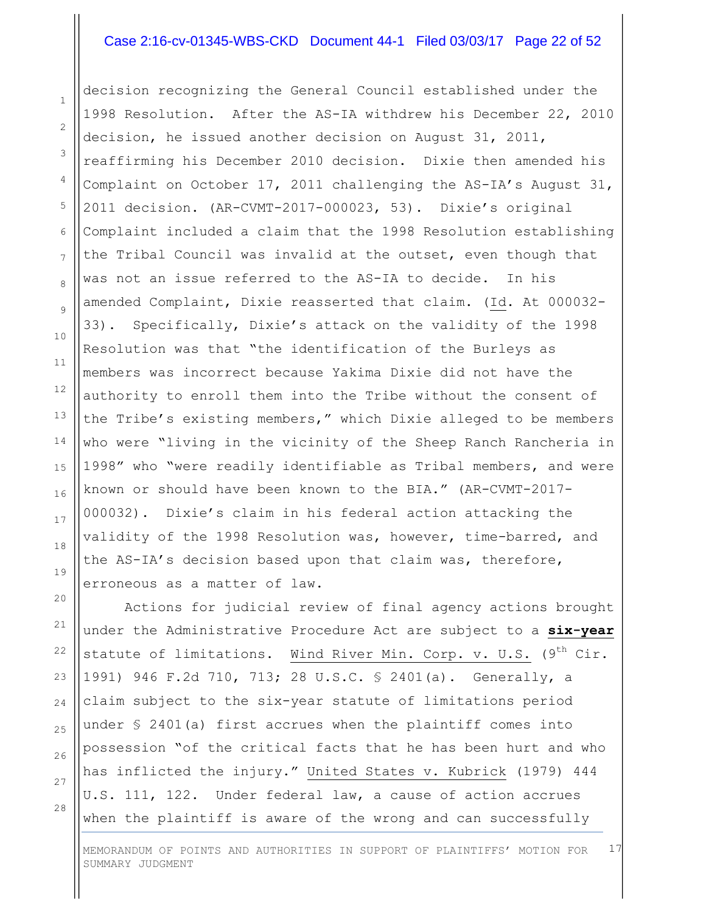decision recognizing the General Council established under the 1998 Resolution. After the AS-IA withdrew his December 22, 2010 decision, he issued another decision on August 31, 2011, reaffirming his December 2010 decision. Dixie then amended his Complaint on October 17, 2011 challenging the AS-IA's August 31, 2011 decision. (AR-CVMT-2017-000023, 53). Dixie's original Complaint included a claim that the 1998 Resolution establishing the Tribal Council was invalid at the outset, even though that was not an issue referred to the AS-IA to decide. In his amended Complaint, Dixie reasserted that claim. (Id. At 000032-33). Specifically, Dixie's attack on the validity of the 1998 Resolution was that "the identification of the Burleys as members was incorrect because Yakima Dixie did not have the authority to enroll them into the Tribe without the consent of the Tribe's existing members," which Dixie alleged to be members who were "living in the vicinity of the Sheep Ranch Rancheria in 1998" who "were readily identifiable as Tribal members, and were known or should have been known to the BIA." (AR-CVMT-2017-000032). Dixie's claim in his federal action attacking the validity of the 1998 Resolution was, however, time-barred, and the AS-IA's decision based upon that claim was, therefore, erroneous as a matter of law.

Actions for judicial review of final agency actions brought under the Administrative Procedure Act are subject to a **six-year** statute of limitations. Wind River Min. Corp. v. U.S. (9th Cir. 1991) 946 F.2d 710, 713; 28 U.S.C. § 2401(a). Generally, a claim subject to the six-year statute of limitations period under § 2401(a) first accrues when the plaintiff comes into possession "of the critical facts that he has been hurt and who has inflicted the injury." United States v. Kubrick (1979) 444 U.S. 111, 122. Under federal law, a cause of action accrues when the plaintiff is aware of the wrong and can successfully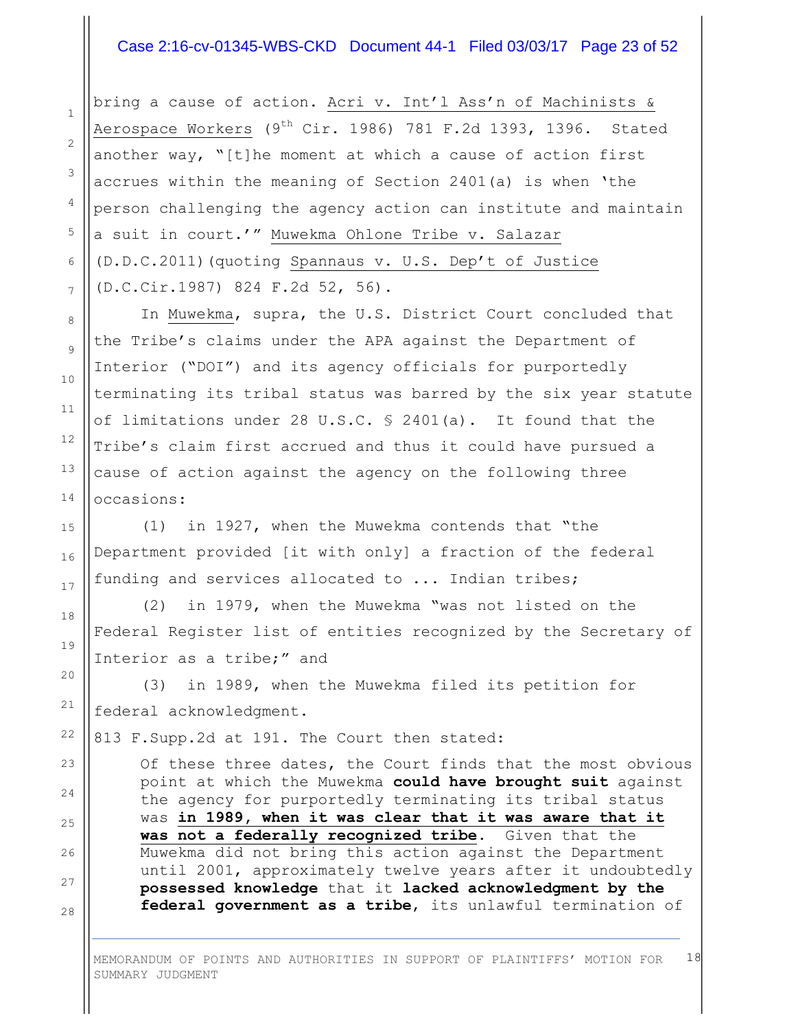bring a cause of action. Acri v. Int'l Ass'n of Machinists & Aerospace Workers (9th Cir. 1986) 781 F.2d 1393, 1396. Stated another way, "[t]he moment at which a cause of action first accrues within the meaning of Section 2401(a) is when 'the person challenging the agency action can institute and maintain a suit in court.'" Muwekma Ohlone Tribe v. Salazar (D.D.C.2011)(quoting Spannaus v. U.S. Dep't of Justice (D.C.Cir.1987) 824 F.2d 52, 56).

In Muwekma, supra, the U.S. District Court concluded that the Tribe's claims under the APA against the Department of Interior ("DOI") and its agency officials for purportedly terminating its tribal status was barred by the six year statute of limitations under 28 U.S.C. § 2401(a). It found that the Tribe's claim first accrued and thus it could have pursued a cause of action against the agency on the following three occasions:

(1) in 1927, when the Muwekma contends that "the Department provided [it with only] a fraction of the federal funding and services allocated to ... Indian tribes;

(2) in 1979, when the Muwekma "was not listed on the Federal Register list of entities recognized by the Secretary of Interior as a tribe;" and

(3) in 1989, when the Muwekma filed its petition for federal acknowledgment.

813 F.Supp.2d at 191. The Court then stated:

> Of these three dates, the Court finds that the most obvious point at which the Muwekma **could have brought suit** against the agency for purportedly terminating its tribal status was **in 1989, when it was clear that it was aware that it was not a federally recognized tribe**. Given that the Muwekma did not bring this action against the Department until 2001, approximately twelve years after it undoubtedly **possessed knowledge** that it **lacked acknowledgment by the federal government as a tribe**, its unlawful termination of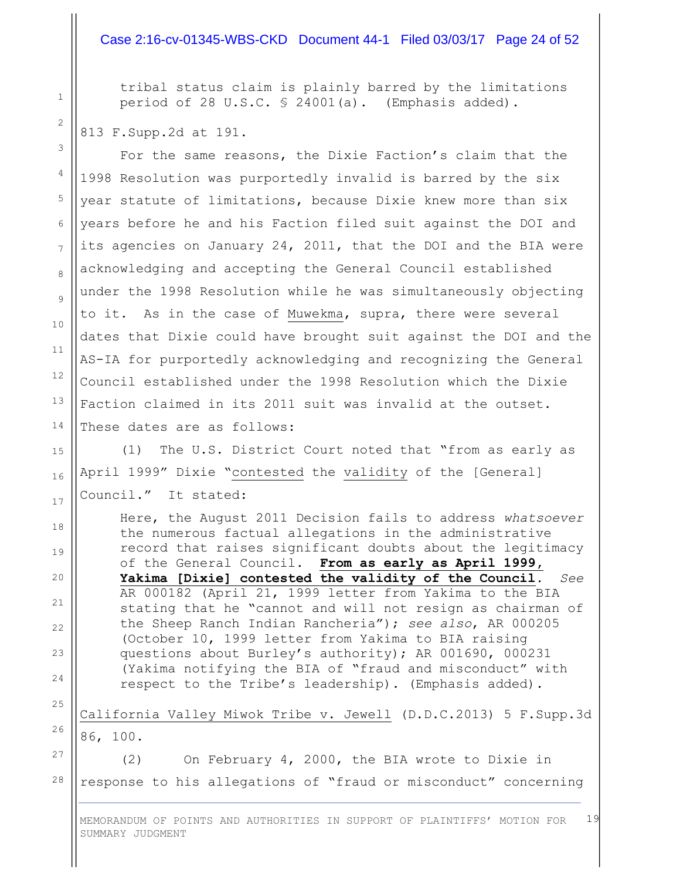> tribal status claim is plainly barred by the limitations period of 28 U.S.C. § 24001(a). (Emphasis added).

813 F.Supp.2d at 191.

For the same reasons, the Dixie Faction's claim that the 1998 Resolution was purportedly invalid is barred by the six year statute of limitations, because Dixie knew more than six years before he and his Faction filed suit against the DOI and its agencies on January 24, 2011, that the DOI and the BIA were acknowledging and accepting the General Council established under the 1998 Resolution while he was simultaneously objecting to it. As in the case of Muwekma, supra, there were several dates that Dixie could have brought suit against the DOI and the AS-IA for purportedly acknowledging and recognizing the General Council established under the 1998 Resolution which the Dixie Faction claimed in its 2011 suit was invalid at the outset. These dates are as follows:

(1) The U.S. District Court noted that "from as early as April 1999" Dixie "contested the validity of the [General] Council." It stated:

> Here, the August 2011 Decision fails to address *whatsoever* the numerous factual allegations in the administrative record that raises significant doubts about the legitimacy of the General Council. **From as early as April 1999, Yakima [Dixie] contested the validity of the Council**. *See* AR 000182 (April 21, 1999 letter from Yakima to the BIA stating that he "cannot and will not resign as chairman of the Sheep Ranch Indian Rancheria"); *see also*, AR 000205 (October 10, 1999 letter from Yakima to BIA raising questions about Burley's authority); AR 001690, 000231 (Yakima notifying the BIA of "fraud and misconduct" with respect to the Tribe's leadership). (Emphasis added).

California Valley Miwok Tribe v. Jewell (D.D.C.2013) 5 F.Supp.3d 86, 100.

(2) On February 4, 2000, the BIA wrote to Dixie in response to his allegations of "fraud or misconduct" concerning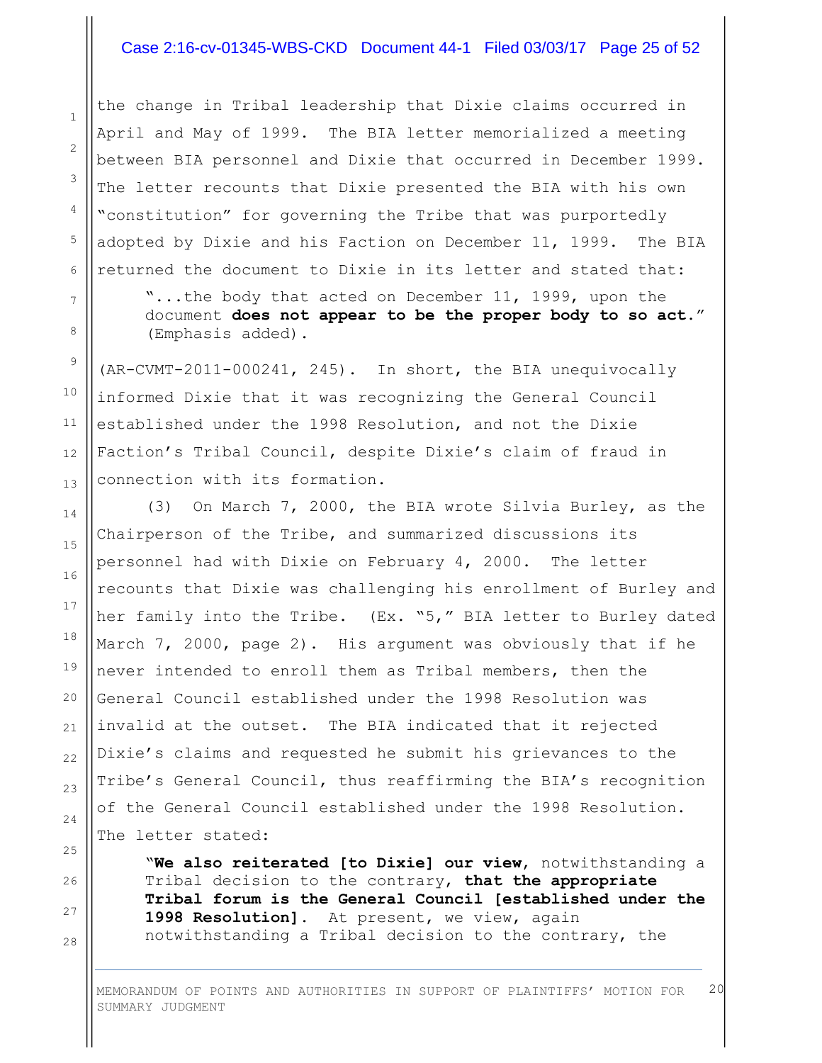the change in Tribal leadership that Dixie claims occurred in April and May of 1999. The BIA letter memorialized a meeting between BIA personnel and Dixie that occurred in December 1999. The letter recounts that Dixie presented the BIA with his own "constitution" for governing the Tribe that was purportedly adopted by Dixie and his Faction on December 11, 1999. The BIA returned the document to Dixie in its letter and stated that:

> "...the body that acted on December 11, 1999, upon the document **does not appear to be the proper body to so act**." (Emphasis added).

(AR-CVMT-2011-000241, 245). In short, the BIA unequivocally informed Dixie that it was recognizing the General Council established under the 1998 Resolution, and not the Dixie Faction's Tribal Council, despite Dixie's claim of fraud in connection with its formation.

(3) On March 7, 2000, the BIA wrote Silvia Burley, as the Chairperson of the Tribe, and summarized discussions its personnel had with Dixie on February 4, 2000. The letter recounts that Dixie was challenging his enrollment of Burley and her family into the Tribe. (Ex. "5," BIA letter to Burley dated March 7, 2000, page 2). His argument was obviously that if he never intended to enroll them as Tribal members, then the General Council established under the 1998 Resolution was invalid at the outset. The BIA indicated that it rejected Dixie's claims and requested he submit his grievances to the Tribe's General Council, thus reaffirming the BIA's recognition of the General Council established under the 1998 Resolution. The letter stated:

> "**We also reiterated [to Dixie] our view**, notwithstanding a Tribal decision to the contrary, **that the appropriate Tribal forum is the General Council [established under the 1998 Resolution]**. At present, we view, again notwithstanding a Tribal decision to the contrary, the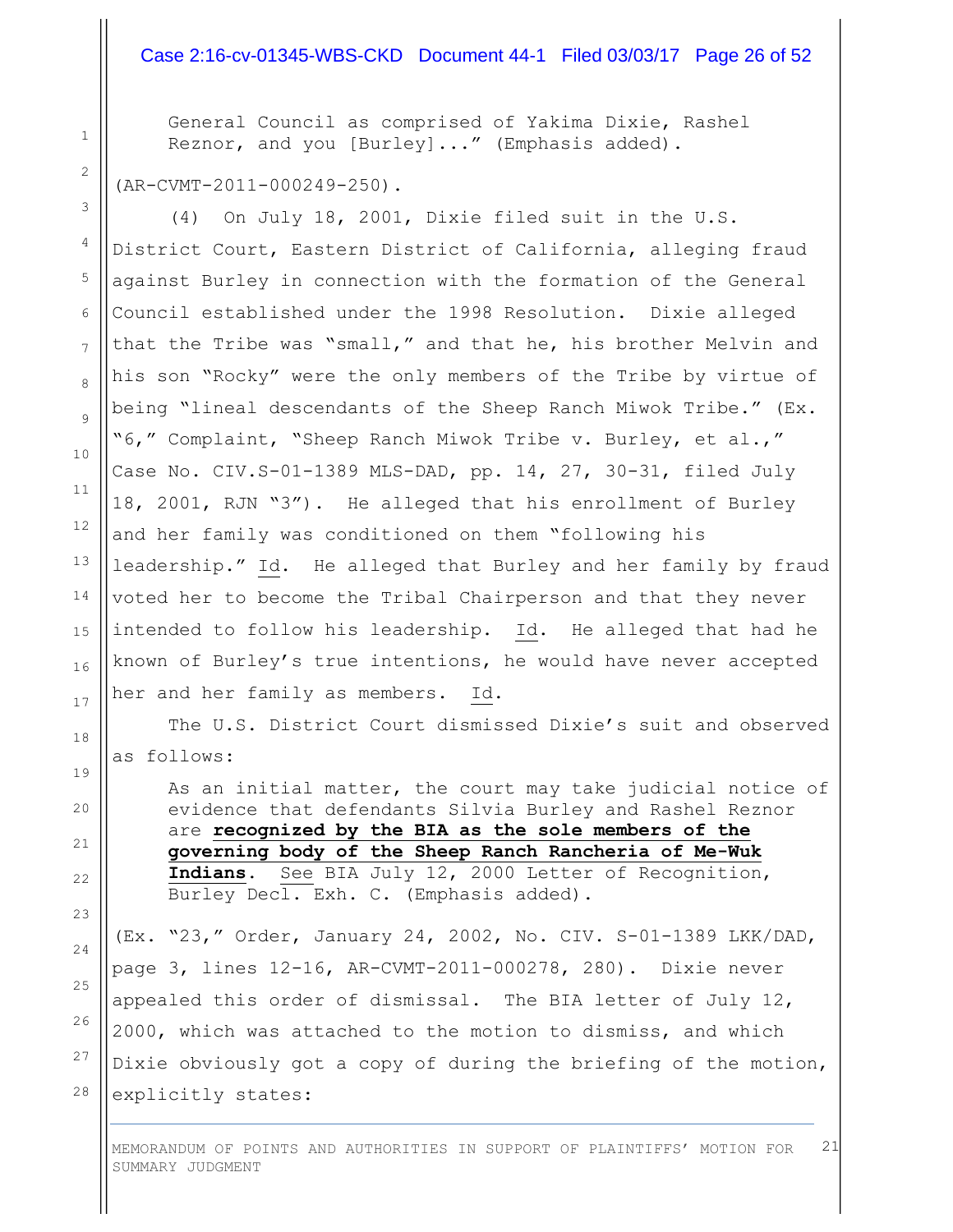> General Council as comprised of Yakima Dixie, Rashel Reznor, and you [Burley]..." (Emphasis added).

(AR-CVMT-2011-000249-250).

(4) On July 18, 2001, Dixie filed suit in the U.S. District Court, Eastern District of California, alleging fraud against Burley in connection with the formation of the General Council established under the 1998 Resolution. Dixie alleged that the Tribe was "small," and that he, his brother Melvin and his son "Rocky" were the only members of the Tribe by virtue of being "lineal descendants of the Sheep Ranch Miwok Tribe." (Ex. "6," Complaint, "Sheep Ranch Miwok Tribe v. Burley, et al.," Case No. CIV.S-01-1389 MLS-DAD, pp. 14, 27, 30-31, filed July 18, 2001, RJN "3"). He alleged that his enrollment of Burley and her family was conditioned on them "following his leadership." Id. He alleged that Burley and her family by fraud voted her to become the Tribal Chairperson and that they never intended to follow his leadership. Id. He alleged that had he known of Burley's true intentions, he would have never accepted her and her family as members. Id.

The U.S. District Court dismissed Dixie's suit and observed as follows:

> As an initial matter, the court may take judicial notice of evidence that defendants Silvia Burley and Rashel Reznor are **recognized by the BIA as the sole members of the governing body of the Sheep Ranch Rancheria of Me-Wuk Indians**. See BIA July 12, 2000 Letter of Recognition, Burley Decl. Exh. C. (Emphasis added).

(Ex. "23," Order, January 24, 2002, No. CIV. S-01-1389 LKK/DAD, page 3, lines 12-16, AR-CVMT-2011-000278, 280). Dixie never appealed this order of dismissal. The BIA letter of July 12, 2000, which was attached to the motion to dismiss, and which Dixie obviously got a copy of during the briefing of the motion, explicitly states: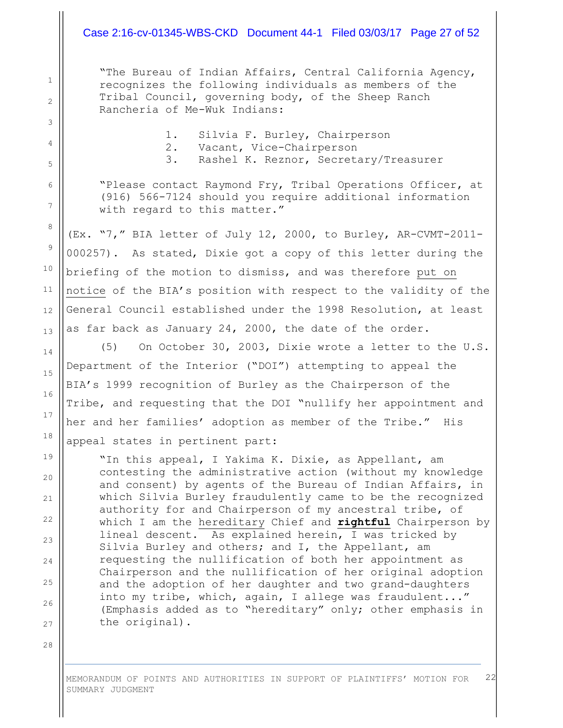"The Bureau of Indian Affairs, Central California Agency, recognizes the following individuals as members of the Tribal Council, governing body, of the Sheep Ranch Rancheria of Me-Wuk Indians:

1. Silvia F. Burley, Chairperson
2. Vacant, Vice-Chairperson
3. Rashel K. Reznor, Secretary/Treasurer

"Please contact Raymond Fry, Tribal Operations Officer, at (916) 566-7124 should you require additional information with regard to this matter."

(Ex. "7," BIA letter of July 12, 2000, to Burley, AR-CVMT-2011-000257). As stated, Dixie got a copy of this letter during the briefing of the motion to dismiss, and was therefore <u>put on notice</u> of the BIA's position with respect to the validity of the General Council established under the 1998 Resolution, at least as far back as January 24, 2000, the date of the order.

(5) On October 30, 2003, Dixie wrote a letter to the U.S. Department of the Interior ("DOI") attempting to appeal the BIA's 1999 recognition of Burley as the Chairperson of the Tribe, and requesting that the DOI "nullify her appointment and her and her families' adoption as member of the Tribe." His appeal states in pertinent part:

"In this appeal, I Yakima K. Dixie, as Appellant, am contesting the administrative action (without my knowledge and consent) by agents of the Bureau of Indian Affairs, in which Silvia Burley fraudulently came to be the recognized authority for and Chairperson of my ancestral tribe, of which I am the <u>hereditary</u> Chief and <u>**rightful**</u> Chairperson by lineal descent. As explained herein, I was tricked by Silvia Burley and others; and I, the Appellant, am requesting the nullification of both her appointment as Chairperson and the nullification of her original adoption and the adoption of her daughter and two grand-daughters into my tribe, which, again, I allege was fraudulent..." (Emphasis added as to "hereditary" only; other emphasis in the original).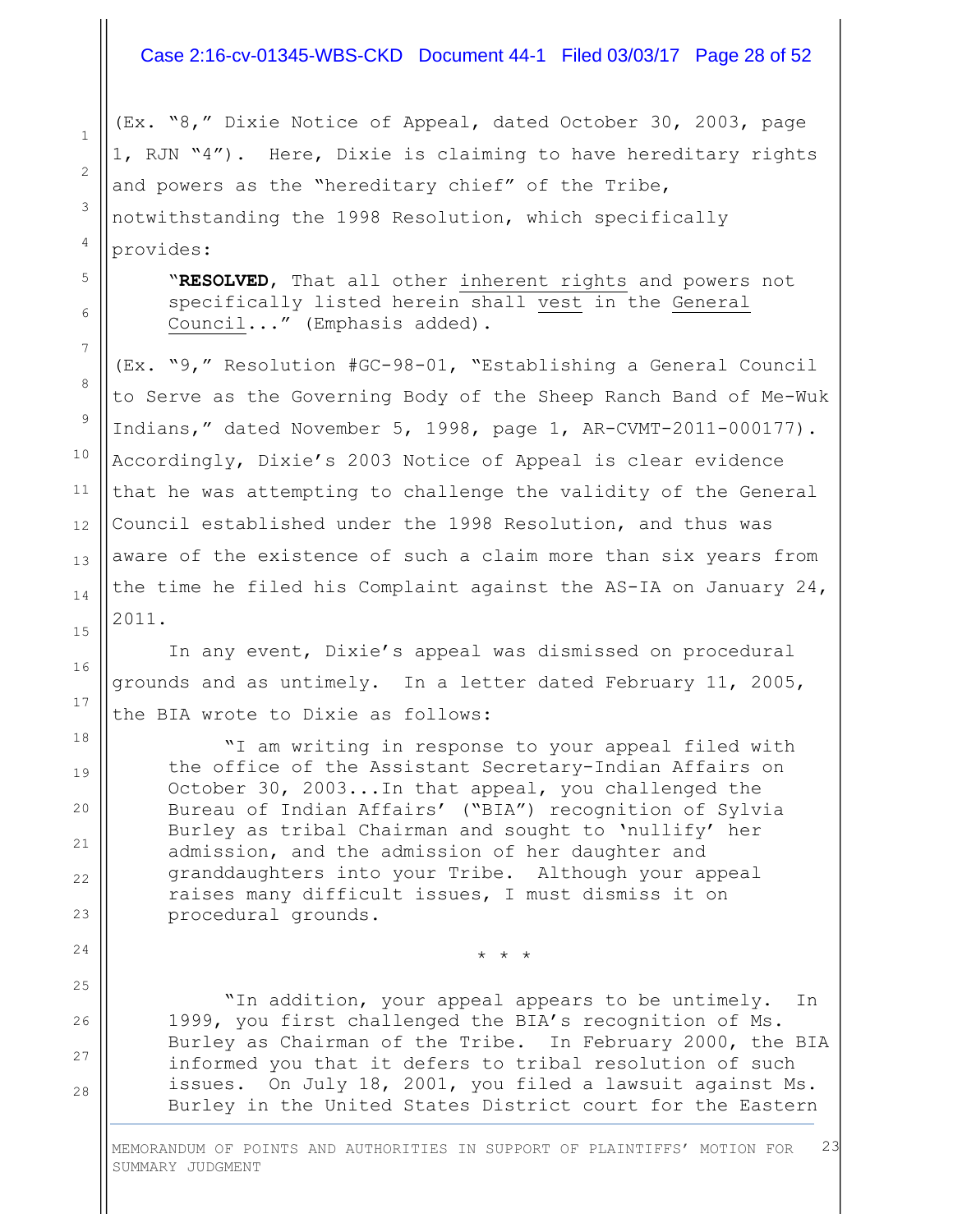(Ex. "8," Dixie Notice of Appeal, dated October 30, 2003, page 1, RJN "4"). Here, Dixie is claiming to have hereditary rights and powers as the "hereditary chief" of the Tribe, notwithstanding the 1998 Resolution, which specifically provides:

> "**RESOLVED**, That all other inherent rights and powers not specifically listed herein shall vest in the General Council..." (Emphasis added).

(Ex. "9," Resolution #GC-98-01, "Establishing a General Council to Serve as the Governing Body of the Sheep Ranch Band of Me-Wuk Indians," dated November 5, 1998, page 1, AR-CVMT-2011-000177). Accordingly, Dixie's 2003 Notice of Appeal is clear evidence that he was attempting to challenge the validity of the General Council established under the 1998 Resolution, and thus was aware of the existence of such a claim more than six years from the time he filed his Complaint against the AS-IA on January 24, 2011.

In any event, Dixie's appeal was dismissed on procedural grounds and as untimely. In a letter dated February 11, 2005, the BIA wrote to Dixie as follows:

> "I am writing in response to your appeal filed with the office of the Assistant Secretary-Indian Affairs on October 30, 2003...In that appeal, you challenged the Bureau of Indian Affairs' ("BIA") recognition of Sylvia Burley as tribal Chairman and sought to 'nullify' her admission, and the admission of her daughter and granddaughters into your Tribe. Although your appeal raises many difficult issues, I must dismiss it on procedural grounds.
>
> \* \* \*
>
> "In addition, your appeal appears to be untimely. In 1999, you first challenged the BIA's recognition of Ms. Burley as Chairman of the Tribe. In February 2000, the BIA informed you that it defers to tribal resolution of such issues. On July 18, 2001, you filed a lawsuit against Ms. Burley in the United States District court for the Eastern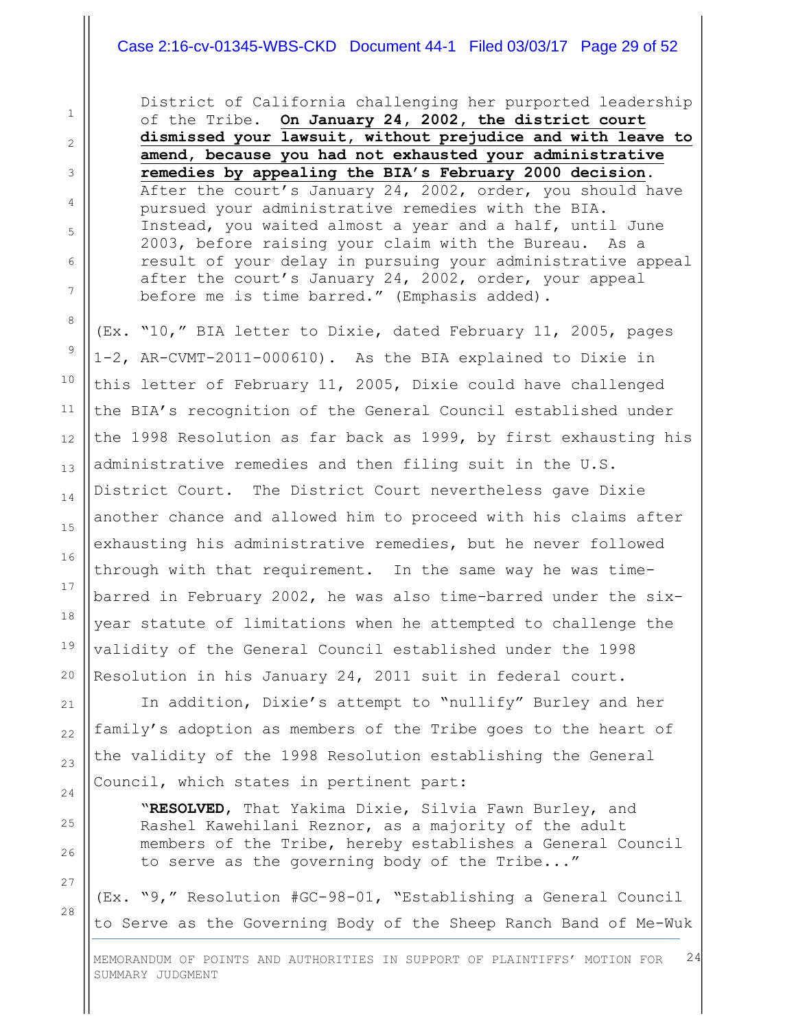> District of California challenging her purported leadership of the Tribe. **On January 24, 2002, the district court dismissed your lawsuit, without prejudice and with leave to amend, because you had not exhausted your administrative remedies by appealing the BIA's February 2000 decision.** After the court's January 24, 2002, order, you should have pursued your administrative remedies with the BIA. Instead, you waited almost a year and a half, until June 2003, before raising your claim with the Bureau. As a result of your delay in pursuing your administrative appeal after the court's January 24, 2002, order, your appeal before me is time barred." (Emphasis added).

(Ex. "10," BIA letter to Dixie, dated February 11, 2005, pages 1-2, AR-CVMT-2011-000610). As the BIA explained to Dixie in this letter of February 11, 2005, Dixie could have challenged the BIA's recognition of the General Council established under the 1998 Resolution as far back as 1999, by first exhausting his administrative remedies and then filing suit in the U.S. District Court. The District Court nevertheless gave Dixie another chance and allowed him to proceed with his claims after exhausting his administrative remedies, but he never followed through with that requirement. In the same way he was time-barred in February 2002, he was also time-barred under the six-year statute of limitations when he attempted to challenge the validity of the General Council established under the 1998 Resolution in his January 24, 2011 suit in federal court.

In addition, Dixie's attempt to "nullify" Burley and her family's adoption as members of the Tribe goes to the heart of the validity of the 1998 Resolution establishing the General Council, which states in pertinent part:

> "**RESOLVED**, That Yakima Dixie, Silvia Fawn Burley, and Rashel Kawehilani Reznor, as a majority of the adult members of the Tribe, hereby establishes a General Council to serve as the governing body of the Tribe..."

(Ex. "9," Resolution #GC-98-01, "Establishing a General Council to Serve as the Governing Body of the Sheep Ranch Band of Me-Wuk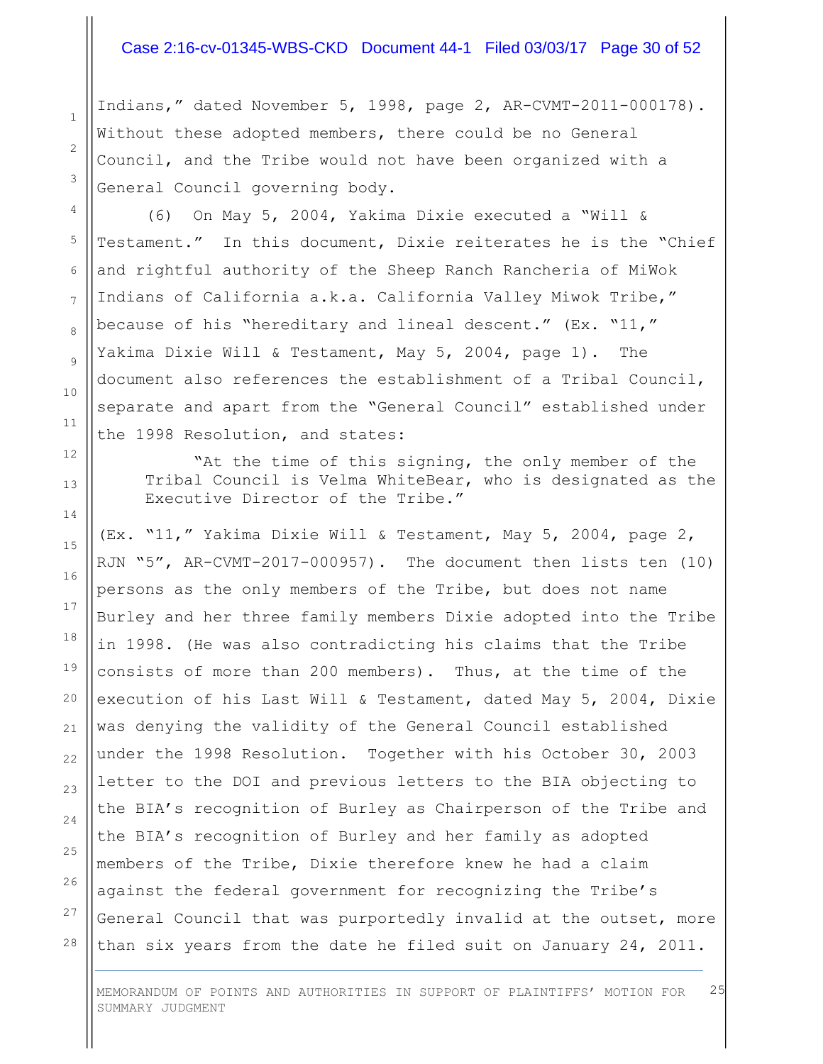Indians," dated November 5, 1998, page 2, AR-CVMT-2011-000178). Without these adopted members, there could be no General Council, and the Tribe would not have been organized with a General Council governing body.

(6) On May 5, 2004, Yakima Dixie executed a "Will & Testament." In this document, Dixie reiterates he is the "Chief and rightful authority of the Sheep Ranch Rancheria of MiWok Indians of California a.k.a. California Valley Miwok Tribe," because of his "hereditary and lineal descent." (Ex. "11," Yakima Dixie Will & Testament, May 5, 2004, page 1). The document also references the establishment of a Tribal Council, separate and apart from the "General Council" established under the 1998 Resolution, and states:

> "At the time of this signing, the only member of the Tribal Council is Velma WhiteBear, who is designated as the Executive Director of the Tribe."

(Ex. "11," Yakima Dixie Will & Testament, May 5, 2004, page 2, RJN "5", AR-CVMT-2017-000957). The document then lists ten (10) persons as the only members of the Tribe, but does not name Burley and her three family members Dixie adopted into the Tribe in 1998. (He was also contradicting his claims that the Tribe consists of more than 200 members). Thus, at the time of the execution of his Last Will & Testament, dated May 5, 2004, Dixie was denying the validity of the General Council established under the 1998 Resolution. Together with his October 30, 2003 letter to the DOI and previous letters to the BIA objecting to the BIA's recognition of Burley as Chairperson of the Tribe and the BIA's recognition of Burley and her family as adopted members of the Tribe, Dixie therefore knew he had a claim against the federal government for recognizing the Tribe's General Council that was purportedly invalid at the outset, more than six years from the date he filed suit on January 24, 2011.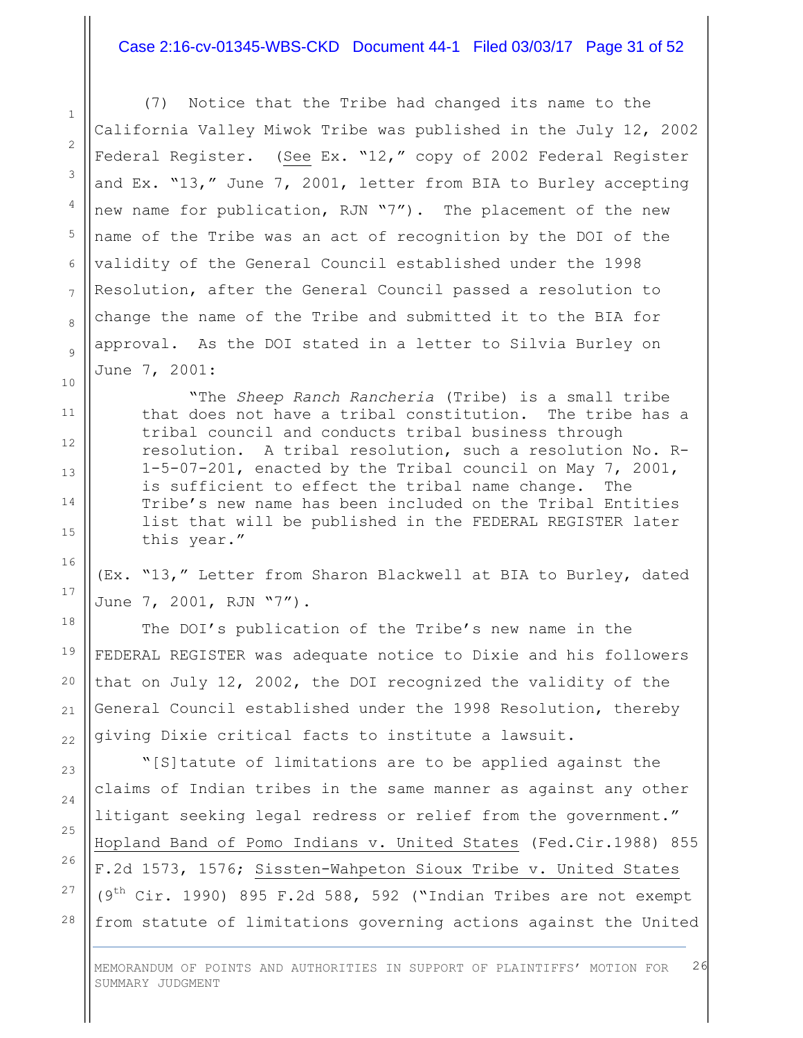(7) Notice that the Tribe had changed its name to the California Valley Miwok Tribe was published in the July 12, 2002 Federal Register. (See Ex. "12," copy of 2002 Federal Register and Ex. "13," June 7, 2001, letter from BIA to Burley accepting new name for publication, RJN "7"). The placement of the new name of the Tribe was an act of recognition by the DOI of the validity of the General Council established under the 1998 Resolution, after the General Council passed a resolution to change the name of the Tribe and submitted it to the BIA for approval. As the DOI stated in a letter to Silvia Burley on June 7, 2001:

> "The *Sheep Ranch Rancheria* (Tribe) is a small tribe that does not have a tribal constitution. The tribe has a tribal council and conducts tribal business through resolution. A tribal resolution, such a resolution No. R-1-5-07-201, enacted by the Tribal council on May 7, 2001, is sufficient to effect the tribal name change. The Tribe's new name has been included on the Tribal Entities list that will be published in the FEDERAL REGISTER later this year."

(Ex. "13," Letter from Sharon Blackwell at BIA to Burley, dated June 7, 2001, RJN "7").

The DOI's publication of the Tribe's new name in the FEDERAL REGISTER was adequate notice to Dixie and his followers that on July 12, 2002, the DOI recognized the validity of the General Council established under the 1998 Resolution, thereby giving Dixie critical facts to institute a lawsuit.

"[S]tatute of limitations are to be applied against the claims of Indian tribes in the same manner as against any other litigant seeking legal redress or relief from the government." Hopland Band of Pomo Indians v. United States (Fed.Cir.1988) 855 F.2d 1573, 1576; Sissten-Wahpeton Sioux Tribe v. United States (9th Cir. 1990) 895 F.2d 588, 592 ("Indian Tribes are not exempt from statute of limitations governing actions against the United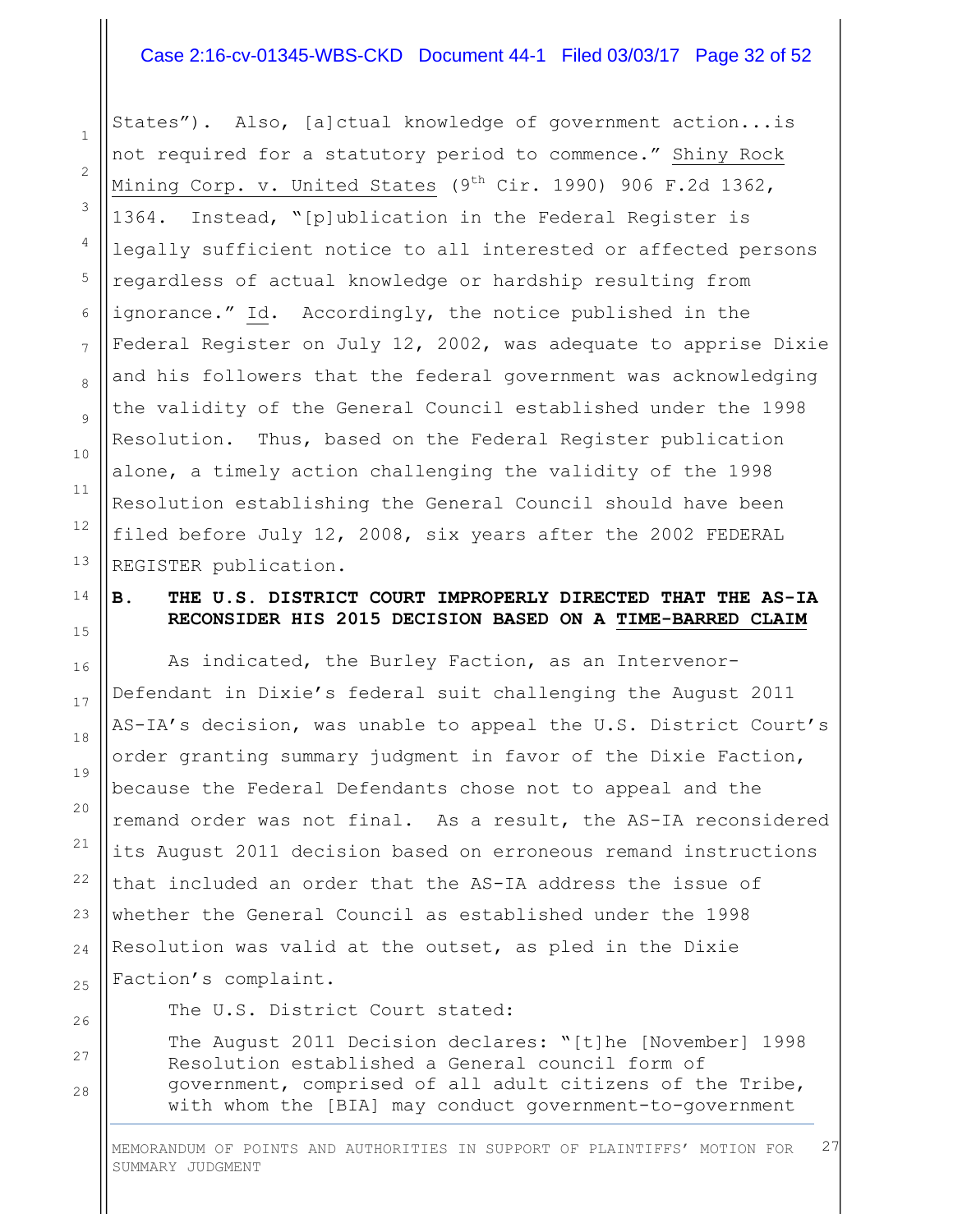States"). Also, [a]ctual knowledge of government action...is not required for a statutory period to commence." Shiny Rock Mining Corp. v. United States (9th Cir. 1990) 906 F.2d 1362, 1364. Instead, "[p]ublication in the Federal Register is legally sufficient notice to all interested or affected persons regardless of actual knowledge or hardship resulting from ignorance." Id. Accordingly, the notice published in the Federal Register on July 12, 2002, was adequate to apprise Dixie and his followers that the federal government was acknowledging the validity of the General Council established under the 1998 Resolution. Thus, based on the Federal Register publication alone, a timely action challenging the validity of the 1998 Resolution establishing the General Council should have been filed before July 12, 2008, six years after the 2002 FEDERAL REGISTER publication.

**B. THE U.S. DISTRICT COURT IMPROPERLY DIRECTED THAT THE AS-IA RECONSIDER HIS 2015 DECISION BASED ON A TIME-BARRED CLAIM**

As indicated, the Burley Faction, as an Intervenor-Defendant in Dixie's federal suit challenging the August 2011 AS-IA's decision, was unable to appeal the U.S. District Court's order granting summary judgment in favor of the Dixie Faction, because the Federal Defendants chose not to appeal and the remand order was not final. As a result, the AS-IA reconsidered its August 2011 decision based on erroneous remand instructions that included an order that the AS-IA address the issue of whether the General Council as established under the 1998 Resolution was valid at the outset, as pled in the Dixie Faction's complaint.

The U.S. District Court stated:

> The August 2011 Decision declares: "[t]he [November] 1998 Resolution established a General council form of government, comprised of all adult citizens of the Tribe, with whom the [BIA] may conduct government-to-government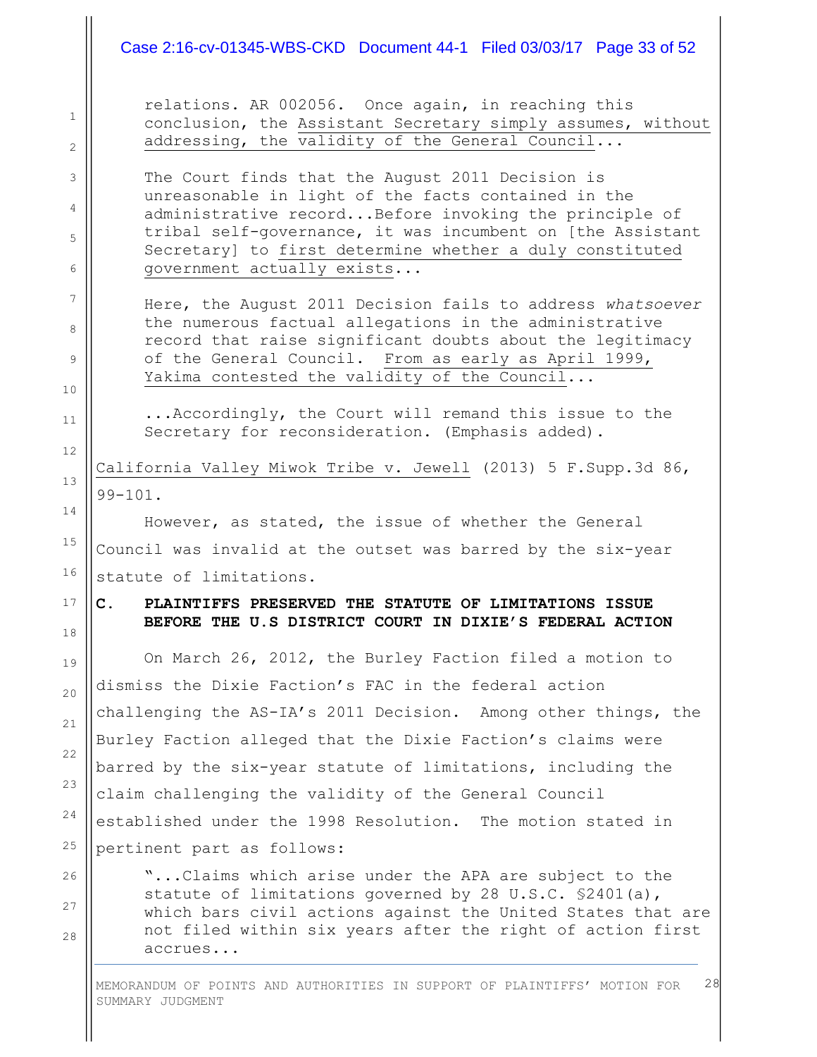> relations. AR 002056. Once again, in reaching this conclusion, the <u>Assistant Secretary simply assumes, without addressing, the validity of the General Council</u>...
>
> The Court finds that the August 2011 Decision is unreasonable in light of the facts contained in the administrative record...Before invoking the principle of tribal self-governance, it was incumbent on [the Assistant Secretary] to <u>first determine whether a duly constituted government actually exists</u>...
>
> Here, the August 2011 Decision fails to address *whatsoever* the numerous factual allegations in the administrative record that raise significant doubts about the legitimacy of the General Council. <u>From as early as April 1999, Yakima contested the validity of the Council</u>...
>
> ...Accordingly, the Court will remand this issue to the Secretary for reconsideration. (Emphasis added).

<u>California Valley Miwok Tribe v. Jewell</u> (2013) 5 F.Supp.3d 86, 99-101.

However, as stated, the issue of whether the General Council was invalid at the outset was barred by the six-year statute of limitations.

**C. PLAINTIFFS PRESERVED THE STATUTE OF LIMITATIONS ISSUE BEFORE THE U.S DISTRICT COURT IN DIXIE'S FEDERAL ACTION**

On March 26, 2012, the Burley Faction filed a motion to dismiss the Dixie Faction's FAC in the federal action challenging the AS-IA's 2011 Decision. Among other things, the Burley Faction alleged that the Dixie Faction's claims were barred by the six-year statute of limitations, including the claim challenging the validity of the General Council established under the 1998 Resolution. The motion stated in pertinent part as follows:

> "...Claims which arise under the APA are subject to the statute of limitations governed by 28 U.S.C. §2401(a), which bars civil actions against the United States that are not filed within six years after the right of action first accrues...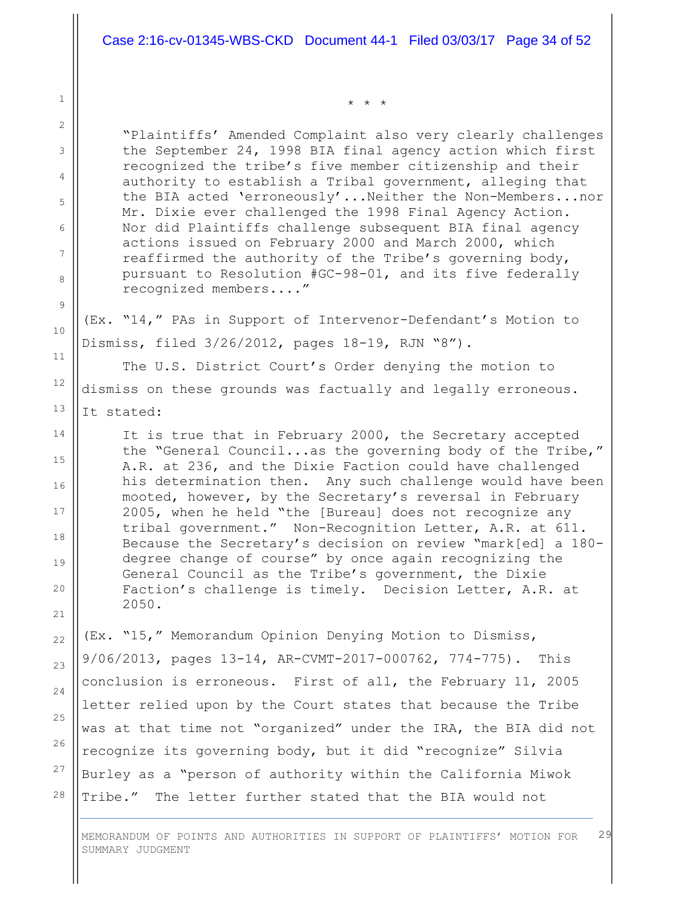\* \* \*

> "Plaintiffs' Amended Complaint also very clearly challenges the September 24, 1998 BIA final agency action which first recognized the tribe's five member citizenship and their authority to establish a Tribal government, alleging that the BIA acted 'erroneously'...Neither the Non-Members...nor Mr. Dixie ever challenged the 1998 Final Agency Action. Nor did Plaintiffs challenge subsequent BIA final agency actions issued on February 2000 and March 2000, which reaffirmed the authority of the Tribe's governing body, pursuant to Resolution #GC-98-01, and its five federally recognized members...."

(Ex. "14," PAs in Support of Intervenor-Defendant's Motion to Dismiss, filed 3/26/2012, pages 18-19, RJN "8").

The U.S. District Court's Order denying the motion to dismiss on these grounds was factually and legally erroneous. It stated:

> It is true that in February 2000, the Secretary accepted the "General Council...as the governing body of the Tribe," A.R. at 236, and the Dixie Faction could have challenged his determination then. Any such challenge would have been mooted, however, by the Secretary's reversal in February 2005, when he held "the [Bureau] does not recognize any tribal government." Non-Recognition Letter, A.R. at 611. Because the Secretary's decision on review "mark[ed] a 180-degree change of course" by once again recognizing the General Council as the Tribe's government, the Dixie Faction's challenge is timely. Decision Letter, A.R. at 2050.

(Ex. "15," Memorandum Opinion Denying Motion to Dismiss, 9/06/2013, pages 13-14, AR-CVMT-2017-000762, 774-775). This conclusion is erroneous. First of all, the February 11, 2005 letter relied upon by the Court states that because the Tribe was at that time not "organized" under the IRA, the BIA did not recognize its governing body, but it did "recognize" Silvia Burley as a "person of authority within the California Miwok Tribe." The letter further stated that the BIA would not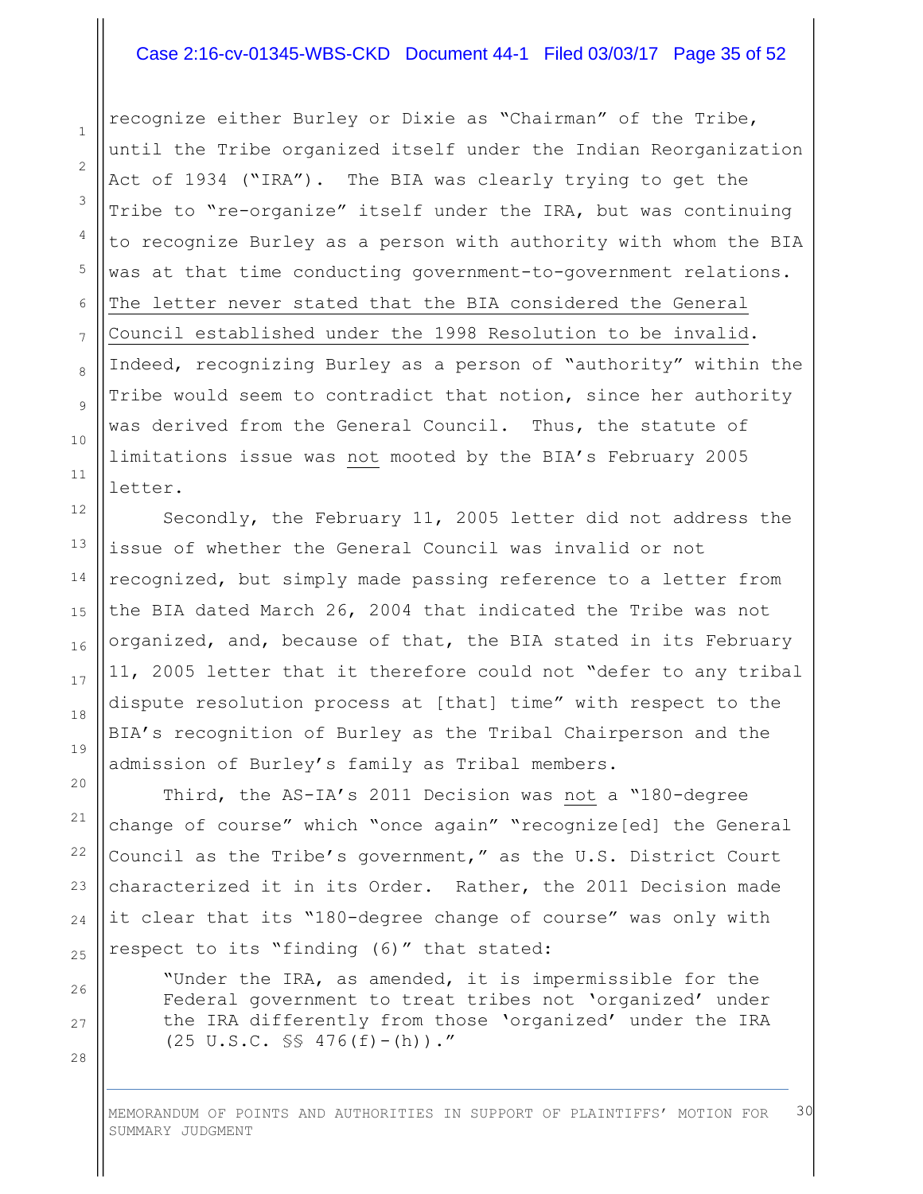recognize either Burley or Dixie as "Chairman" of the Tribe, until the Tribe organized itself under the Indian Reorganization Act of 1934 ("IRA"). The BIA was clearly trying to get the Tribe to "re-organize" itself under the IRA, but was continuing to recognize Burley as a person with authority with whom the BIA was at that time conducting government-to-government relations. <u>The letter never stated that the BIA considered the General Council established under the 1998 Resolution to be invalid</u>. Indeed, recognizing Burley as a person of "authority" within the Tribe would seem to contradict that notion, since her authority was derived from the General Council. Thus, the statute of limitations issue was <u>not</u> mooted by the BIA's February 2005 letter.

Secondly, the February 11, 2005 letter did not address the issue of whether the General Council was invalid or not recognized, but simply made passing reference to a letter from the BIA dated March 26, 2004 that indicated the Tribe was not organized, and, because of that, the BIA stated in its February 11, 2005 letter that it therefore could not "defer to any tribal dispute resolution process at [that] time" with respect to the BIA's recognition of Burley as the Tribal Chairperson and the admission of Burley's family as Tribal members.

Third, the AS-IA's 2011 Decision was <u>not</u> a "180-degree change of course" which "once again" "recognize[ed] the General Council as the Tribe's government," as the U.S. District Court characterized it in its Order. Rather, the 2011 Decision made it clear that its "180-degree change of course" was only with respect to its "finding (6)" that stated:

> "Under the IRA, as amended, it is impermissible for the Federal government to treat tribes not 'organized' under the IRA differently from those 'organized' under the IRA (25 U.S.C. §§ 476(f)-(h))."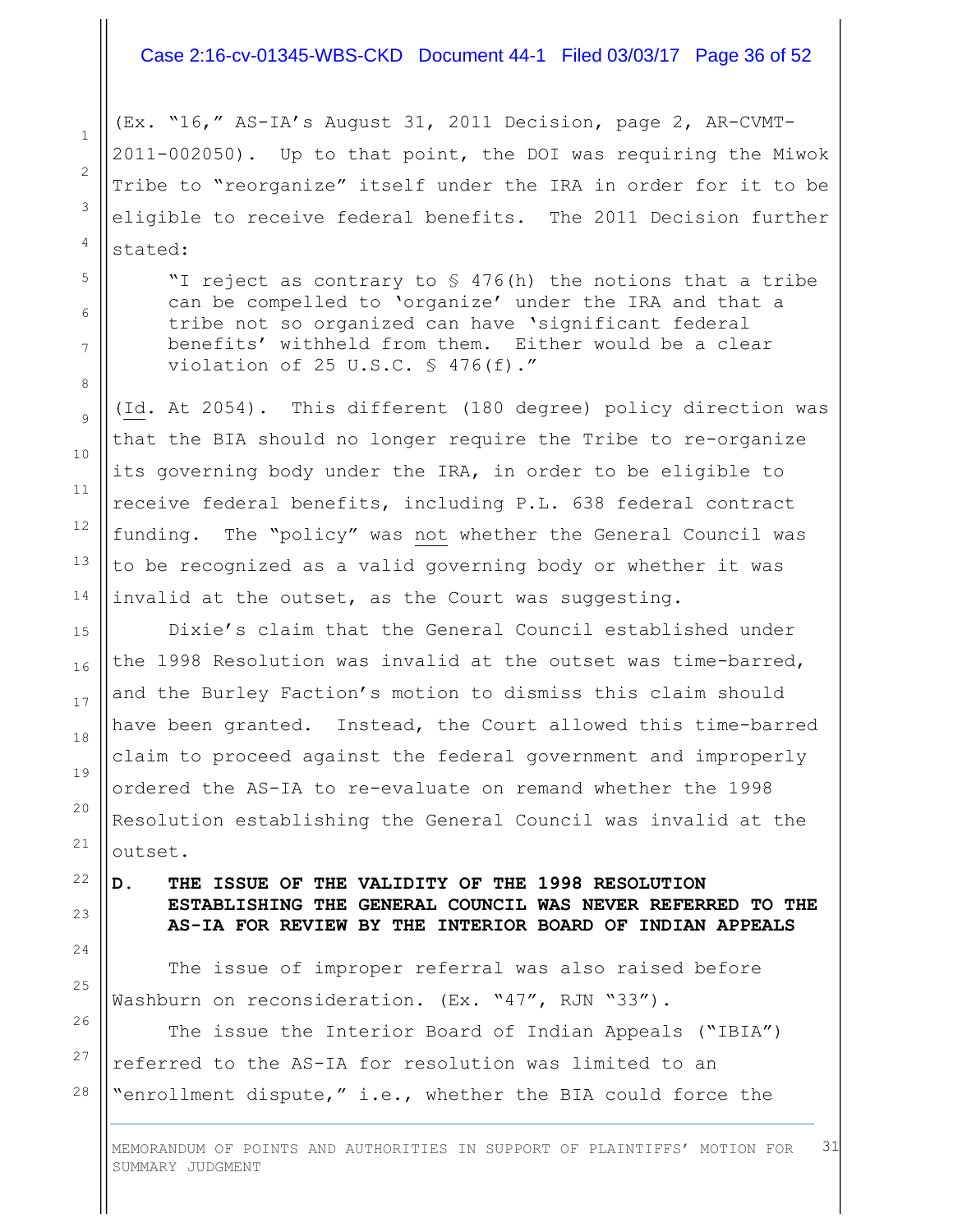(Ex. "16," AS-IA's August 31, 2011 Decision, page 2, AR-CVMT-2011-002050). Up to that point, the DOI was requiring the Miwok Tribe to "reorganize" itself under the IRA in order for it to be eligible to receive federal benefits. The 2011 Decision further stated:

> "I reject as contrary to § 476(h) the notions that a tribe can be compelled to 'organize' under the IRA and that a tribe not so organized can have 'significant federal benefits' withheld from them. Either would be a clear violation of 25 U.S.C. § 476(f)."

(Id. At 2054). This different (180 degree) policy direction was that the BIA should no longer require the Tribe to re-organize its governing body under the IRA, in order to be eligible to receive federal benefits, including P.L. 638 federal contract funding. The "policy" was not whether the General Council was to be recognized as a valid governing body or whether it was invalid at the outset, as the Court was suggesting.

Dixie's claim that the General Council established under the 1998 Resolution was invalid at the outset was time-barred, and the Burley Faction's motion to dismiss this claim should have been granted. Instead, the Court allowed this time-barred claim to proceed against the federal government and improperly ordered the AS-IA to re-evaluate on remand whether the 1998 Resolution establishing the General Council was invalid at the outset.

**D. THE ISSUE OF THE VALIDITY OF THE 1998 RESOLUTION ESTABLISHING THE GENERAL COUNCIL WAS NEVER REFERRED TO THE AS-IA FOR REVIEW BY THE INTERIOR BOARD OF INDIAN APPEALS**

The issue of improper referral was also raised before Washburn on reconsideration. (Ex. "47", RJN "33").

The issue the Interior Board of Indian Appeals ("IBIA") referred to the AS-IA for resolution was limited to an "enrollment dispute," i.e., whether the BIA could force the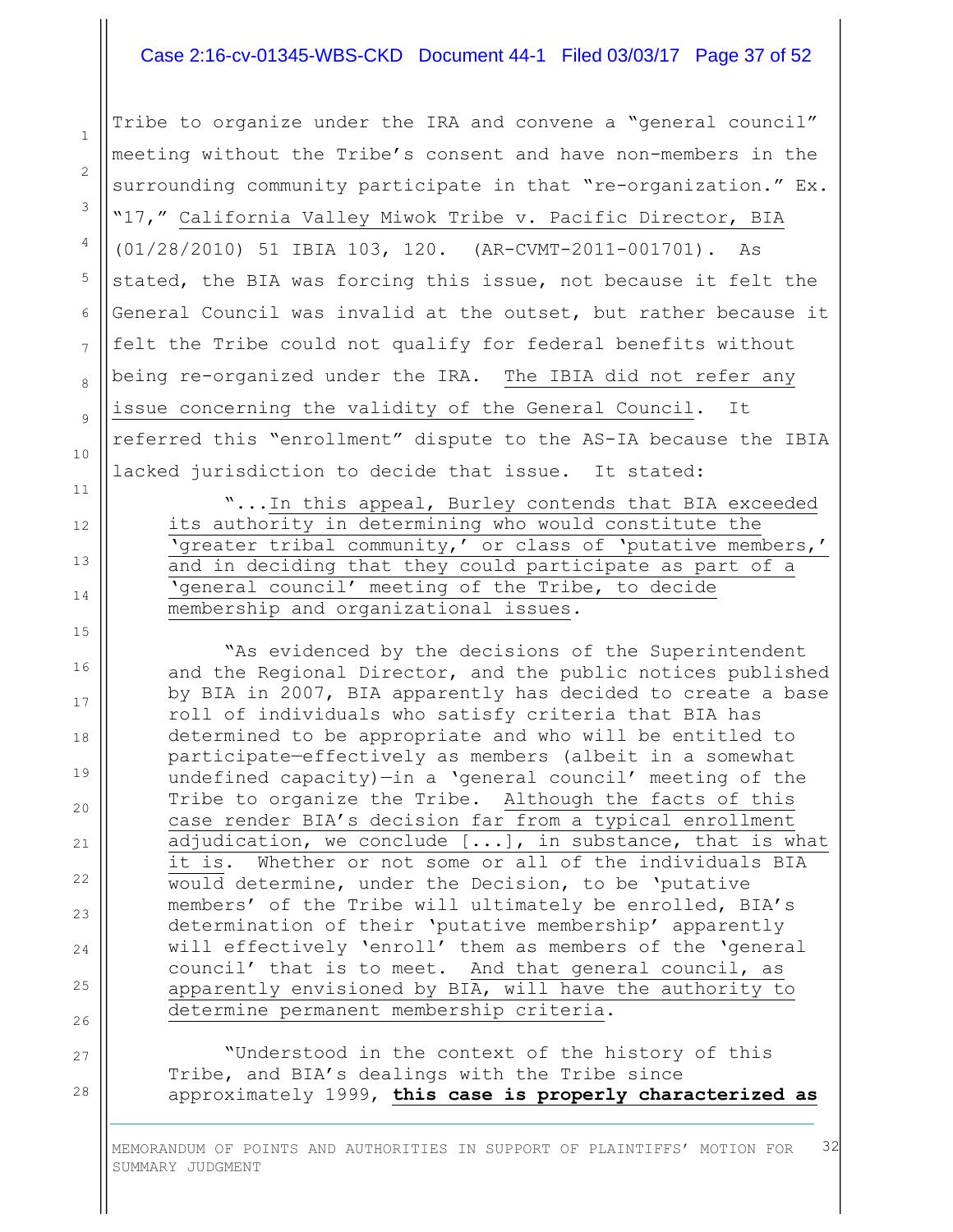Tribe to organize under the IRA and convene a "general council" meeting without the Tribe's consent and have non-members in the surrounding community participate in that "re-organization." Ex. "17," California Valley Miwok Tribe v. Pacific Director, BIA (01/28/2010) 51 IBIA 103, 120. (AR-CVMT-2011-001701). As stated, the BIA was forcing this issue, not because it felt the General Council was invalid at the outset, but rather because it felt the Tribe could not qualify for federal benefits without being re-organized under the IRA. The IBIA did not refer any issue concerning the validity of the General Council. It referred this "enrollment" dispute to the AS-IA because the IBIA lacked jurisdiction to decide that issue. It stated:

> "...In this appeal, Burley contends that BIA exceeded its authority in determining who would constitute the 'greater tribal community,' or class of 'putative members,' and in deciding that they could participate as part of a 'general council' meeting of the Tribe, to decide membership and organizational issues.
>
> "As evidenced by the decisions of the Superintendent and the Regional Director, and the public notices published by BIA in 2007, BIA apparently has decided to create a base roll of individuals who satisfy criteria that BIA has determined to be appropriate and who will be entitled to participate—effectively as members (albeit in a somewhat undefined capacity)—in a 'general council' meeting of the Tribe to organize the Tribe. Although the facts of this case render BIA's decision far from a typical enrollment adjudication, we conclude [...], in substance, that is what it is. Whether or not some or all of the individuals BIA would determine, under the Decision, to be 'putative members' of the Tribe will ultimately be enrolled, BIA's determination of their 'putative membership' apparently will effectively 'enroll' them as members of the 'general council' that is to meet. And that general council, as apparently envisioned by BIA, will have the authority to determine permanent membership criteria.
>
> "Understood in the context of the history of this Tribe, and BIA's dealings with the Tribe since approximately 1999, **this case is properly characterized as**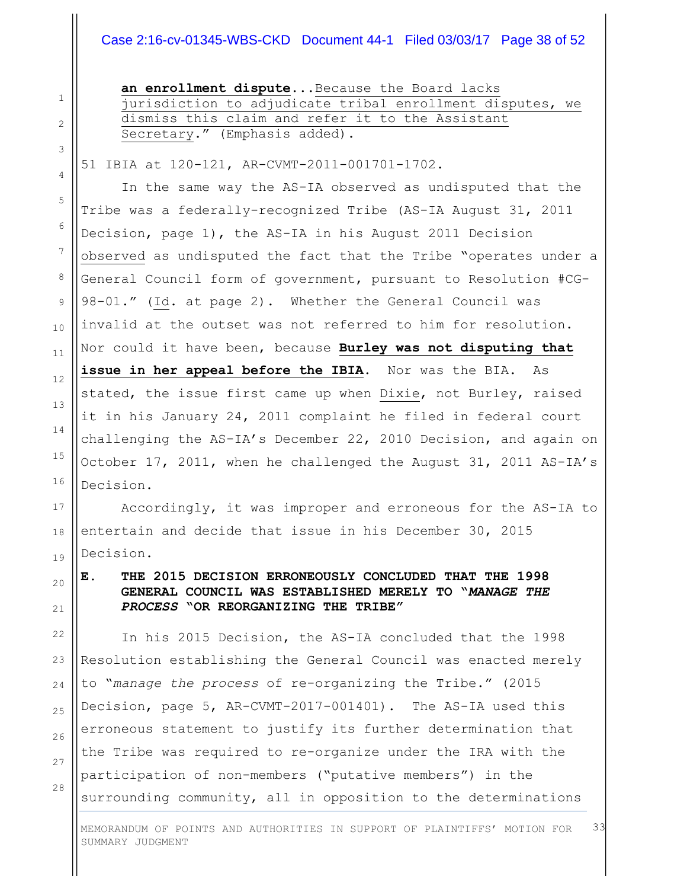> **an enrollment dispute**...Because the Board lacks jurisdiction to adjudicate tribal enrollment disputes, we dismiss this claim and refer it to the Assistant Secretary." (Emphasis added).

51 IBIA at 120-121, AR-CVMT-2011-001701-1702.

In the same way the AS-IA observed as undisputed that the Tribe was a federally-recognized Tribe (AS-IA August 31, 2011 Decision, page 1), the AS-IA in his August 2011 Decision observed as undisputed the fact that the Tribe "operates under a General Council form of government, pursuant to Resolution #CG-98-01." (Id. at page 2). Whether the General Council was invalid at the outset was not referred to him for resolution. Nor could it have been, because **Burley was not disputing that issue in her appeal before the IBIA**. Nor was the BIA. As stated, the issue first came up when Dixie, not Burley, raised it in his January 24, 2011 complaint he filed in federal court challenging the AS-IA's December 22, 2010 Decision, and again on October 17, 2011, when he challenged the August 31, 2011 AS-IA's Decision.

Accordingly, it was improper and erroneous for the AS-IA to entertain and decide that issue in his December 30, 2015 Decision.

## E. THE 2015 DECISION ERRONEOUSLY CONCLUDED THAT THE 1998 GENERAL COUNCIL WAS ESTABLISHED MERELY TO "*MANAGE THE PROCESS* "OR REORGANIZING THE TRIBE"

In his 2015 Decision, the AS-IA concluded that the 1998 Resolution establishing the General Council was enacted merely to "*manage the process* of re-organizing the Tribe." (2015 Decision, page 5, AR-CVMT-2017-001401). The AS-IA used this erroneous statement to justify its further determination that the Tribe was required to re-organize under the IRA with the participation of non-members ("putative members") in the surrounding community, all in opposition to the determinations

MEMORANDUM OF POINTS AND AUTHORITIES IN SUPPORT OF PLAINTIFFS' MOTION FOR SUMMARY JUDGMENT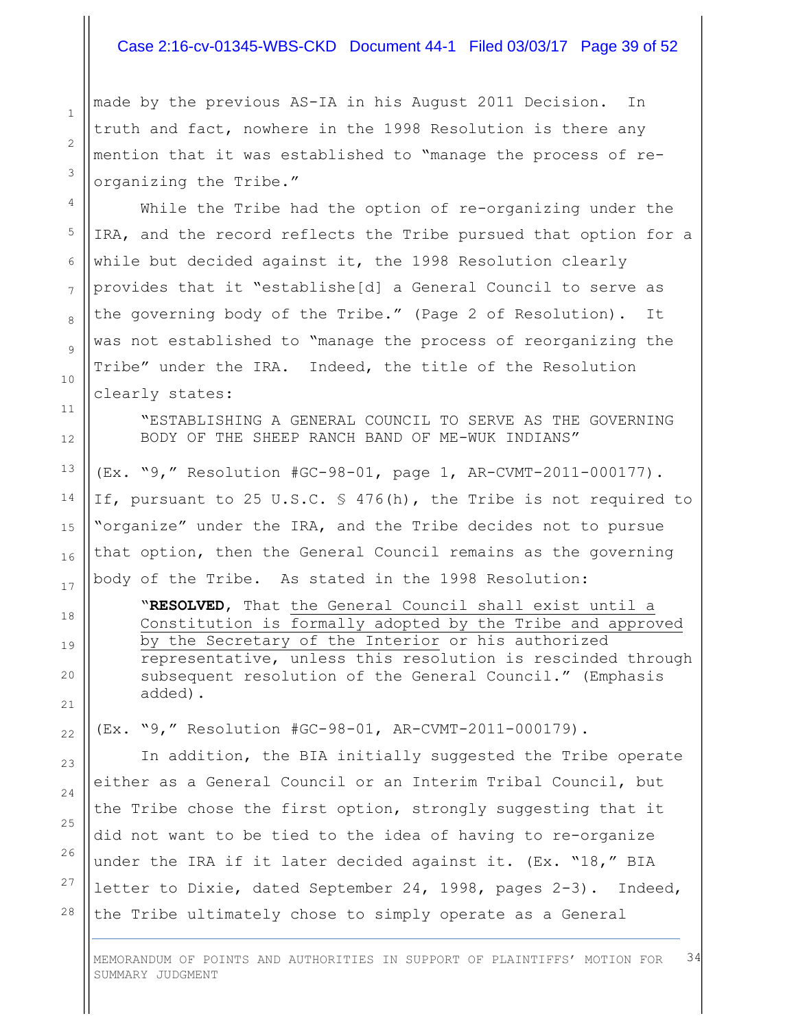made by the previous AS-IA in his August 2011 Decision. In truth and fact, nowhere in the 1998 Resolution is there any mention that it was established to "manage the process of re-organizing the Tribe."

While the Tribe had the option of re-organizing under the IRA, and the record reflects the Tribe pursued that option for a while but decided against it, the 1998 Resolution clearly provides that it "establishe[d] a General Council to serve as the governing body of the Tribe." (Page 2 of Resolution). It was not established to "manage the process of reorganizing the Tribe" under the IRA. Indeed, the title of the Resolution clearly states:

> "ESTABLISHING A GENERAL COUNCIL TO SERVE AS THE GOVERNING BODY OF THE SHEEP RANCH BAND OF ME-WUK INDIANS"

(Ex. "9," Resolution #GC-98-01, page 1, AR-CVMT-2011-000177). If, pursuant to 25 U.S.C. § 476(h), the Tribe is not required to "organize" under the IRA, and the Tribe decides not to pursue that option, then the General Council remains as the governing body of the Tribe. As stated in the 1998 Resolution:

> "**RESOLVED**, That <u>the General Council shall exist until a Constitution is formally adopted by the Tribe and approved by the Secretary of the Interior</u> or his authorized representative, unless this resolution is rescinded through subsequent resolution of the General Council." (Emphasis added).

(Ex. "9," Resolution #GC-98-01, AR-CVMT-2011-000179).

In addition, the BIA initially suggested the Tribe operate either as a General Council or an Interim Tribal Council, but the Tribe chose the first option, strongly suggesting that it did not want to be tied to the idea of having to re-organize under the IRA if it later decided against it. (Ex. "18," BIA letter to Dixie, dated September 24, 1998, pages 2-3). Indeed, the Tribe ultimately chose to simply operate as a General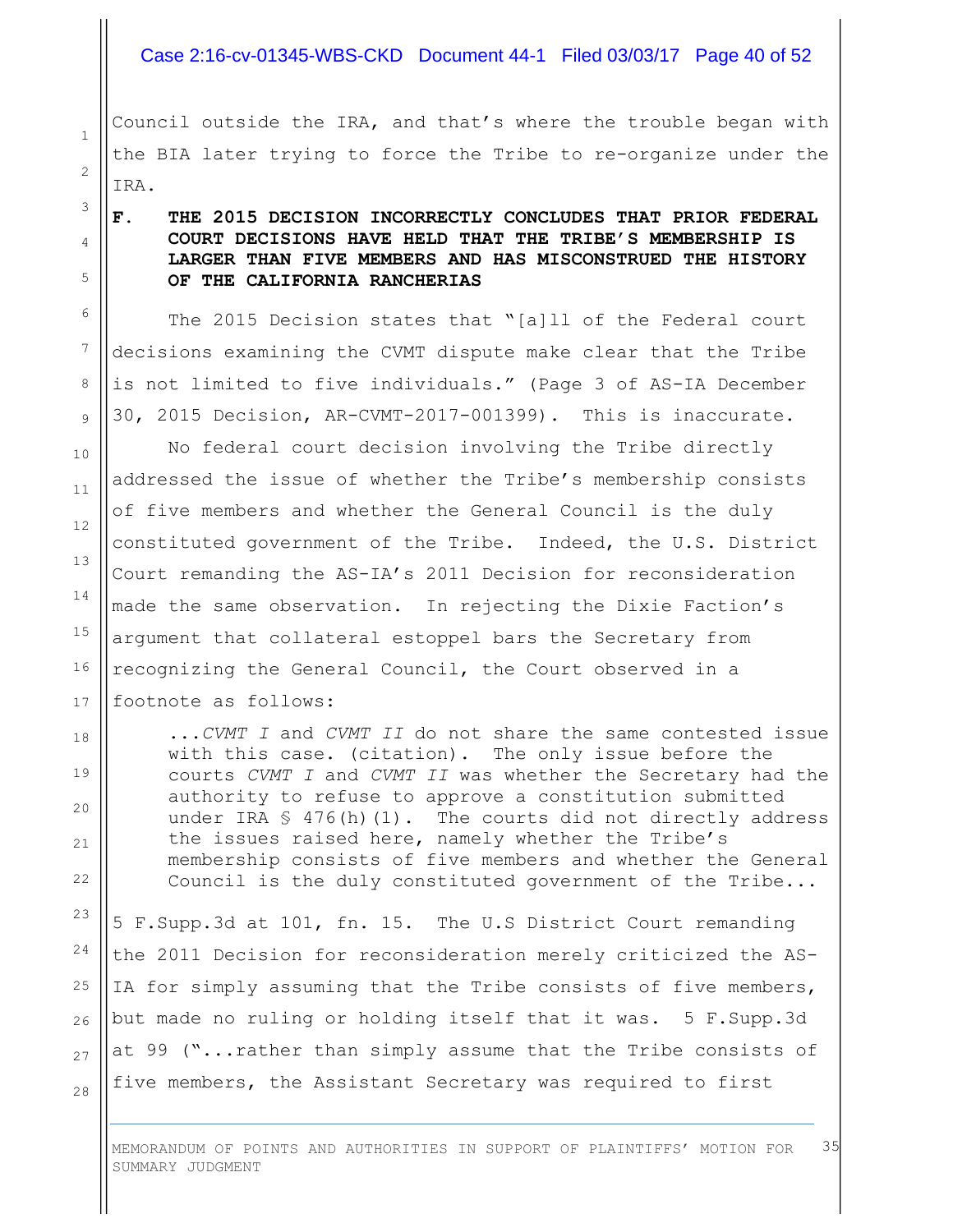Council outside the IRA, and that's where the trouble began with the BIA later trying to force the Tribe to re-organize under the IRA.

### F. THE 2015 DECISION INCORRECTLY CONCLUDES THAT PRIOR FEDERAL COURT DECISIONS HAVE HELD THAT THE TRIBE'S MEMBERSHIP IS LARGER THAN FIVE MEMBERS AND HAS MISCONSTRUED THE HISTORY OF THE CALIFORNIA RANCHERIAS

The 2015 Decision states that "[a]ll of the Federal court decisions examining the CVMT dispute make clear that the Tribe is not limited to five individuals." (Page 3 of AS-IA December 30, 2015 Decision, AR-CVMT-2017-001399). This is inaccurate.

No federal court decision involving the Tribe directly addressed the issue of whether the Tribe's membership consists of five members and whether the General Council is the duly constituted government of the Tribe. Indeed, the U.S. District Court remanding the AS-IA's 2011 Decision for reconsideration made the same observation. In rejecting the Dixie Faction's argument that collateral estoppel bars the Secretary from recognizing the General Council, the Court observed in a footnote as follows:

> ...*CVMT I* and *CVMT II* do not share the same contested issue with this case. (citation). The only issue before the courts *CVMT I* and *CVMT II* was whether the Secretary had the authority to refuse to approve a constitution submitted under IRA § 476(h)(1). The courts did not directly address the issues raised here, namely whether the Tribe's membership consists of five members and whether the General Council is the duly constituted government of the Tribe...

5 F.Supp.3d at 101, fn. 15. The U.S District Court remanding the 2011 Decision for reconsideration merely criticized the AS-IA for simply assuming that the Tribe consists of five members, but made no ruling or holding itself that it was. 5 F.Supp.3d at 99 ("...rather than simply assume that the Tribe consists of five members, the Assistant Secretary was required to first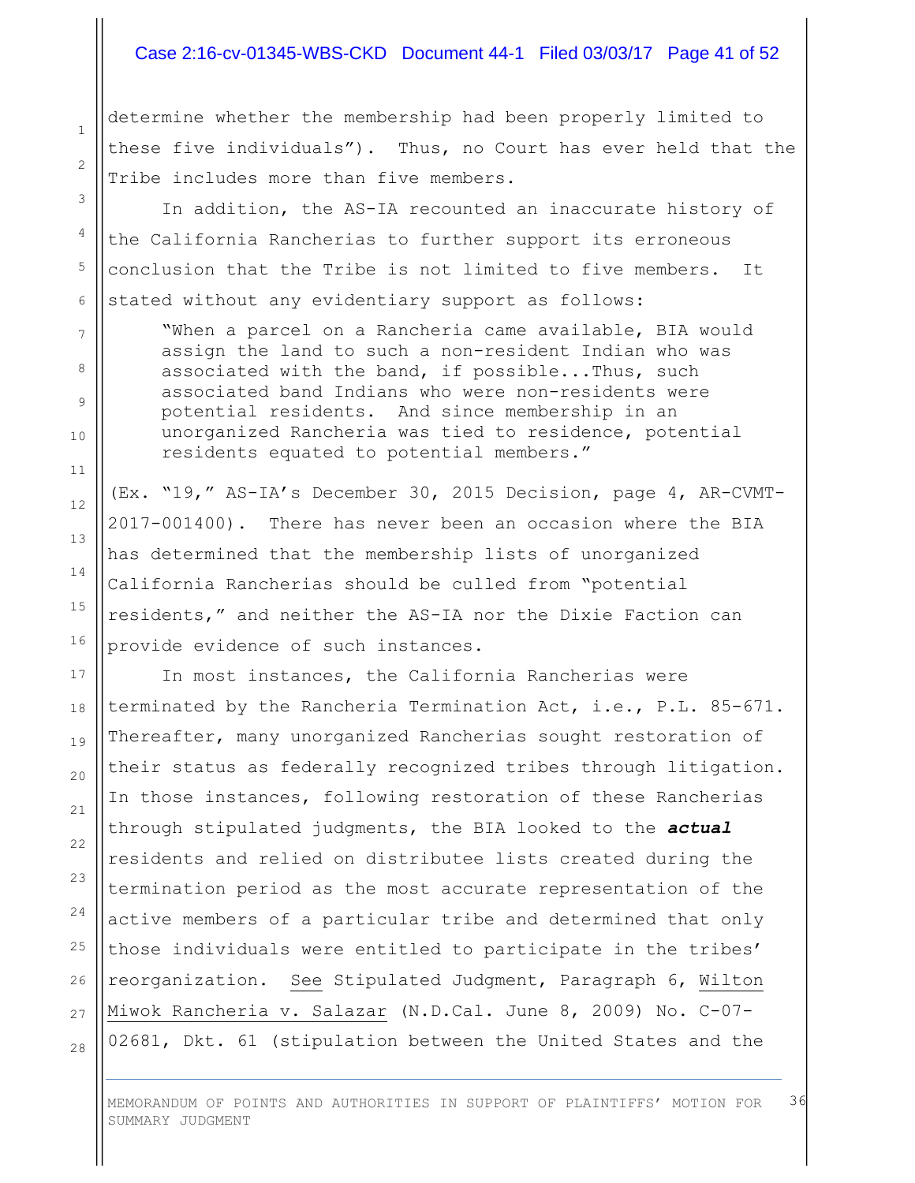determine whether the membership had been properly limited to these five individuals"). Thus, no Court has ever held that the Tribe includes more than five members.

In addition, the AS-IA recounted an inaccurate history of the California Rancherias to further support its erroneous conclusion that the Tribe is not limited to five members. It stated without any evidentiary support as follows:

> "When a parcel on a Rancheria came available, BIA would assign the land to such a non-resident Indian who was associated with the band, if possible...Thus, such associated band Indians who were non-residents were potential residents. And since membership in an unorganized Rancheria was tied to residence, potential residents equated to potential members."

(Ex. "19," AS-IA's December 30, 2015 Decision, page 4, AR-CVMT-2017-001400). There has never been an occasion where the BIA has determined that the membership lists of unorganized California Rancherias should be culled from "potential residents," and neither the AS-IA nor the Dixie Faction can provide evidence of such instances.

In most instances, the California Rancherias were terminated by the Rancheria Termination Act, i.e., P.L. 85-671. Thereafter, many unorganized Rancherias sought restoration of their status as federally recognized tribes through litigation. In those instances, following restoration of these Rancherias through stipulated judgments, the BIA looked to the ***actual*** residents and relied on distributee lists created during the termination period as the most accurate representation of the active members of a particular tribe and determined that only those individuals were entitled to participate in the tribes' reorganization. See Stipulated Judgment, Paragraph 6, Wilton Miwok Rancheria v. Salazar (N.D.Cal. June 8, 2009) No. C-07-02681, Dkt. 61 (stipulation between the United States and the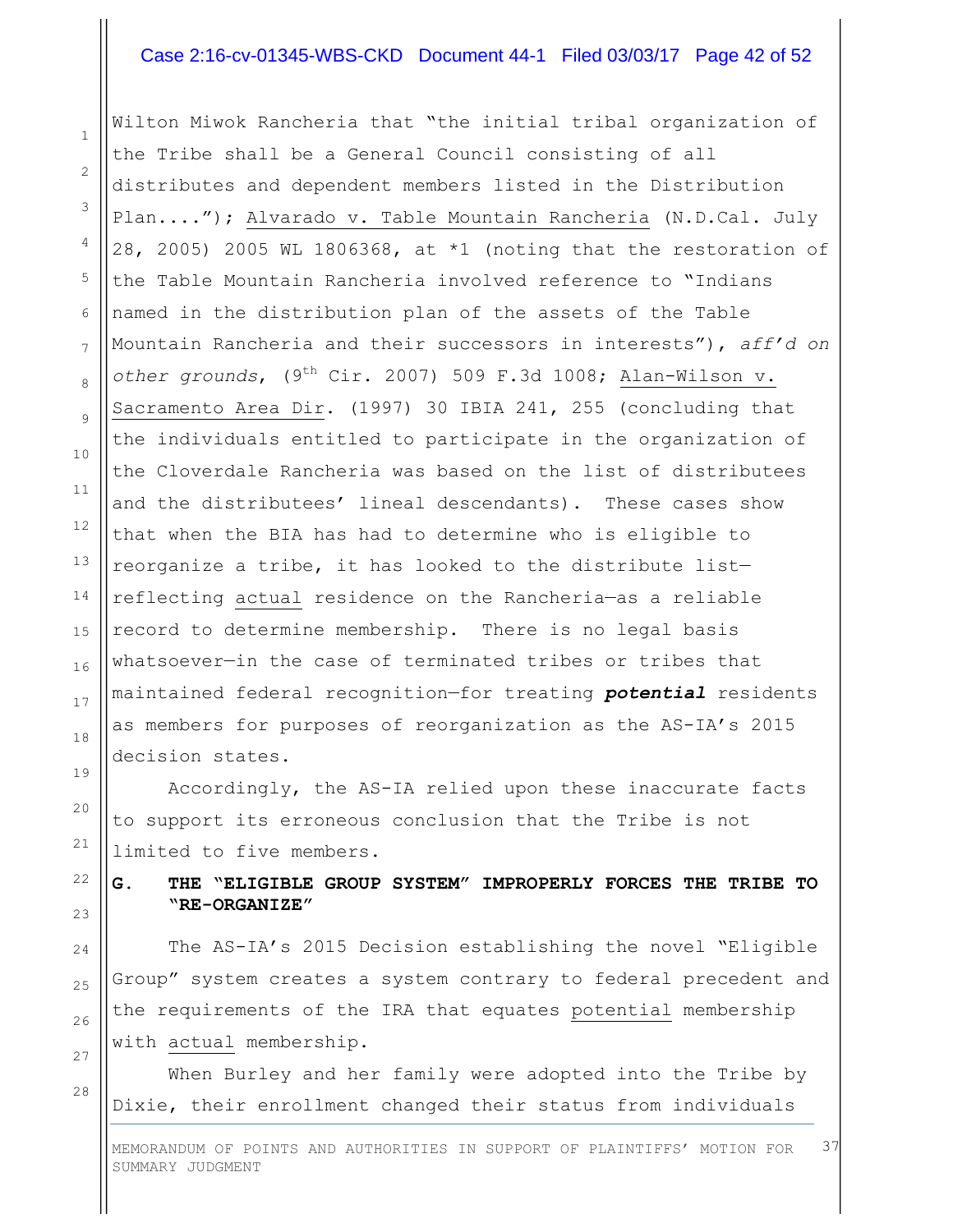Wilton Miwok Rancheria that "the initial tribal organization of the Tribe shall be a General Council consisting of all distributes and dependent members listed in the Distribution Plan...."); Alvarado v. Table Mountain Rancheria (N.D.Cal. July 28, 2005) 2005 WL 1806368, at *1 (noting that the restoration of the Table Mountain Rancheria involved reference to "Indians named in the distribution plan of the assets of the Table Mountain Rancheria and their successors in interests"), *aff'd on other grounds*, (9th Cir. 2007) 509 F.3d 1008; Alan-Wilson v. Sacramento Area Dir. (1997) 30 IBIA 241, 255 (concluding that the individuals entitled to participate in the organization of the Cloverdale Rancheria was based on the list of distributees and the distributees' lineal descendants). These cases show that when the BIA has had to determine who is eligible to reorganize a tribe, it has looked to the distribute list—reflecting actual residence on the Rancheria—as a reliable record to determine membership. There is no legal basis whatsoever—in the case of terminated tribes or tribes that maintained federal recognition—for treating ***potential*** residents as members for purposes of reorganization as the AS-IA's 2015 decision states.

Accordingly, the AS-IA relied upon these inaccurate facts to support its erroneous conclusion that the Tribe is not limited to five members.

## G. THE "ELIGIBLE GROUP SYSTEM" IMPROPERLY FORCES THE TRIBE TO "RE-ORGANIZE"

The AS-IA's 2015 Decision establishing the novel "Eligible Group" system creates a system contrary to federal precedent and the requirements of the IRA that equates potential membership with actual membership.

When Burley and her family were adopted into the Tribe by Dixie, their enrollment changed their status from individuals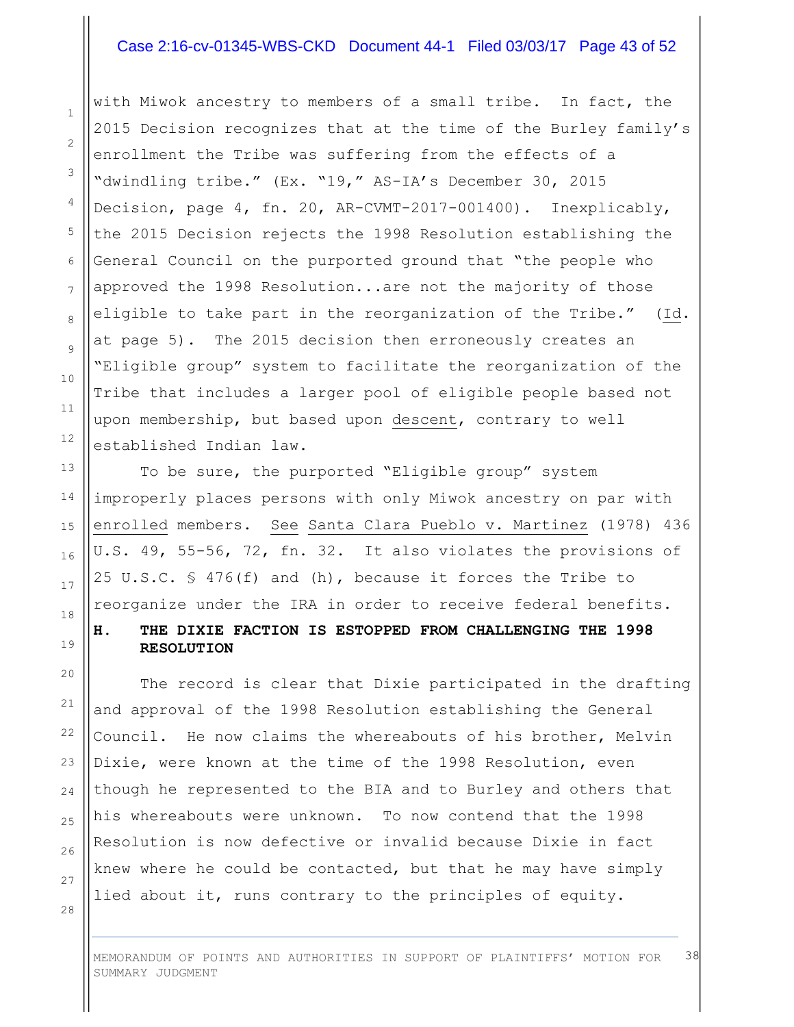with Miwok ancestry to members of a small tribe. In fact, the 2015 Decision recognizes that at the time of the Burley family's enrollment the Tribe was suffering from the effects of a "dwindling tribe." (Ex. "19," AS-IA's December 30, 2015 Decision, page 4, fn. 20, AR-CVMT-2017-001400). Inexplicably, the 2015 Decision rejects the 1998 Resolution establishing the General Council on the purported ground that "the people who approved the 1998 Resolution...are not the majority of those eligible to take part in the reorganization of the Tribe." (Id. at page 5). The 2015 decision then erroneously creates an "Eligible group" system to facilitate the reorganization of the Tribe that includes a larger pool of eligible people based not upon membership, but based upon descent, contrary to well established Indian law.

To be sure, the purported "Eligible group" system improperly places persons with only Miwok ancestry on par with enrolled members. See Santa Clara Pueblo v. Martinez (1978) 436 U.S. 49, 55-56, 72, fn. 32. It also violates the provisions of 25 U.S.C. § 476(f) and (h), because it forces the Tribe to reorganize under the IRA in order to receive federal benefits.

### H. THE DIXIE FACTION IS ESTOPPED FROM CHALLENGING THE 1998 RESOLUTION

The record is clear that Dixie participated in the drafting and approval of the 1998 Resolution establishing the General Council. He now claims the whereabouts of his brother, Melvin Dixie, were known at the time of the 1998 Resolution, even though he represented to the BIA and to Burley and others that his whereabouts were unknown. To now contend that the 1998 Resolution is now defective or invalid because Dixie in fact knew where he could be contacted, but that he may have simply lied about it, runs contrary to the principles of equity.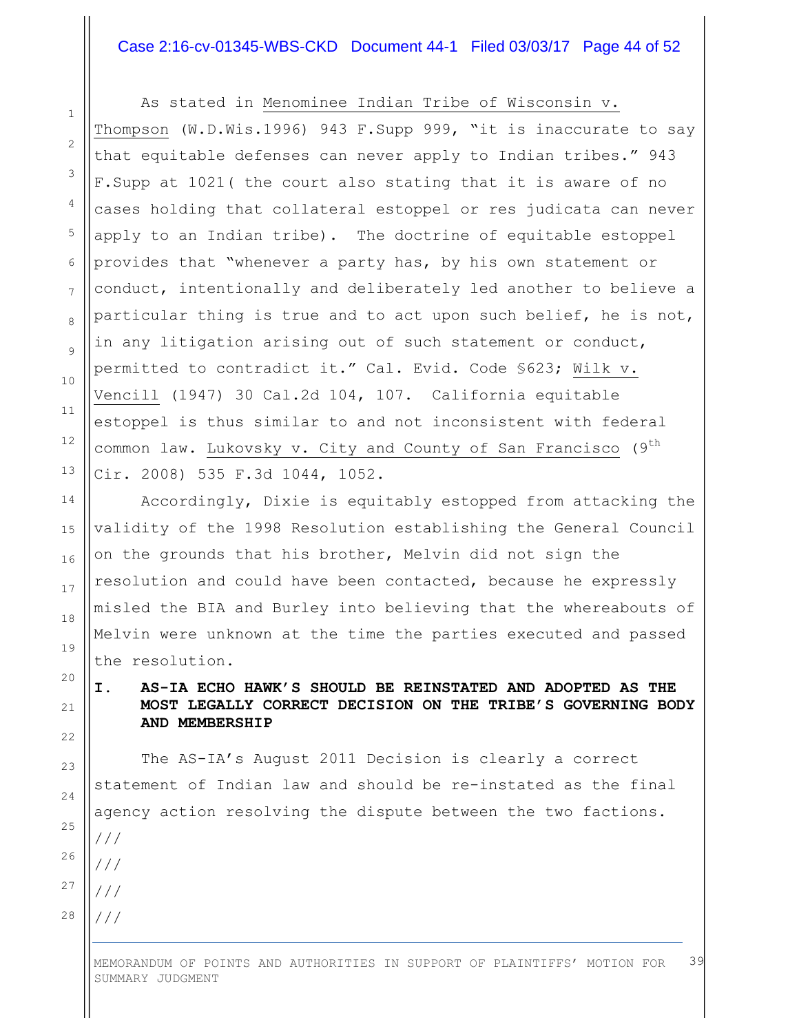As stated in Menominee Indian Tribe of Wisconsin v. Thompson (W.D.Wis.1996) 943 F.Supp 999, "it is inaccurate to say that equitable defenses can never apply to Indian tribes." 943 F.Supp at 1021( the court also stating that it is aware of no cases holding that collateral estoppel or res judicata can never apply to an Indian tribe). The doctrine of equitable estoppel provides that "whenever a party has, by his own statement or conduct, intentionally and deliberately led another to believe a particular thing is true and to act upon such belief, he is not, in any litigation arising out of such statement or conduct, permitted to contradict it." Cal. Evid. Code §623; Wilk v. Vencill (1947) 30 Cal.2d 104, 107. California equitable estoppel is thus similar to and not inconsistent with federal common law. Lukovsky v. City and County of San Francisco (9th Cir. 2008) 535 F.3d 1044, 1052.

Accordingly, Dixie is equitably estopped from attacking the validity of the 1998 Resolution establishing the General Council on the grounds that his brother, Melvin did not sign the resolution and could have been contacted, because he expressly misled the BIA and Burley into believing that the whereabouts of Melvin were unknown at the time the parties executed and passed the resolution.

## I. AS-IA ECHO HAWK'S SHOULD BE REINSTATED AND ADOPTED AS THE MOST LEGALLY CORRECT DECISION ON THE TRIBE'S GOVERNING BODY AND MEMBERSHIP

The AS-IA's August 2011 Decision is clearly a correct statement of Indian law and should be re-instated as the final agency action resolving the dispute between the two factions.

///

///

///

///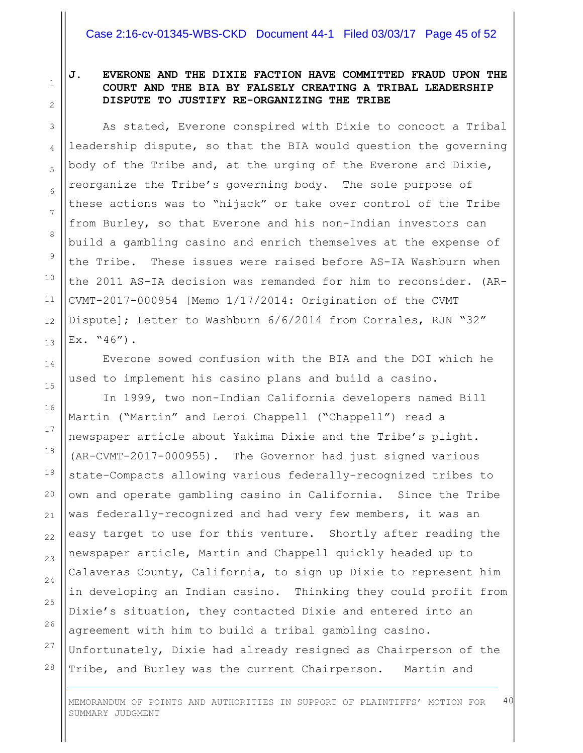### J. EVERONE AND THE DIXIE FACTION HAVE COMMITTED FRAUD UPON THE COURT AND THE BIA BY FALSELY CREATING A TRIBAL LEADERSHIP DISPUTE TO JUSTIFY RE-ORGANIZING THE TRIBE

As stated, Everone conspired with Dixie to concoct a Tribal leadership dispute, so that the BIA would question the governing body of the Tribe and, at the urging of the Everone and Dixie, reorganize the Tribe's governing body. The sole purpose of these actions was to "hijack" or take over control of the Tribe from Burley, so that Everone and his non-Indian investors can build a gambling casino and enrich themselves at the expense of the Tribe. These issues were raised before AS-IA Washburn when the 2011 AS-IA decision was remanded for him to reconsider. (AR-CVMT-2017-000954 [Memo 1/17/2014: Origination of the CVMT Dispute]; Letter to Washburn 6/6/2014 from Corrales, RJN "32" Ex. "46").

Everone sowed confusion with the BIA and the DOI which he used to implement his casino plans and build a casino.

In 1999, two non-Indian California developers named Bill Martin ("Martin" and Leroi Chappell ("Chappell") read a newspaper article about Yakima Dixie and the Tribe's plight. (AR-CVMT-2017-000955). The Governor had just signed various state-Compacts allowing various federally-recognized tribes to own and operate gambling casino in California. Since the Tribe was federally-recognized and had very few members, it was an easy target to use for this venture. Shortly after reading the newspaper article, Martin and Chappell quickly headed up to Calaveras County, California, to sign up Dixie to represent him in developing an Indian casino. Thinking they could profit from Dixie's situation, they contacted Dixie and entered into an agreement with him to build a tribal gambling casino. Unfortunately, Dixie had already resigned as Chairperson of the Tribe, and Burley was the current Chairperson. Martin and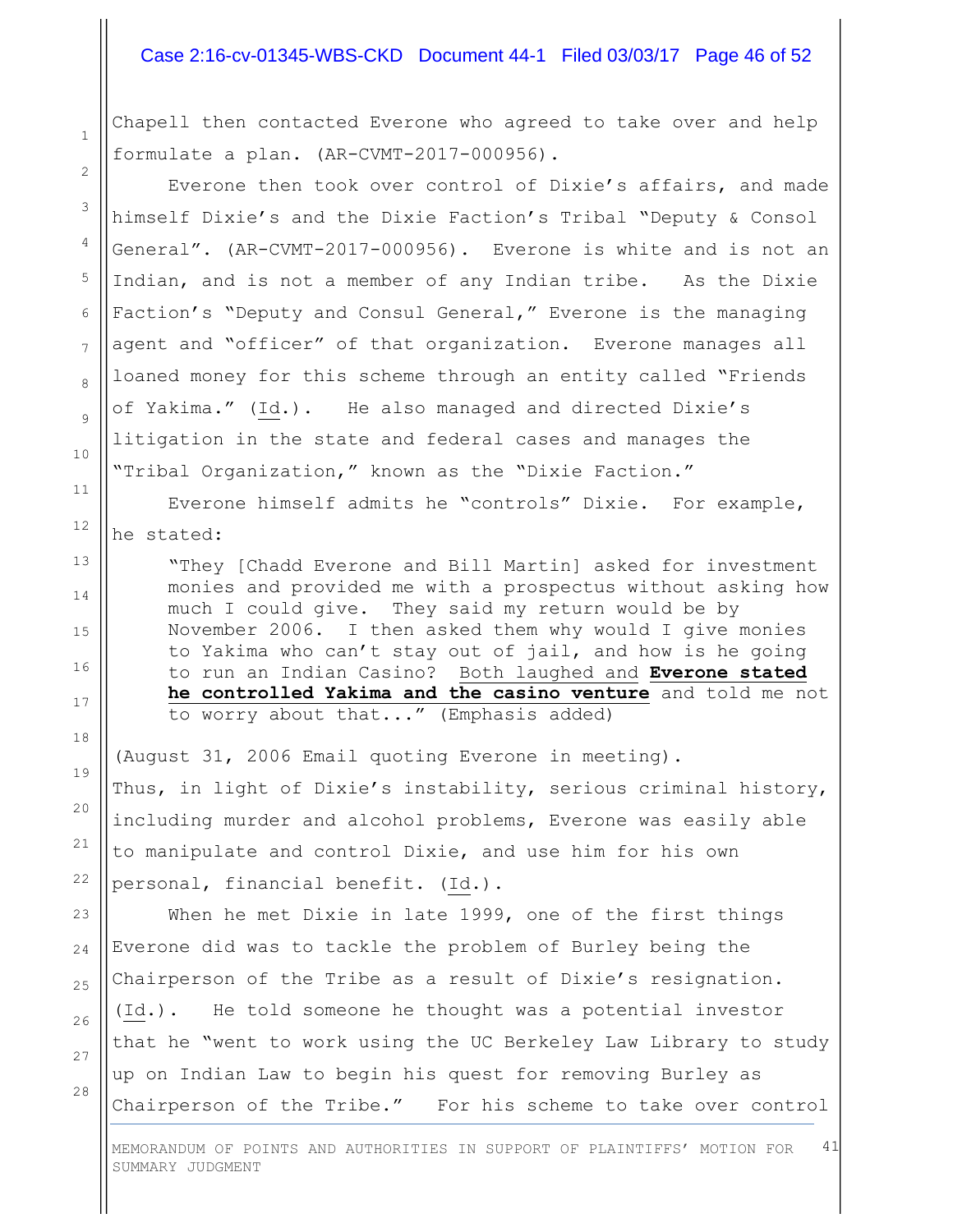Chapell then contacted Everone who agreed to take over and help formulate a plan. (AR-CVMT-2017-000956).

Everone then took over control of Dixie's affairs, and made himself Dixie's and the Dixie Faction's Tribal "Deputy & Consol General". (AR-CVMT-2017-000956). Everone is white and is not an Indian, and is not a member of any Indian tribe. As the Dixie Faction's "Deputy and Consul General," Everone is the managing agent and "officer" of that organization. Everone manages all loaned money for this scheme through an entity called "Friends of Yakima." (Id.). He also managed and directed Dixie's litigation in the state and federal cases and manages the "Tribal Organization," known as the "Dixie Faction."

Everone himself admits he "controls" Dixie. For example, he stated:

> "They [Chadd Everone and Bill Martin] asked for investment monies and provided me with a prospectus without asking how much I could give. They said my return would be by November 2006. I then asked them why would I give monies to Yakima who can't stay out of jail, and how is he going to run an Indian Casino? Both laughed and **Everone stated he controlled Yakima and the casino venture** and told me not to worry about that..." (Emphasis added)

(August 31, 2006 Email quoting Everone in meeting). Thus, in light of Dixie's instability, serious criminal history, including murder and alcohol problems, Everone was easily able to manipulate and control Dixie, and use him for his own personal, financial benefit. (Id.).

When he met Dixie in late 1999, one of the first things Everone did was to tackle the problem of Burley being the Chairperson of the Tribe as a result of Dixie's resignation. (Id.). He told someone he thought was a potential investor that he "went to work using the UC Berkeley Law Library to study up on Indian Law to begin his quest for removing Burley as Chairperson of the Tribe." For his scheme to take over control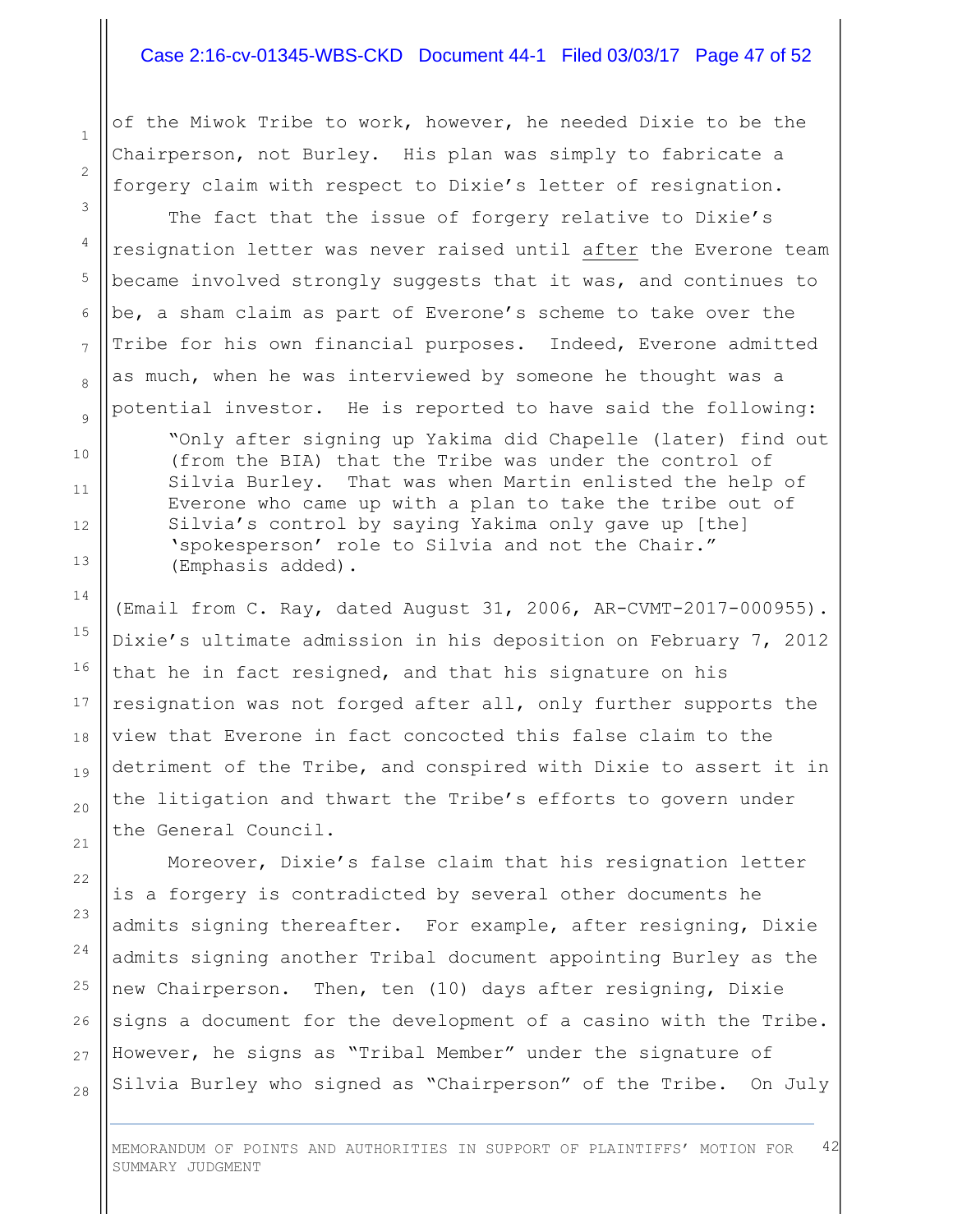of the Miwok Tribe to work, however, he needed Dixie to be the Chairperson, not Burley. His plan was simply to fabricate a forgery claim with respect to Dixie's letter of resignation.

The fact that the issue of forgery relative to Dixie's resignation letter was never raised until <u>after</u> the Everone team became involved strongly suggests that it was, and continues to be, a sham claim as part of Everone's scheme to take over the Tribe for his own financial purposes. Indeed, Everone admitted as much, when he was interviewed by someone he thought was a potential investor. He is reported to have said the following:

> "Only after signing up Yakima did Chapelle (later) find out (from the BIA) that the Tribe was under the control of Silvia Burley. That was when Martin enlisted the help of Everone who came up with a plan to take the tribe out of Silvia's control by saying Yakima only gave up [the] 'spokesperson' role to Silvia and not the Chair." (Emphasis added).

(Email from C. Ray, dated August 31, 2006, AR-CVMT-2017-000955). Dixie's ultimate admission in his deposition on February 7, 2012 that he in fact resigned, and that his signature on his resignation was not forged after all, only further supports the view that Everone in fact concocted this false claim to the detriment of the Tribe, and conspired with Dixie to assert it in the litigation and thwart the Tribe's efforts to govern under the General Council.

Moreover, Dixie's false claim that his resignation letter is a forgery is contradicted by several other documents he admits signing thereafter. For example, after resigning, Dixie admits signing another Tribal document appointing Burley as the new Chairperson. Then, ten (10) days after resigning, Dixie signs a document for the development of a casino with the Tribe. However, he signs as "Tribal Member" under the signature of Silvia Burley who signed as "Chairperson" of the Tribe. On July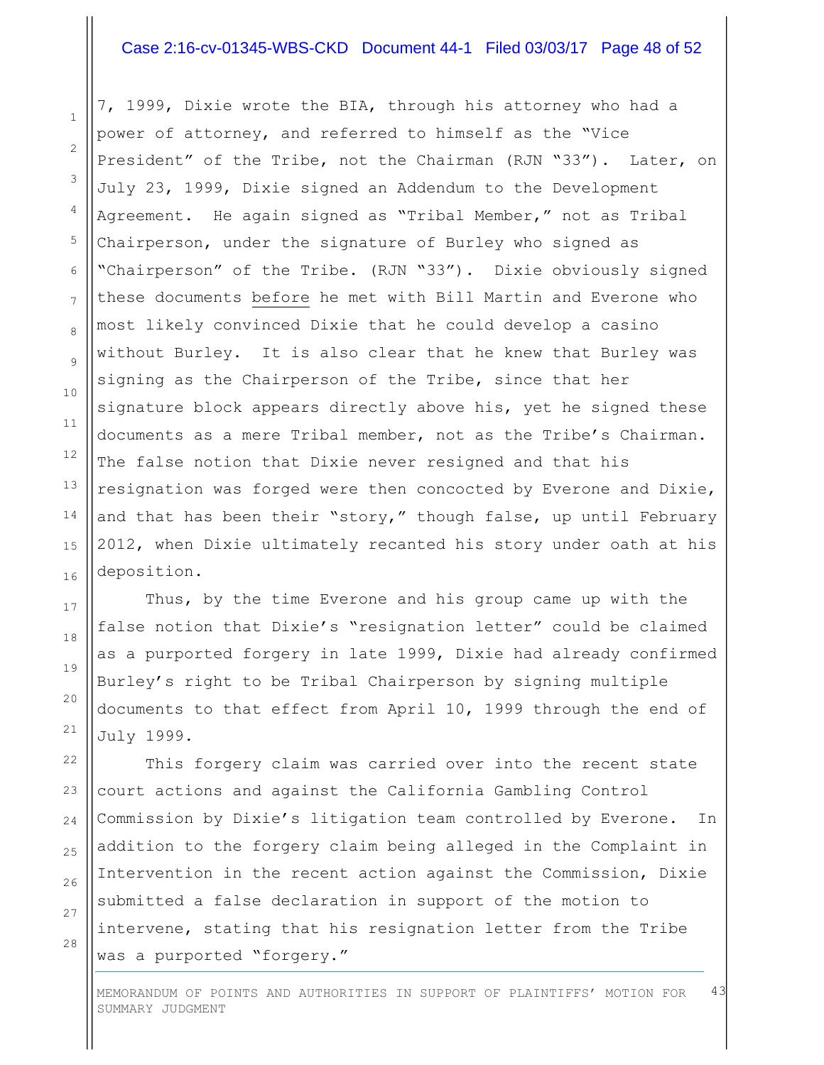7, 1999, Dixie wrote the BIA, through his attorney who had a power of attorney, and referred to himself as the "Vice President" of the Tribe, not the Chairman (RJN "33"). Later, on July 23, 1999, Dixie signed an Addendum to the Development Agreement. He again signed as "Tribal Member," not as Tribal Chairperson, under the signature of Burley who signed as "Chairperson" of the Tribe. (RJN "33"). Dixie obviously signed these documents <u>before</u> he met with Bill Martin and Everone who most likely convinced Dixie that he could develop a casino without Burley. It is also clear that he knew that Burley was signing as the Chairperson of the Tribe, since that her signature block appears directly above his, yet he signed these documents as a mere Tribal member, not as the Tribe's Chairman. The false notion that Dixie never resigned and that his resignation was forged were then concocted by Everone and Dixie, and that has been their "story," though false, up until February 2012, when Dixie ultimately recanted his story under oath at his deposition.

Thus, by the time Everone and his group came up with the false notion that Dixie's "resignation letter" could be claimed as a purported forgery in late 1999, Dixie had already confirmed Burley's right to be Tribal Chairperson by signing multiple documents to that effect from April 10, 1999 through the end of July 1999.

This forgery claim was carried over into the recent state court actions and against the California Gambling Control Commission by Dixie's litigation team controlled by Everone. In addition to the forgery claim being alleged in the Complaint in Intervention in the recent action against the Commission, Dixie submitted a false declaration in support of the motion to intervene, stating that his resignation letter from the Tribe was a purported "forgery."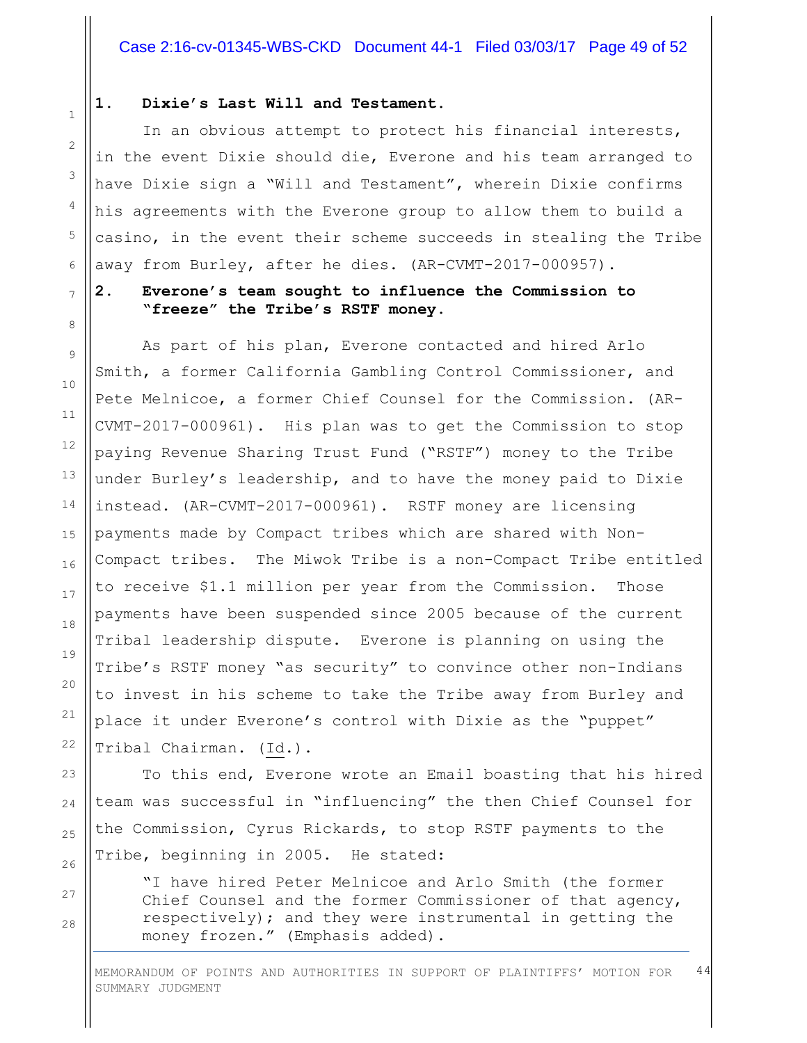**1. Dixie's Last Will and Testament.**

In an obvious attempt to protect his financial interests, in the event Dixie should die, Everone and his team arranged to have Dixie sign a "Will and Testament", wherein Dixie confirms his agreements with the Everone group to allow them to build a casino, in the event their scheme succeeds in stealing the Tribe away from Burley, after he dies. (AR-CVMT-2017-000957).

**2. Everone's team sought to influence the Commission to "freeze" the Tribe's RSTF money.**

As part of his plan, Everone contacted and hired Arlo Smith, a former California Gambling Control Commissioner, and Pete Melnicoe, a former Chief Counsel for the Commission. (AR-CVMT-2017-000961). His plan was to get the Commission to stop paying Revenue Sharing Trust Fund ("RSTF") money to the Tribe under Burley's leadership, and to have the money paid to Dixie instead. (AR-CVMT-2017-000961). RSTF money are licensing payments made by Compact tribes which are shared with Non-Compact tribes. The Miwok Tribe is a non-Compact Tribe entitled to receive $1.1 million per year from the Commission. Those payments have been suspended since 2005 because of the current Tribal leadership dispute. Everone is planning on using the Tribe's RSTF money "as security" to convince other non-Indians to invest in his scheme to take the Tribe away from Burley and place it under Everone's control with Dixie as the "puppet" Tribal Chairman. (Id.).

To this end, Everone wrote an Email boasting that his hired team was successful in "influencing" the then Chief Counsel for the Commission, Cyrus Rickards, to stop RSTF payments to the Tribe, beginning in 2005. He stated:

> "I have hired Peter Melnicoe and Arlo Smith (the former Chief Counsel and the former Commissioner of that agency, respectively); and they were instrumental in getting the money frozen." (Emphasis added).

MEMORANDUM OF POINTS AND AUTHORITIES IN SUPPORT OF PLAINTIFFS' MOTION FOR SUMMARY JUDGMENT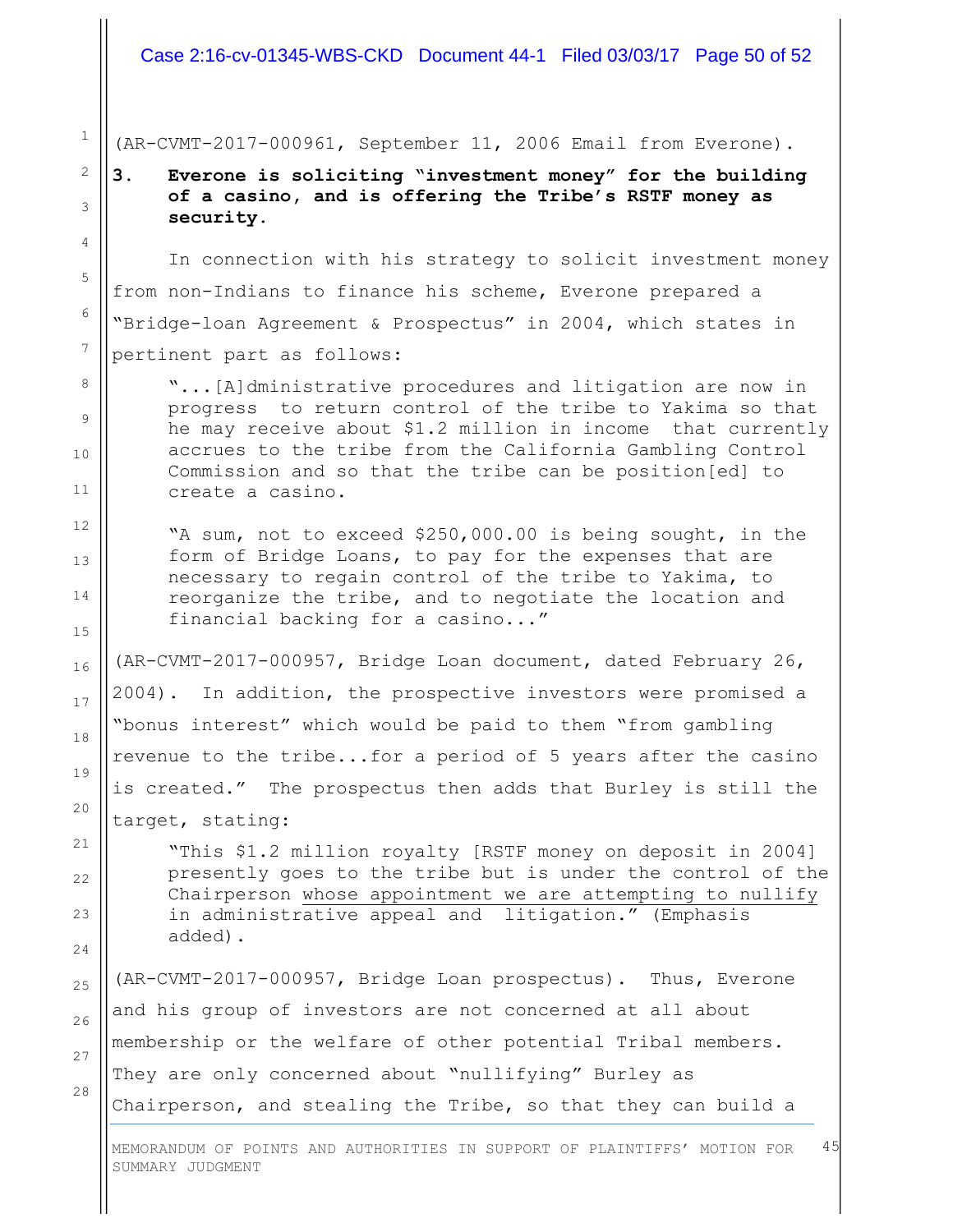(AR-CVMT-2017-000961, September 11, 2006 Email from Everone).

**3. Everone is soliciting "investment money" for the building of a casino, and is offering the Tribe's RSTF money as security.**

In connection with his strategy to solicit investment money from non-Indians to finance his scheme, Everone prepared a "Bridge-loan Agreement & Prospectus" in 2004, which states in pertinent part as follows:

> "...[A]dministrative procedures and litigation are now in progress to return control of the tribe to Yakima so that he may receive about $1.2 million in income that currently accrues to the tribe from the California Gambling Control Commission and so that the tribe can be position[ed] to create a casino.
>
> "A sum, not to exceed $250,000.00 is being sought, in the form of Bridge Loans, to pay for the expenses that are necessary to regain control of the tribe to Yakima, to reorganize the tribe, and to negotiate the location and financial backing for a casino..."

(AR-CVMT-2017-000957, Bridge Loan document, dated February 26, 2004). In addition, the prospective investors were promised a "bonus interest" which would be paid to them "from gambling revenue to the tribe...for a period of 5 years after the casino is created." The prospectus then adds that Burley is still the target, stating:

> "This $1.2 million royalty [RSTF money on deposit in 2004] presently goes to the tribe but is under the control of the Chairperson <u>whose appointment we are attempting to nullify</u> in administrative appeal and litigation." (Emphasis added).

(AR-CVMT-2017-000957, Bridge Loan prospectus). Thus, Everone and his group of investors are not concerned at all about membership or the welfare of other potential Tribal members. They are only concerned about "nullifying" Burley as Chairperson, and stealing the Tribe, so that they can build a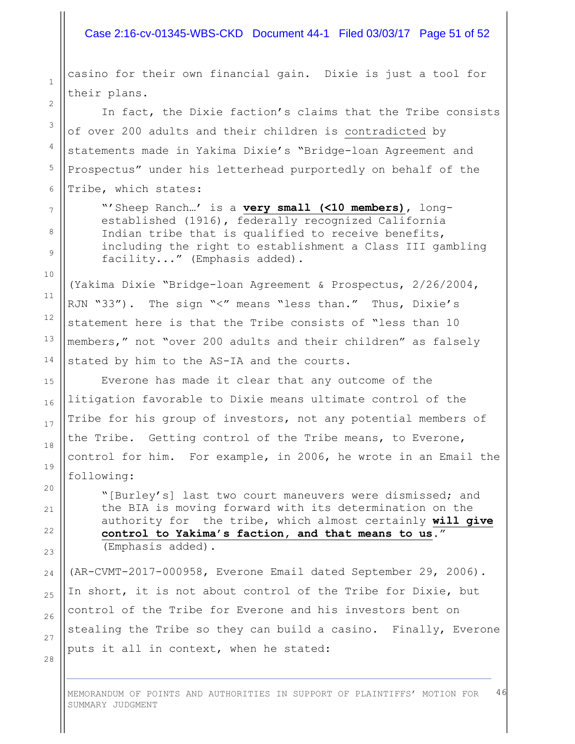casino for their own financial gain. Dixie is just a tool for their plans.

In fact, the Dixie faction's claims that the Tribe consists of over 200 adults and their children is contradicted by statements made in Yakima Dixie's "Bridge-loan Agreement and Prospectus" under his letterhead purportedly on behalf of the Tribe, which states:

> "'Sheep Ranch…' is a **very small (<10 members)**, long-established (1916), federally recognized California Indian tribe that is qualified to receive benefits, including the right to establishment a Class III gambling facility..." (Emphasis added).

(Yakima Dixie "Bridge-loan Agreement & Prospectus, 2/26/2004, RJN "33"). The sign "<" means "less than." Thus, Dixie's statement here is that the Tribe consists of "less than 10 members," not "over 200 adults and their children" as falsely stated by him to the AS-IA and the courts.

Everone has made it clear that any outcome of the litigation favorable to Dixie means ultimate control of the Tribe for his group of investors, not any potential members of the Tribe. Getting control of the Tribe means, to Everone, control for him. For example, in 2006, he wrote in an Email the following:

> "[Burley's] last two court maneuvers were dismissed; and the BIA is moving forward with its determination on the authority for the tribe, which almost certainly **will give control to Yakima's faction, and that means to us**." (Emphasis added).

(AR-CVMT-2017-000958, Everone Email dated September 29, 2006). In short, it is not about control of the Tribe for Dixie, but control of the Tribe for Everone and his investors bent on stealing the Tribe so they can build a casino. Finally, Everone puts it all in context, when he stated: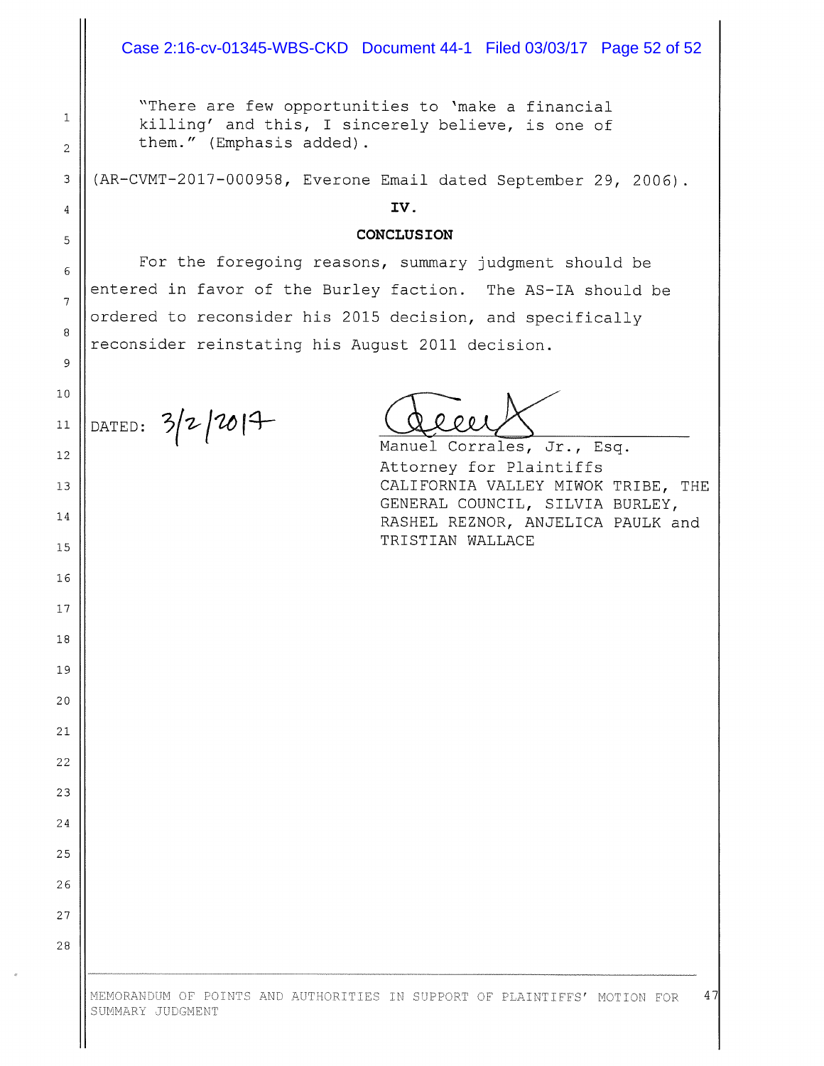"There are few opportunities to 'make a financial killing' and this, I sincerely believe, is one of them." (Emphasis added).

(AR-CVMT-2017-000958, Everone Email dated September 29, 2006).

## IV.

## CONCLUSION

For the foregoing reasons, summary judgment should be entered in favor of the Burley faction. The AS-IA should be ordered to reconsider his 2015 decision, and specifically reconsider reinstating his August 2011 decision.

DATED: 3/2/2017

Manuel Corrales, Jr., Esq.
Attorney for Plaintiffs
CALIFORNIA VALLEY MIWOK TRIBE, THE GENERAL COUNCIL, SILVIA BURLEY, RASHEL REZNOR, ANJELICA PAULK and TRISTIAN WALLACE

MEMORANDUM OF POINTS AND AUTHORITIES IN SUPPORT OF PLAINTIFFS' MOTION FOR SUMMARY JUDGMENT